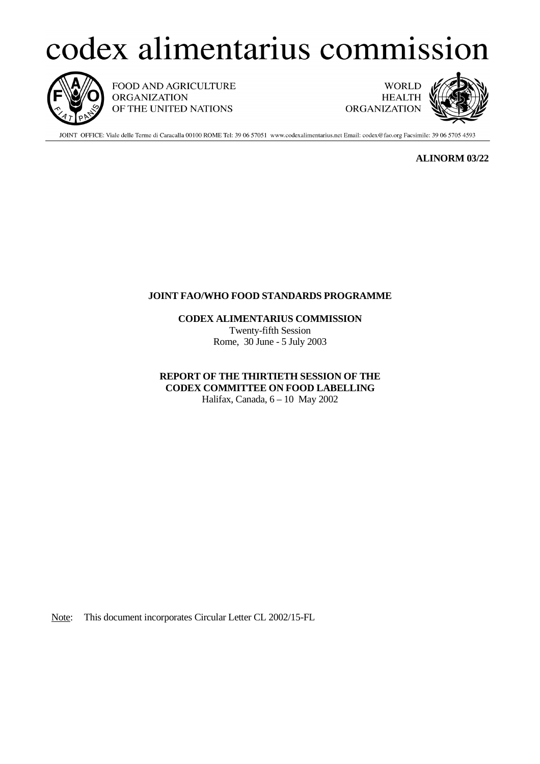# codex alimentarius commission

FOOD AND AGRICULTURE ORGANIZATION OF THE UNITED NATIONS

WORLD HEALTH ORGANIZATION

JOINT OFFICE: Viale delle Terme di Caracalla 00100 ROME Tel: 39 06 57051 www.codexalimentarius.net Email: codex@fao.org Facsimile: 39 06 5705 4593

**ALINORM 03/22**

**JOINT FAO/WHO FOOD STANDARDS PROGRAMME**

**CODEX ALIMENTARIUS COMMISSION**
Twenty-fifth Session
Rome, 30 June - 5 July 2003

**REPORT OF THE THIRTIETH SESSION OF THE CODEX COMMITTEE ON FOOD LABELLING**
Halifax, Canada, 6 – 10 May 2002

Note: This document incorporates Circular Letter CL 2002/15-FL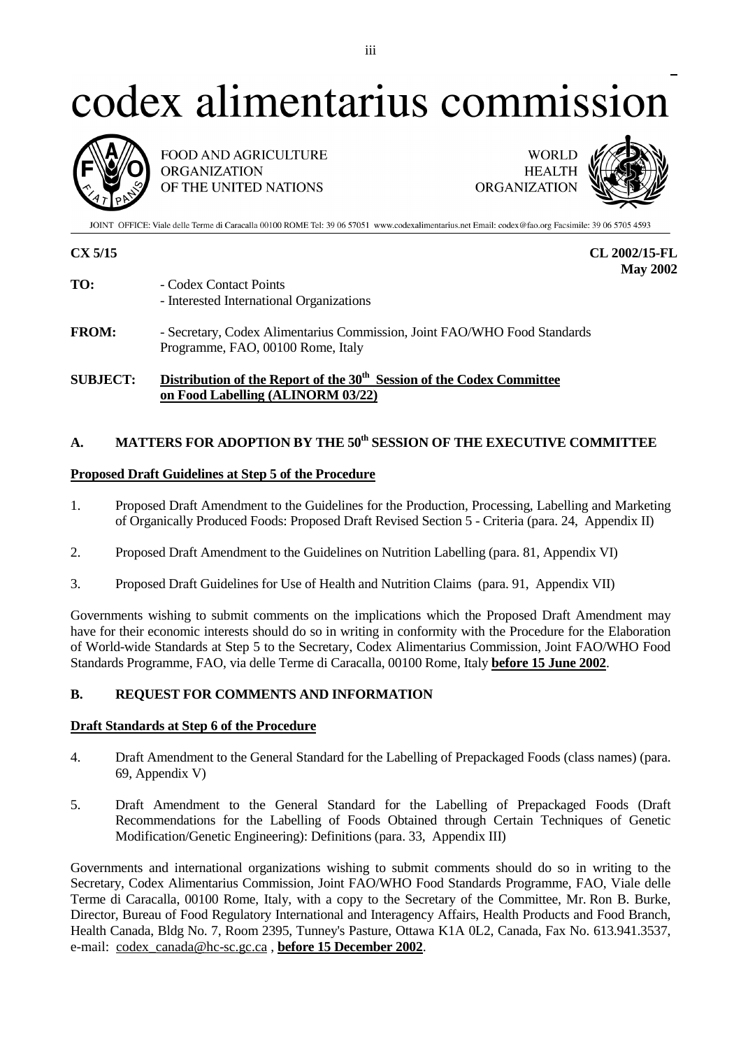# codex alimentarius commission

FOOD AND AGRICULTURE ORGANIZATION OF THE UNITED NATIONS

WORLD HEALTH ORGANIZATION

JOINT OFFICE: Viale delle Terme di Caracalla 00100 ROME Tel: 39 06 57051 www.codexalimentarius.net Email: codex@fao.org Facsimile: 39 06 5705 4593

**CX 5/15** **CL 2002/15-FL**
**May 2002**

**TO:** - Codex Contact Points
- Interested International Organizations

**FROM:** - Secretary, Codex Alimentarius Commission, Joint FAO/WHO Food Standards Programme, FAO, 00100 Rome, Italy

**SUBJECT:** **Distribution of the Report of the 30th Session of the Codex Committee on Food Labelling (ALINORM 03/22)**

## A. MATTERS FOR ADOPTION BY THE 50th SESSION OF THE EXECUTIVE COMMITTEE

**Proposed Draft Guidelines at Step 5 of the Procedure**

1. Proposed Draft Amendment to the Guidelines for the Production, Processing, Labelling and Marketing of Organically Produced Foods: Proposed Draft Revised Section 5 - Criteria (para. 24, Appendix II)

2. Proposed Draft Amendment to the Guidelines on Nutrition Labelling (para. 81, Appendix VI)

3. Proposed Draft Guidelines for Use of Health and Nutrition Claims (para. 91, Appendix VII)

Governments wishing to submit comments on the implications which the Proposed Draft Amendment may have for their economic interests should do so in writing in conformity with the Procedure for the Elaboration of World-wide Standards at Step 5 to the Secretary, Codex Alimentarius Commission, Joint FAO/WHO Food Standards Programme, FAO, via delle Terme di Caracalla, 00100 Rome, Italy **before 15 June 2002**.

## B. REQUEST FOR COMMENTS AND INFORMATION

**Draft Standards at Step 6 of the Procedure**

4. Draft Amendment to the General Standard for the Labelling of Prepackaged Foods (class names) (para. 69, Appendix V)

5. Draft Amendment to the General Standard for the Labelling of Prepackaged Foods (Draft Recommendations for the Labelling of Foods Obtained through Certain Techniques of Genetic Modification/Genetic Engineering): Definitions (para. 33, Appendix III)

Governments and international organizations wishing to submit comments should do so in writing to the Secretary, Codex Alimentarius Commission, Joint FAO/WHO Food Standards Programme, FAO, Viale delle Terme di Caracalla, 00100 Rome, Italy, with a copy to the Secretary of the Committee, Mr. Ron B. Burke, Director, Bureau of Food Regulatory International and Interagency Affairs, Health Products and Food Branch, Health Canada, Bldg No. 7, Room 2395, Tunney's Pasture, Ottawa K1A 0L2, Canada, Fax No. 613.941.3537, e-mail: codex_canada@hc-sc.gc.ca , **before 15 December 2002**.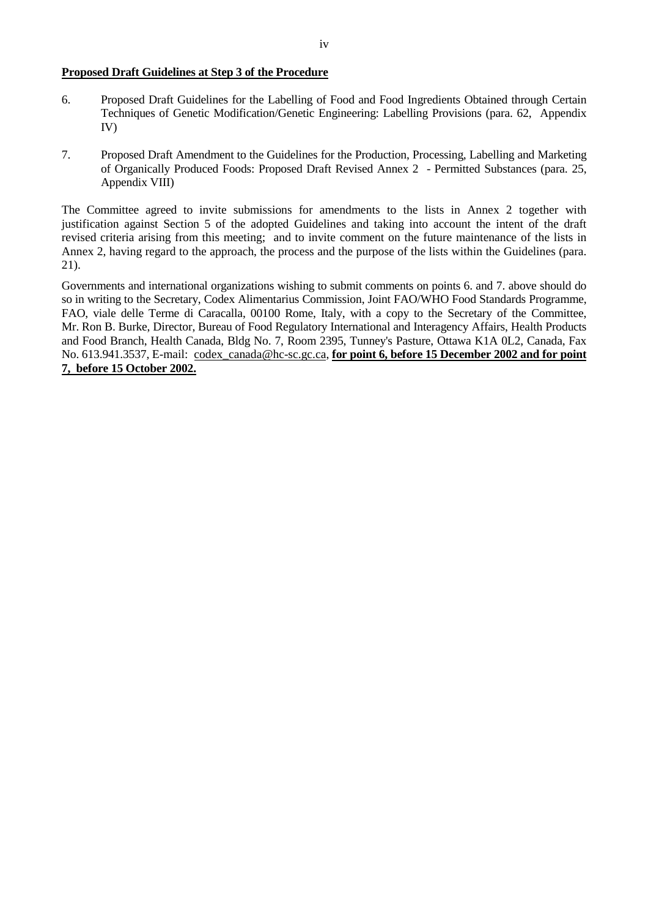**Proposed Draft Guidelines at Step 3 of the Procedure**

6. Proposed Draft Guidelines for the Labelling of Food and Food Ingredients Obtained through Certain Techniques of Genetic Modification/Genetic Engineering: Labelling Provisions (para. 62, Appendix IV)

7. Proposed Draft Amendment to the Guidelines for the Production, Processing, Labelling and Marketing of Organically Produced Foods: Proposed Draft Revised Annex 2 - Permitted Substances (para. 25, Appendix VIII)

The Committee agreed to invite submissions for amendments to the lists in Annex 2 together with justification against Section 5 of the adopted Guidelines and taking into account the intent of the draft revised criteria arising from this meeting; and to invite comment on the future maintenance of the lists in Annex 2, having regard to the approach, the process and the purpose of the lists within the Guidelines (para. 21).

Governments and international organizations wishing to submit comments on points 6. and 7. above should do so in writing to the Secretary, Codex Alimentarius Commission, Joint FAO/WHO Food Standards Programme, FAO, viale delle Terme di Caracalla, 00100 Rome, Italy, with a copy to the Secretary of the Committee, Mr. Ron B. Burke, Director, Bureau of Food Regulatory International and Interagency Affairs, Health Products and Food Branch, Health Canada, Bldg No. 7, Room 2395, Tunney's Pasture, Ottawa K1A 0L2, Canada, Fax No. 613.941.3537, E-mail: codex_canada@hc-sc.gc.ca, **for point 6, before 15 December 2002 and for point 7, before 15 October 2002.**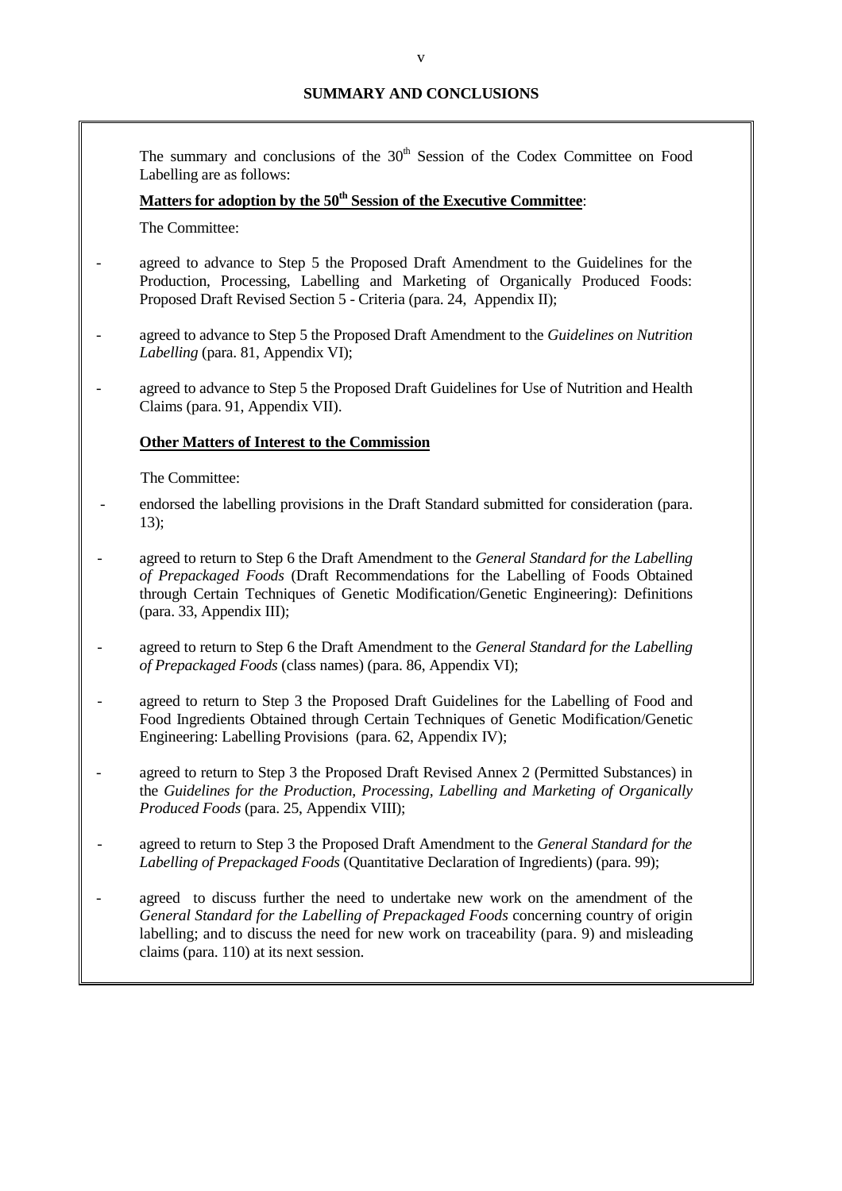## SUMMARY AND CONCLUSIONS

The summary and conclusions of the 30th Session of the Codex Committee on Food Labelling are as follows:

**Matters for adoption by the 50th Session of the Executive Committee**:

The Committee:

- agreed to advance to Step 5 the Proposed Draft Amendment to the Guidelines for the Production, Processing, Labelling and Marketing of Organically Produced Foods: Proposed Draft Revised Section 5 - Criteria (para. 24, Appendix II);
- agreed to advance to Step 5 the Proposed Draft Amendment to the *Guidelines on Nutrition Labelling* (para. 81, Appendix VI);
- agreed to advance to Step 5 the Proposed Draft Guidelines for Use of Nutrition and Health Claims (para. 91, Appendix VII).

**Other Matters of Interest to the Commission**

The Committee:

- endorsed the labelling provisions in the Draft Standard submitted for consideration (para. 13);
- agreed to return to Step 6 the Draft Amendment to the *General Standard for the Labelling of Prepackaged Foods* (Draft Recommendations for the Labelling of Foods Obtained through Certain Techniques of Genetic Modification/Genetic Engineering): Definitions (para. 33, Appendix III);
- agreed to return to Step 6 the Draft Amendment to the *General Standard for the Labelling of Prepackaged Foods* (class names) (para. 86, Appendix VI);
- agreed to return to Step 3 the Proposed Draft Guidelines for the Labelling of Food and Food Ingredients Obtained through Certain Techniques of Genetic Modification/Genetic Engineering: Labelling Provisions (para. 62, Appendix IV);
- agreed to return to Step 3 the Proposed Draft Revised Annex 2 (Permitted Substances) in the *Guidelines for the Production, Processing, Labelling and Marketing of Organically Produced Foods* (para. 25, Appendix VIII);
- agreed to return to Step 3 the Proposed Draft Amendment to the *General Standard for the Labelling of Prepackaged Foods* (Quantitative Declaration of Ingredients) (para. 99);
- agreed to discuss further the need to undertake new work on the amendment of the *General Standard for the Labelling of Prepackaged Foods* concerning country of origin labelling; and to discuss the need for new work on traceability (para. 9) and misleading claims (para. 110) at its next session.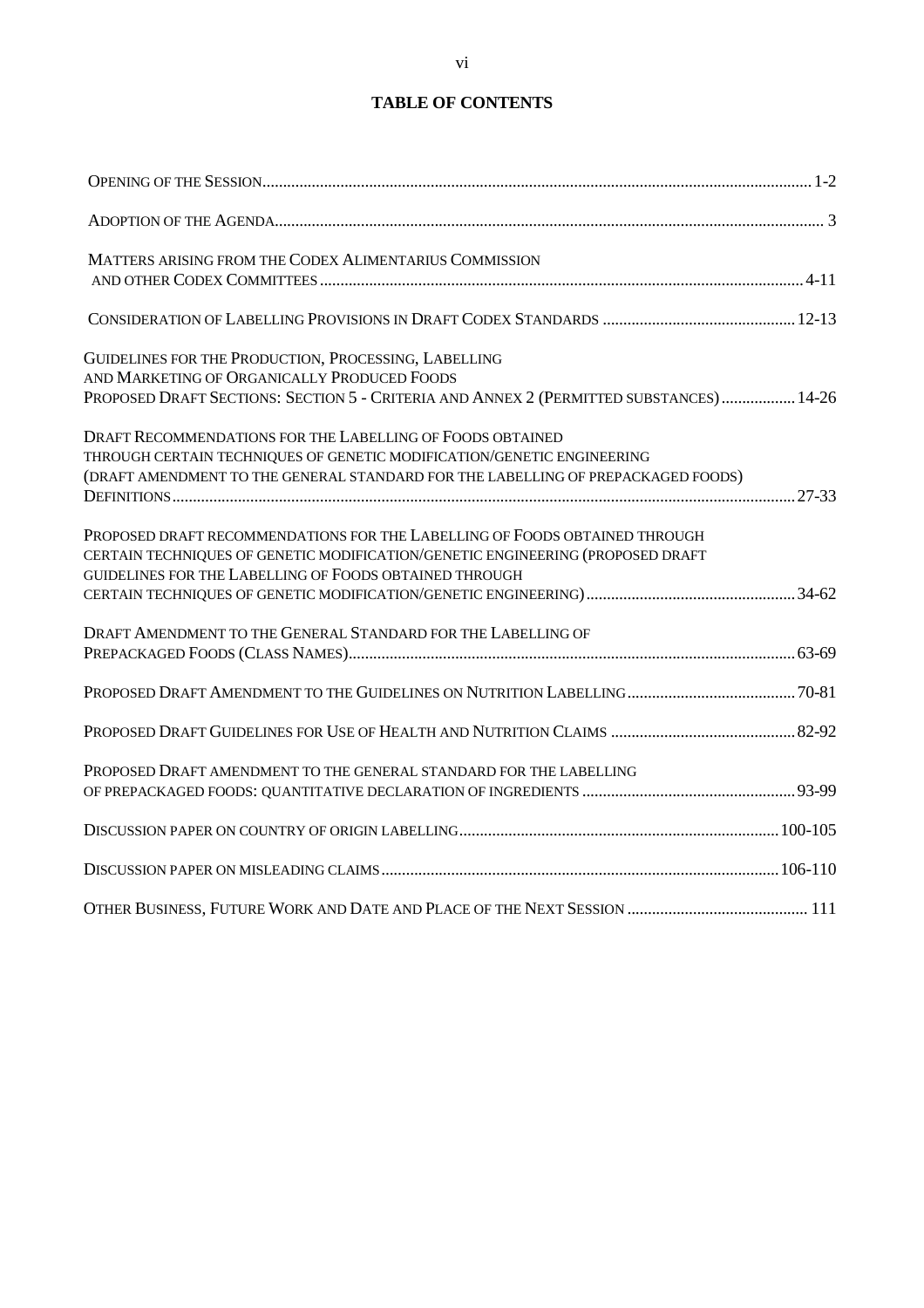## TABLE OF CONTENTS

| | |
|---|---|
| OPENING OF THE SESSION | 1-2 |
| ADOPTION OF THE AGENDA | 3 |
| MATTERS ARISING FROM THE CODEX ALIMENTARIUS COMMISSION AND OTHER CODEX COMMITTEES | 4-11 |
| CONSIDERATION OF LABELLING PROVISIONS IN DRAFT CODEX STANDARDS | 12-13 |
| GUIDELINES FOR THE PRODUCTION, PROCESSING, LABELLING AND MARKETING OF ORGANICALLY PRODUCED FOODS PROPOSED DRAFT SECTIONS: SECTION 5 - CRITERIA AND ANNEX 2 (PERMITTED SUBSTANCES) | 14-26 |
| DRAFT RECOMMENDATIONS FOR THE LABELLING OF FOODS OBTAINED THROUGH CERTAIN TECHNIQUES OF GENETIC MODIFICATION/GENETIC ENGINEERING (DRAFT AMENDMENT TO THE GENERAL STANDARD FOR THE LABELLING OF PREPACKAGED FOODS) DEFINITIONS | 27-33 |
| PROPOSED DRAFT RECOMMENDATIONS FOR THE LABELLING OF FOODS OBTAINED THROUGH CERTAIN TECHNIQUES OF GENETIC MODIFICATION/GENETIC ENGINEERING (PROPOSED DRAFT GUIDELINES FOR THE LABELLING OF FOODS OBTAINED THROUGH CERTAIN TECHNIQUES OF GENETIC MODIFICATION/GENETIC ENGINEERING) | 34-62 |
| DRAFT AMENDMENT TO THE GENERAL STANDARD FOR THE LABELLING OF PREPACKAGED FOODS (CLASS NAMES) | 63-69 |
| PROPOSED DRAFT AMENDMENT TO THE GUIDELINES ON NUTRITION LABELLING | 70-81 |
| PROPOSED DRAFT GUIDELINES FOR USE OF HEALTH AND NUTRITION CLAIMS | 82-92 |
| PROPOSED DRAFT AMENDMENT TO THE GENERAL STANDARD FOR THE LABELLING OF PREPACKAGED FOODS: QUANTITATIVE DECLARATION OF INGREDIENTS | 93-99 |
| DISCUSSION PAPER ON COUNTRY OF ORIGIN LABELLING | 100-105 |
| DISCUSSION PAPER ON MISLEADING CLAIMS | 106-110 |
| OTHER BUSINESS, FUTURE WORK AND DATE AND PLACE OF THE NEXT SESSION | 111 |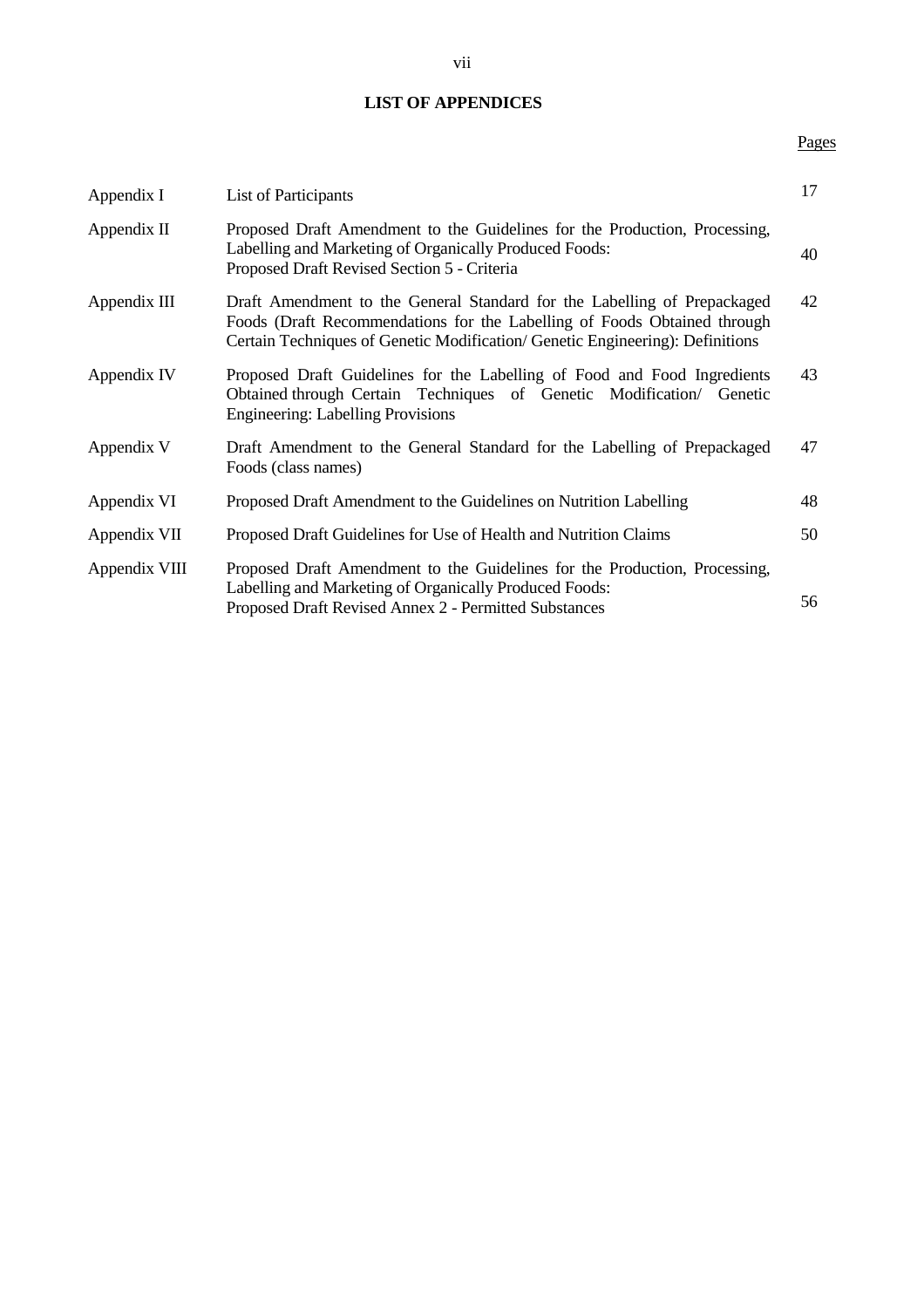## LIST OF APPENDICES

| | | Pages |
|---|---|---|
| Appendix I | List of Participants | 17 |
| Appendix II | Proposed Draft Amendment to the Guidelines for the Production, Processing, Labelling and Marketing of Organically Produced Foods: Proposed Draft Revised Section 5 - Criteria | 40 |
| Appendix III | Draft Amendment to the General Standard for the Labelling of Prepackaged Foods (Draft Recommendations for the Labelling of Foods Obtained through Certain Techniques of Genetic Modification/ Genetic Engineering): Definitions | 42 |
| Appendix IV | Proposed Draft Guidelines for the Labelling of Food and Food Ingredients Obtained through Certain Techniques of Genetic Modification/ Genetic Engineering: Labelling Provisions | 43 |
| Appendix V | Draft Amendment to the General Standard for the Labelling of Prepackaged Foods (class names) | 47 |
| Appendix VI | Proposed Draft Amendment to the Guidelines on Nutrition Labelling | 48 |
| Appendix VII | Proposed Draft Guidelines for Use of Health and Nutrition Claims | 50 |
| Appendix VIII | Proposed Draft Amendment to the Guidelines for the Production, Processing, Labelling and Marketing of Organically Produced Foods: Proposed Draft Revised Annex 2 - Permitted Substances | 56 |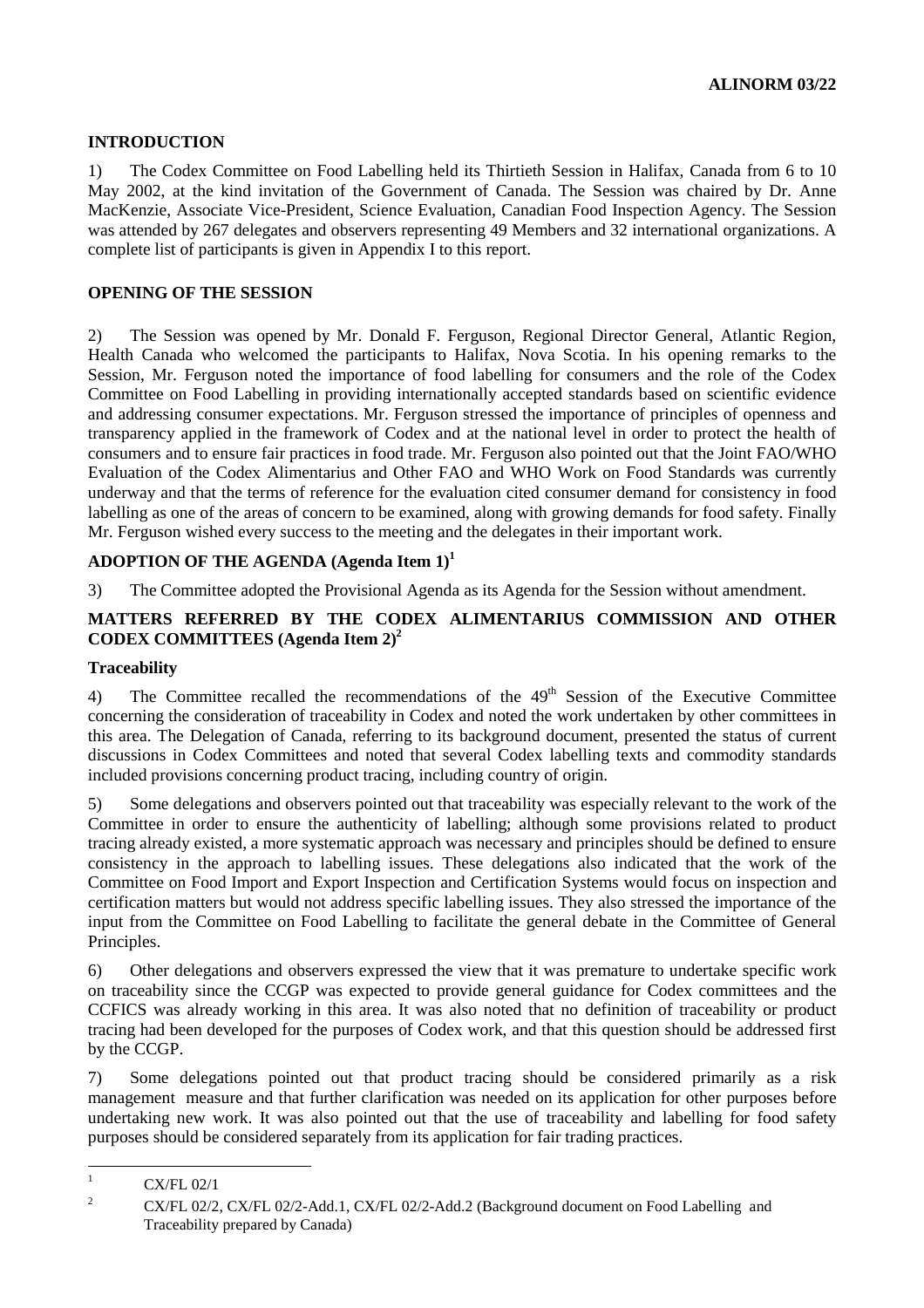**ALINORM 03/22**

## INTRODUCTION

1) The Codex Committee on Food Labelling held its Thirtieth Session in Halifax, Canada from 6 to 10 May 2002, at the kind invitation of the Government of Canada. The Session was chaired by Dr. Anne MacKenzie, Associate Vice-President, Science Evaluation, Canadian Food Inspection Agency. The Session was attended by 267 delegates and observers representing 49 Members and 32 international organizations. A complete list of participants is given in Appendix I to this report.

## OPENING OF THE SESSION

2) The Session was opened by Mr. Donald F. Ferguson, Regional Director General, Atlantic Region, Health Canada who welcomed the participants to Halifax, Nova Scotia. In his opening remarks to the Session, Mr. Ferguson noted the importance of food labelling for consumers and the role of the Codex Committee on Food Labelling in providing internationally accepted standards based on scientific evidence and addressing consumer expectations. Mr. Ferguson stressed the importance of principles of openness and transparency applied in the framework of Codex and at the national level in order to protect the health of consumers and to ensure fair practices in food trade. Mr. Ferguson also pointed out that the Joint FAO/WHO Evaluation of the Codex Alimentarius and Other FAO and WHO Work on Food Standards was currently underway and that the terms of reference for the evaluation cited consumer demand for consistency in food labelling as one of the areas of concern to be examined, along with growing demands for food safety. Finally Mr. Ferguson wished every success to the meeting and the delegates in their important work.

## ADOPTION OF THE AGENDA (Agenda Item 1)[1]

3) The Committee adopted the Provisional Agenda as its Agenda for the Session without amendment.

## MATTERS REFERRED BY THE CODEX ALIMENTARIUS COMMISSION AND OTHER CODEX COMMITTEES (Agenda Item 2)[2]

### Traceability

4) The Committee recalled the recommendations of the 49th Session of the Executive Committee concerning the consideration of traceability in Codex and noted the work undertaken by other committees in this area. The Delegation of Canada, referring to its background document, presented the status of current discussions in Codex Committees and noted that several Codex labelling texts and commodity standards included provisions concerning product tracing, including country of origin.

5) Some delegations and observers pointed out that traceability was especially relevant to the work of the Committee in order to ensure the authenticity of labelling; although some provisions related to product tracing already existed, a more systematic approach was necessary and principles should be defined to ensure consistency in the approach to labelling issues. These delegations also indicated that the work of the Committee on Food Import and Export Inspection and Certification Systems would focus on inspection and certification matters but would not address specific labelling issues. They also stressed the importance of the input from the Committee on Food Labelling to facilitate the general debate in the Committee of General Principles.

6) Other delegations and observers expressed the view that it was premature to undertake specific work on traceability since the CCGP was expected to provide general guidance for Codex committees and the CCFICS was already working in this area. It was also noted that no definition of traceability or product tracing had been developed for the purposes of Codex work, and that this question should be addressed first by the CCGP.

7) Some delegations pointed out that product tracing should be considered primarily as a risk management measure and that further clarification was needed on its application for other purposes before undertaking new work. It was also pointed out that the use of traceability and labelling for food safety purposes should be considered separately from its application for fair trading practices.

---

[1] CX/FL 02/1

[2] CX/FL 02/2, CX/FL 02/2-Add.1, CX/FL 02/2-Add.2 (Background document on Food Labelling and Traceability prepared by Canada)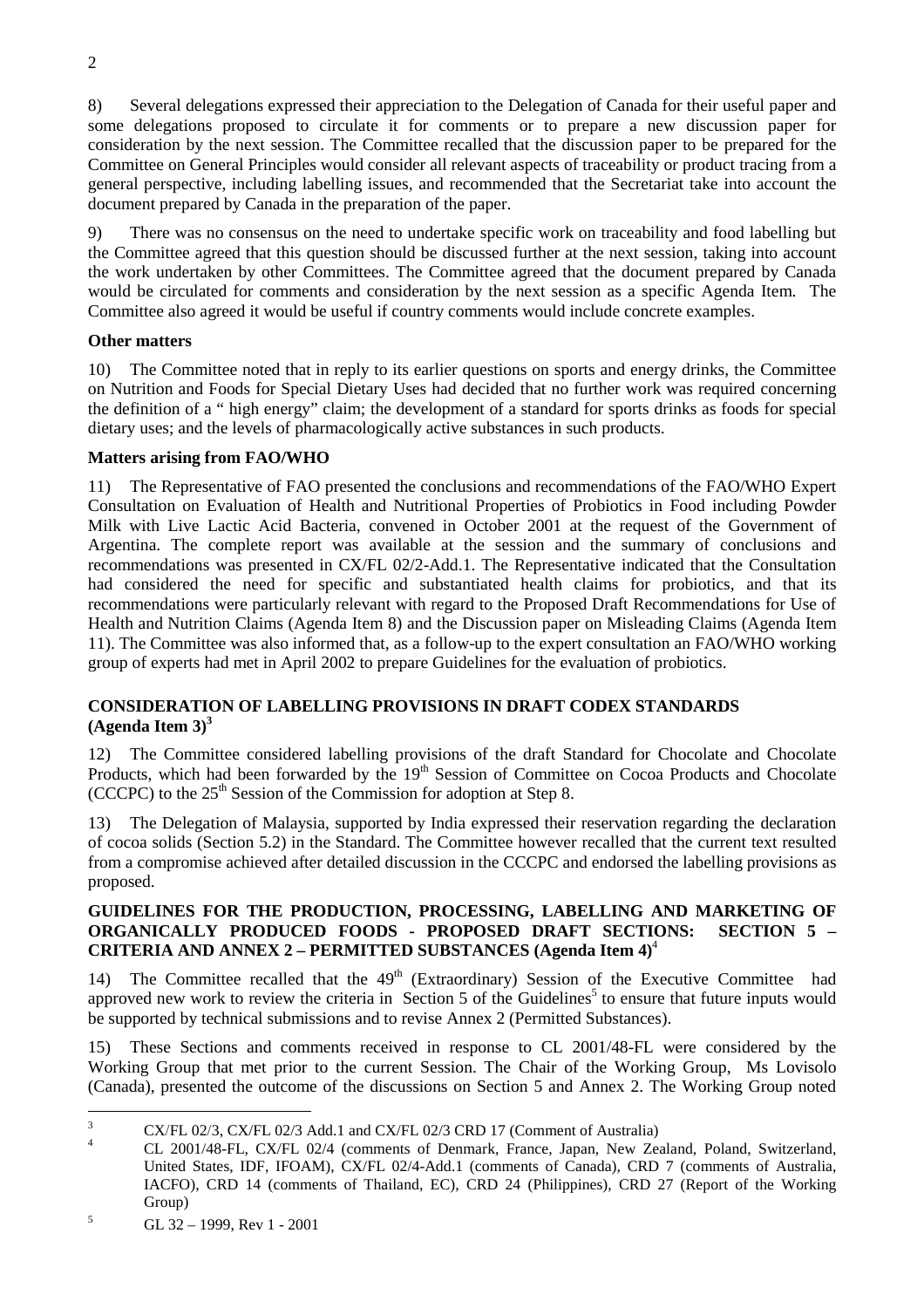8) Several delegations expressed their appreciation to the Delegation of Canada for their useful paper and some delegations proposed to circulate it for comments or to prepare a new discussion paper for consideration by the next session. The Committee recalled that the discussion paper to be prepared for the Committee on General Principles would consider all relevant aspects of traceability or product tracing from a general perspective, including labelling issues, and recommended that the Secretariat take into account the document prepared by Canada in the preparation of the paper.

9) There was no consensus on the need to undertake specific work on traceability and food labelling but the Committee agreed that this question should be discussed further at the next session, taking into account the work undertaken by other Committees. The Committee agreed that the document prepared by Canada would be circulated for comments and consideration by the next session as a specific Agenda Item. The Committee also agreed it would be useful if country comments would include concrete examples.

**Other matters**

10) The Committee noted that in reply to its earlier questions on sports and energy drinks, the Committee on Nutrition and Foods for Special Dietary Uses had decided that no further work was required concerning the definition of a " high energy" claim; the development of a standard for sports drinks as foods for special dietary uses; and the levels of pharmacologically active substances in such products.

**Matters arising from FAO/WHO**

11) The Representative of FAO presented the conclusions and recommendations of the FAO/WHO Expert Consultation on Evaluation of Health and Nutritional Properties of Probiotics in Food including Powder Milk with Live Lactic Acid Bacteria, convened in October 2001 at the request of the Government of Argentina. The complete report was available at the session and the summary of conclusions and recommendations was presented in CX/FL 02/2-Add.1. The Representative indicated that the Consultation had considered the need for specific and substantiated health claims for probiotics, and that its recommendations were particularly relevant with regard to the Proposed Draft Recommendations for Use of Health and Nutrition Claims (Agenda Item 8) and the Discussion paper on Misleading Claims (Agenda Item 11). The Committee was also informed that, as a follow-up to the expert consultation an FAO/WHO working group of experts had met in April 2002 to prepare Guidelines for the evaluation of probiotics.

## CONSIDERATION OF LABELLING PROVISIONS IN DRAFT CODEX STANDARDS (Agenda Item 3)[3]

12) The Committee considered labelling provisions of the draft Standard for Chocolate and Chocolate Products, which had been forwarded by the 19th Session of Committee on Cocoa Products and Chocolate (CCCPC) to the 25th Session of the Commission for adoption at Step 8.

13) The Delegation of Malaysia, supported by India expressed their reservation regarding the declaration of cocoa solids (Section 5.2) in the Standard. The Committee however recalled that the current text resulted from a compromise achieved after detailed discussion in the CCCPC and endorsed the labelling provisions as proposed.

## GUIDELINES FOR THE PRODUCTION, PROCESSING, LABELLING AND MARKETING OF ORGANICALLY PRODUCED FOODS - PROPOSED DRAFT SECTIONS: SECTION 5 – CRITERIA AND ANNEX 2 – PERMITTED SUBSTANCES (Agenda Item 4)[4]

14) The Committee recalled that the 49th (Extraordinary) Session of the Executive Committee had approved new work to review the criteria in Section 5 of the Guidelines[5] to ensure that future inputs would be supported by technical submissions and to revise Annex 2 (Permitted Substances).

15) These Sections and comments received in response to CL 2001/48-FL were considered by the Working Group that met prior to the current Session. The Chair of the Working Group, Ms Lovisolo (Canada), presented the outcome of the discussions on Section 5 and Annex 2. The Working Group noted

---

[3] CX/FL 02/3, CX/FL 02/3 Add.1 and CX/FL 02/3 CRD 17 (Comment of Australia)

[4] CL 2001/48-FL, CX/FL 02/4 (comments of Denmark, France, Japan, New Zealand, Poland, Switzerland, United States, IDF, IFOAM), CX/FL 02/4-Add.1 (comments of Canada), CRD 7 (comments of Australia, IACFO), CRD 14 (comments of Thailand, EC), CRD 24 (Philippines), CRD 27 (Report of the Working Group)

[5] GL 32 – 1999, Rev 1 - 2001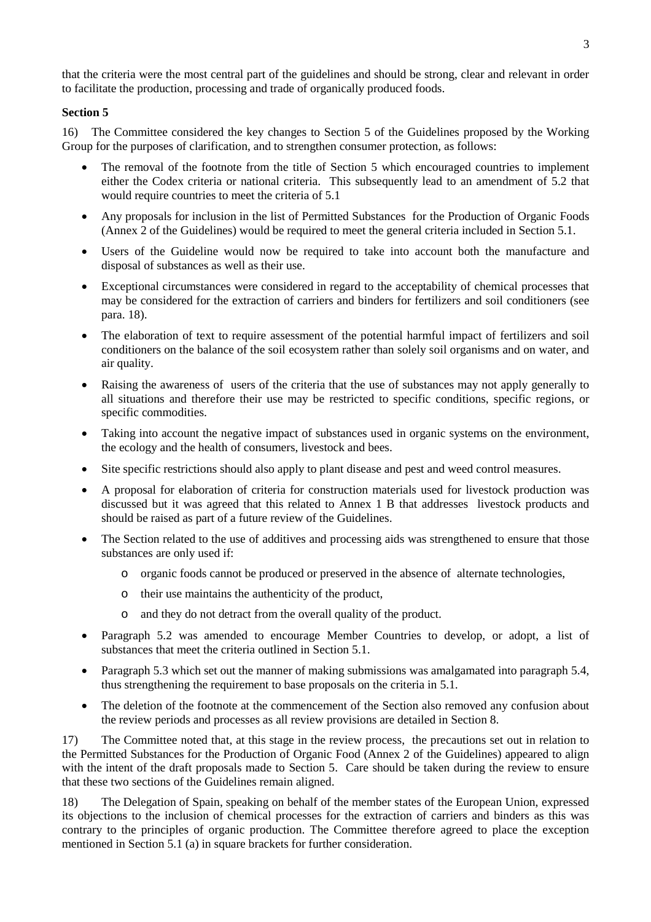that the criteria were the most central part of the guidelines and should be strong, clear and relevant in order to facilitate the production, processing and trade of organically produced foods.

**Section 5**

16) The Committee considered the key changes to Section 5 of the Guidelines proposed by the Working Group for the purposes of clarification, and to strengthen consumer protection, as follows:

- The removal of the footnote from the title of Section 5 which encouraged countries to implement either the Codex criteria or national criteria. This subsequently lead to an amendment of 5.2 that would require countries to meet the criteria of 5.1
- Any proposals for inclusion in the list of Permitted Substances for the Production of Organic Foods (Annex 2 of the Guidelines) would be required to meet the general criteria included in Section 5.1.
- Users of the Guideline would now be required to take into account both the manufacture and disposal of substances as well as their use.
- Exceptional circumstances were considered in regard to the acceptability of chemical processes that may be considered for the extraction of carriers and binders for fertilizers and soil conditioners (see para. 18).
- The elaboration of text to require assessment of the potential harmful impact of fertilizers and soil conditioners on the balance of the soil ecosystem rather than solely soil organisms and on water, and air quality.
- Raising the awareness of users of the criteria that the use of substances may not apply generally to all situations and therefore their use may be restricted to specific conditions, specific regions, or specific commodities.
- Taking into account the negative impact of substances used in organic systems on the environment, the ecology and the health of consumers, livestock and bees.
- Site specific restrictions should also apply to plant disease and pest and weed control measures.
- A proposal for elaboration of criteria for construction materials used for livestock production was discussed but it was agreed that this related to Annex 1 B that addresses livestock products and should be raised as part of a future review of the Guidelines.
- The Section related to the use of additives and processing aids was strengthened to ensure that those substances are only used if:
  - organic foods cannot be produced or preserved in the absence of alternate technologies,
  - their use maintains the authenticity of the product,
  - and they do not detract from the overall quality of the product.
- Paragraph 5.2 was amended to encourage Member Countries to develop, or adopt, a list of substances that meet the criteria outlined in Section 5.1.
- Paragraph 5.3 which set out the manner of making submissions was amalgamated into paragraph 5.4, thus strengthening the requirement to base proposals on the criteria in 5.1.
- The deletion of the footnote at the commencement of the Section also removed any confusion about the review periods and processes as all review provisions are detailed in Section 8.

17) The Committee noted that, at this stage in the review process, the precautions set out in relation to the Permitted Substances for the Production of Organic Food (Annex 2 of the Guidelines) appeared to align with the intent of the draft proposals made to Section 5. Care should be taken during the review to ensure that these two sections of the Guidelines remain aligned.

18) The Delegation of Spain, speaking on behalf of the member states of the European Union, expressed its objections to the inclusion of chemical processes for the extraction of carriers and binders as this was contrary to the principles of organic production. The Committee therefore agreed to place the exception mentioned in Section 5.1 (a) in square brackets for further consideration.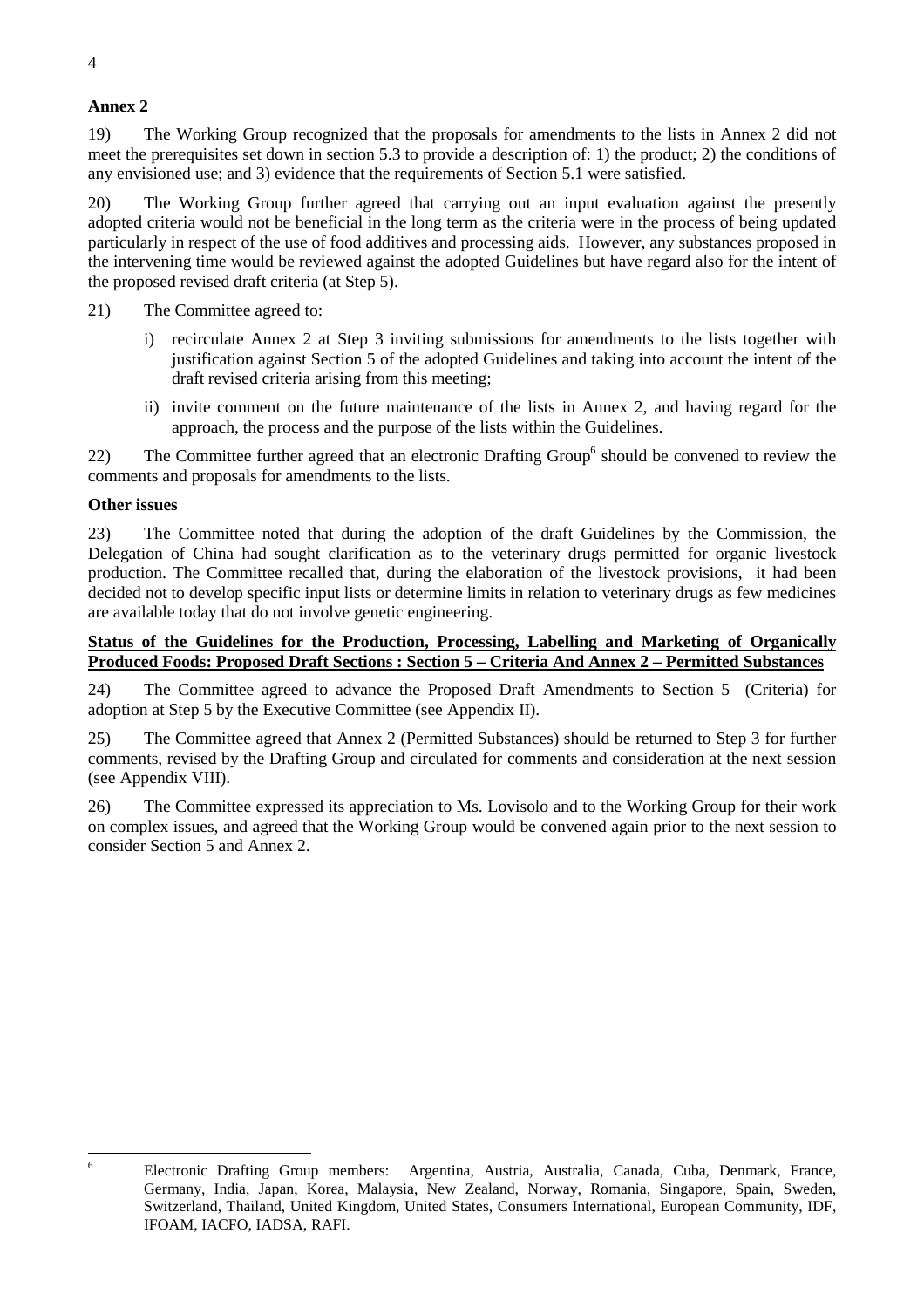**Annex 2**

19) The Working Group recognized that the proposals for amendments to the lists in Annex 2 did not meet the prerequisites set down in section 5.3 to provide a description of: 1) the product; 2) the conditions of any envisioned use; and 3) evidence that the requirements of Section 5.1 were satisfied.

20) The Working Group further agreed that carrying out an input evaluation against the presently adopted criteria would not be beneficial in the long term as the criteria were in the process of being updated particularly in respect of the use of food additives and processing aids. However, any substances proposed in the intervening time would be reviewed against the adopted Guidelines but have regard also for the intent of the proposed revised draft criteria (at Step 5).

21) The Committee agreed to:

i) recirculate Annex 2 at Step 3 inviting submissions for amendments to the lists together with justification against Section 5 of the adopted Guidelines and taking into account the intent of the draft revised criteria arising from this meeting;

ii) invite comment on the future maintenance of the lists in Annex 2, and having regard for the approach, the process and the purpose of the lists within the Guidelines.

22) The Committee further agreed that an electronic Drafting Group[6] should be convened to review the comments and proposals for amendments to the lists.

**Other issues**

23) The Committee noted that during the adoption of the draft Guidelines by the Commission, the Delegation of China had sought clarification as to the veterinary drugs permitted for organic livestock production. The Committee recalled that, during the elaboration of the livestock provisions, it had been decided not to develop specific input lists or determine limits in relation to veterinary drugs as few medicines are available today that do not involve genetic engineering.

**Status of the Guidelines for the Production, Processing, Labelling and Marketing of Organically Produced Foods: Proposed Draft Sections : Section 5 – Criteria And Annex 2 – Permitted Substances**

24) The Committee agreed to advance the Proposed Draft Amendments to Section 5 (Criteria) for adoption at Step 5 by the Executive Committee (see Appendix II).

25) The Committee agreed that Annex 2 (Permitted Substances) should be returned to Step 3 for further comments, revised by the Drafting Group and circulated for comments and consideration at the next session (see Appendix VIII).

26) The Committee expressed its appreciation to Ms. Lovisolo and to the Working Group for their work on complex issues, and agreed that the Working Group would be convened again prior to the next session to consider Section 5 and Annex 2.

---

[6] Electronic Drafting Group members: Argentina, Austria, Australia, Canada, Cuba, Denmark, France, Germany, India, Japan, Korea, Malaysia, New Zealand, Norway, Romania, Singapore, Spain, Sweden, Switzerland, Thailand, United Kingdom, United States, Consumers International, European Community, IDF, IFOAM, IACFO, IADSA, RAFI.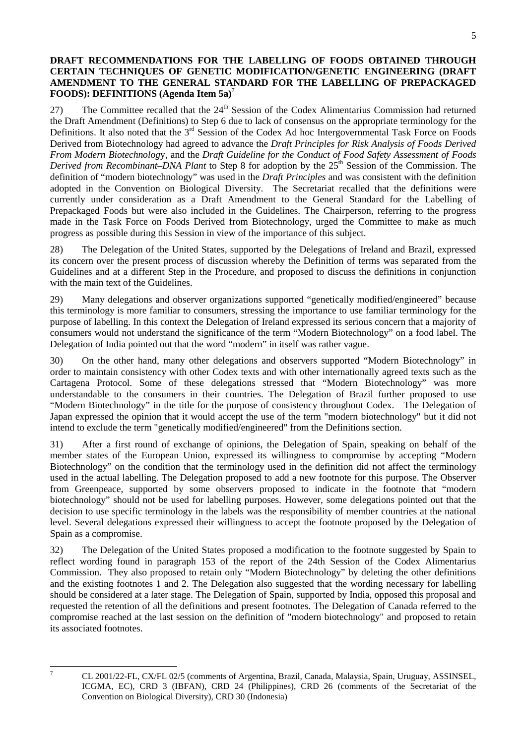**DRAFT RECOMMENDATIONS FOR THE LABELLING OF FOODS OBTAINED THROUGH CERTAIN TECHNIQUES OF GENETIC MODIFICATION/GENETIC ENGINEERING (DRAFT AMENDMENT TO THE GENERAL STANDARD FOR THE LABELLING OF PREPACKAGED FOODS): DEFINITIONS (Agenda Item 5a)**[7]

27) The Committee recalled that the 24th Session of the Codex Alimentarius Commission had returned the Draft Amendment (Definitions) to Step 6 due to lack of consensus on the appropriate terminology for the Definitions. It also noted that the 3rd Session of the Codex Ad hoc Intergovernmental Task Force on Foods Derived from Biotechnology had agreed to advance the *Draft Principles for Risk Analysis of Foods Derived From Modern Biotechnology*, and the *Draft Guideline for the Conduct of Food Safety Assessment of Foods Derived from Recombinant–DNA Plant* to Step 8 for adoption by the 25th Session of the Commission. The definition of "modern biotechnology" was used in the *Draft Principles* and was consistent with the definition adopted in the Convention on Biological Diversity. The Secretariat recalled that the definitions were currently under consideration as a Draft Amendment to the General Standard for the Labelling of Prepackaged Foods but were also included in the Guidelines. The Chairperson, referring to the progress made in the Task Force on Foods Derived from Biotechnology, urged the Committee to make as much progress as possible during this Session in view of the importance of this subject.

28) The Delegation of the United States, supported by the Delegations of Ireland and Brazil, expressed its concern over the present process of discussion whereby the Definition of terms was separated from the Guidelines and at a different Step in the Procedure, and proposed to discuss the definitions in conjunction with the main text of the Guidelines.

29) Many delegations and observer organizations supported "genetically modified/engineered" because this terminology is more familiar to consumers, stressing the importance to use familiar terminology for the purpose of labelling. In this context the Delegation of Ireland expressed its serious concern that a majority of consumers would not understand the significance of the term "Modern Biotechnology" on a food label. The Delegation of India pointed out that the word "modern" in itself was rather vague.

30) On the other hand, many other delegations and observers supported "Modern Biotechnology" in order to maintain consistency with other Codex texts and with other internationally agreed texts such as the Cartagena Protocol. Some of these delegations stressed that "Modern Biotechnology" was more understandable to the consumers in their countries. The Delegation of Brazil further proposed to use "Modern Biotechnology" in the title for the purpose of consistency throughout Codex. The Delegation of Japan expressed the opinion that it would accept the use of the term "modern biotechnology" but it did not intend to exclude the term "genetically modified/engineered" from the Definitions section.

31) After a first round of exchange of opinions, the Delegation of Spain, speaking on behalf of the member states of the European Union, expressed its willingness to compromise by accepting "Modern Biotechnology" on the condition that the terminology used in the definition did not affect the terminology used in the actual labelling. The Delegation proposed to add a new footnote for this purpose. The Observer from Greenpeace, supported by some observers proposed to indicate in the footnote that "modern biotechnology" should not be used for labelling purposes. However, some delegations pointed out that the decision to use specific terminology in the labels was the responsibility of member countries at the national level. Several delegations expressed their willingness to accept the footnote proposed by the Delegation of Spain as a compromise.

32) The Delegation of the United States proposed a modification to the footnote suggested by Spain to reflect wording found in paragraph 153 of the report of the 24th Session of the Codex Alimentarius Commission. They also proposed to retain only "Modern Biotechnology" by deleting the other definitions and the existing footnotes 1 and 2. The Delegation also suggested that the wording necessary for labelling should be considered at a later stage. The Delegation of Spain, supported by India, opposed this proposal and requested the retention of all the definitions and present footnotes. The Delegation of Canada referred to the compromise reached at the last session on the definition of "modern biotechnology" and proposed to retain its associated footnotes.

---

[7] CL 2001/22-FL, CX/FL 02/5 (comments of Argentina, Brazil, Canada, Malaysia, Spain, Uruguay, ASSINSEL, ICGMA, EC), CRD 3 (IBFAN), CRD 24 (Philippines), CRD 26 (comments of the Secretariat of the Convention on Biological Diversity), CRD 30 (Indonesia)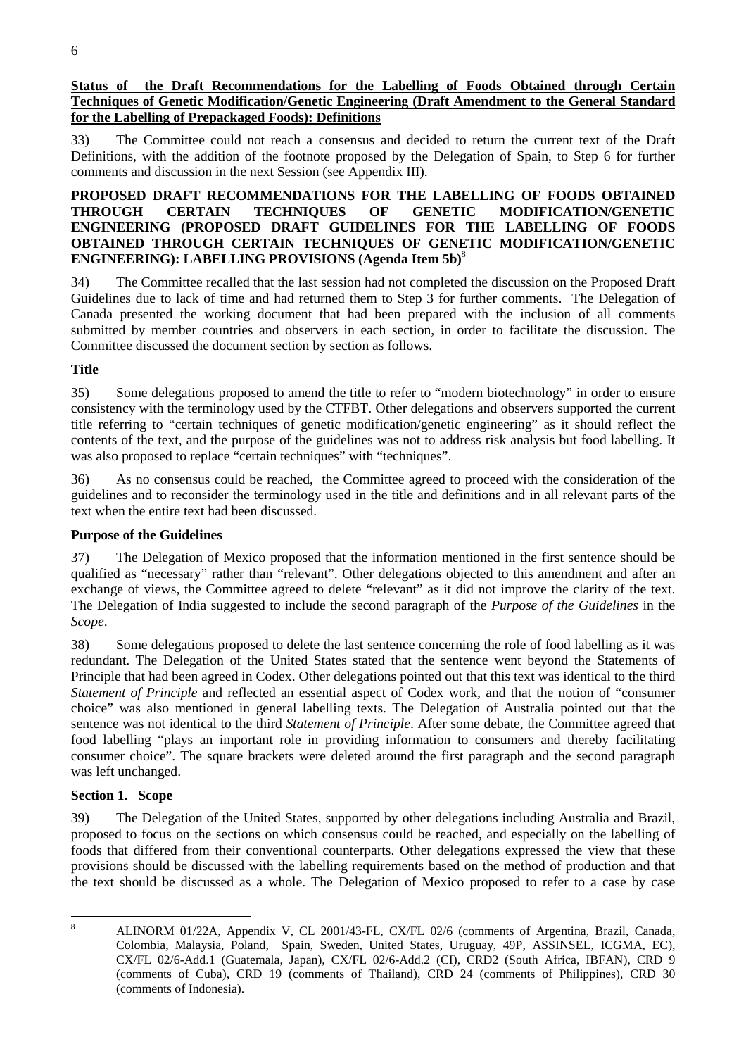**Status of the Draft Recommendations for the Labelling of Foods Obtained through Certain Techniques of Genetic Modification/Genetic Engineering (Draft Amendment to the General Standard for the Labelling of Prepackaged Foods): Definitions**

33) The Committee could not reach a consensus and decided to return the current text of the Draft Definitions, with the addition of the footnote proposed by the Delegation of Spain, to Step 6 for further comments and discussion in the next Session (see Appendix III).

## PROPOSED DRAFT RECOMMENDATIONS FOR THE LABELLING OF FOODS OBTAINED THROUGH CERTAIN TECHNIQUES OF GENETIC MODIFICATION/GENETIC ENGINEERING (PROPOSED DRAFT GUIDELINES FOR THE LABELLING OF FOODS OBTAINED THROUGH CERTAIN TECHNIQUES OF GENETIC MODIFICATION/GENETIC ENGINEERING): LABELLING PROVISIONS (Agenda Item 5b)[8]

34) The Committee recalled that the last session had not completed the discussion on the Proposed Draft Guidelines due to lack of time and had returned them to Step 3 for further comments. The Delegation of Canada presented the working document that had been prepared with the inclusion of all comments submitted by member countries and observers in each section, in order to facilitate the discussion. The Committee discussed the document section by section as follows.

### Title

35) Some delegations proposed to amend the title to refer to "modern biotechnology" in order to ensure consistency with the terminology used by the CTFBT. Other delegations and observers supported the current title referring to "certain techniques of genetic modification/genetic engineering" as it should reflect the contents of the text, and the purpose of the guidelines was not to address risk analysis but food labelling. It was also proposed to replace "certain techniques" with "techniques".

36) As no consensus could be reached, the Committee agreed to proceed with the consideration of the guidelines and to reconsider the terminology used in the title and definitions and in all relevant parts of the text when the entire text had been discussed.

### Purpose of the Guidelines

37) The Delegation of Mexico proposed that the information mentioned in the first sentence should be qualified as "necessary" rather than "relevant". Other delegations objected to this amendment and after an exchange of views, the Committee agreed to delete "relevant" as it did not improve the clarity of the text. The Delegation of India suggested to include the second paragraph of the *Purpose of the Guidelines* in the *Scope*.

38) Some delegations proposed to delete the last sentence concerning the role of food labelling as it was redundant. The Delegation of the United States stated that the sentence went beyond the Statements of Principle that had been agreed in Codex. Other delegations pointed out that this text was identical to the third *Statement of Principle* and reflected an essential aspect of Codex work, and that the notion of "consumer choice" was also mentioned in general labelling texts. The Delegation of Australia pointed out that the sentence was not identical to the third *Statement of Principle*. After some debate, the Committee agreed that food labelling "plays an important role in providing information to consumers and thereby facilitating consumer choice". The square brackets were deleted around the first paragraph and the second paragraph was left unchanged.

### Section 1. Scope

39) The Delegation of the United States, supported by other delegations including Australia and Brazil, proposed to focus on the sections on which consensus could be reached, and especially on the labelling of foods that differed from their conventional counterparts. Other delegations expressed the view that these provisions should be discussed with the labelling requirements based on the method of production and that the text should be discussed as a whole. The Delegation of Mexico proposed to refer to a case by case

---

[8] ALINORM 01/22A, Appendix V, CL 2001/43-FL, CX/FL 02/6 (comments of Argentina, Brazil, Canada, Colombia, Malaysia, Poland, Spain, Sweden, United States, Uruguay, 49P, ASSINSEL, ICGMA, EC), CX/FL 02/6-Add.1 (Guatemala, Japan), CX/FL 02/6-Add.2 (CI), CRD2 (South Africa, IBFAN), CRD 9 (comments of Cuba), CRD 19 (comments of Thailand), CRD 24 (comments of Philippines), CRD 30 (comments of Indonesia).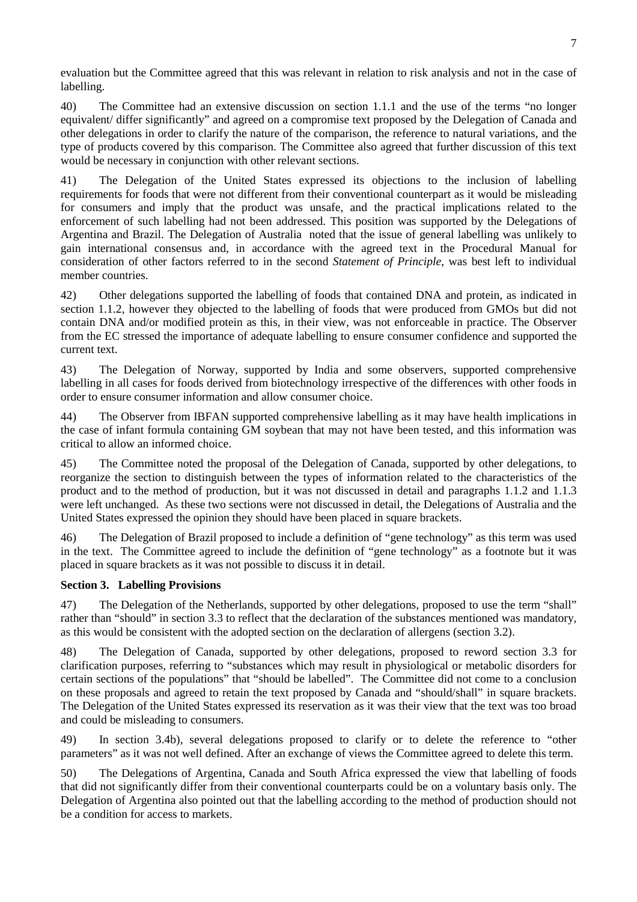evaluation but the Committee agreed that this was relevant in relation to risk analysis and not in the case of labelling.

40) The Committee had an extensive discussion on section 1.1.1 and the use of the terms "no longer equivalent/ differ significantly" and agreed on a compromise text proposed by the Delegation of Canada and other delegations in order to clarify the nature of the comparison, the reference to natural variations, and the type of products covered by this comparison. The Committee also agreed that further discussion of this text would be necessary in conjunction with other relevant sections.

41) The Delegation of the United States expressed its objections to the inclusion of labelling requirements for foods that were not different from their conventional counterpart as it would be misleading for consumers and imply that the product was unsafe, and the practical implications related to the enforcement of such labelling had not been addressed. This position was supported by the Delegations of Argentina and Brazil. The Delegation of Australia noted that the issue of general labelling was unlikely to gain international consensus and, in accordance with the agreed text in the Procedural Manual for consideration of other factors referred to in the second *Statement of Principle*, was best left to individual member countries.

42) Other delegations supported the labelling of foods that contained DNA and protein, as indicated in section 1.1.2, however they objected to the labelling of foods that were produced from GMOs but did not contain DNA and/or modified protein as this, in their view, was not enforceable in practice. The Observer from the EC stressed the importance of adequate labelling to ensure consumer confidence and supported the current text.

43) The Delegation of Norway, supported by India and some observers, supported comprehensive labelling in all cases for foods derived from biotechnology irrespective of the differences with other foods in order to ensure consumer information and allow consumer choice.

44) The Observer from IBFAN supported comprehensive labelling as it may have health implications in the case of infant formula containing GM soybean that may not have been tested, and this information was critical to allow an informed choice.

45) The Committee noted the proposal of the Delegation of Canada, supported by other delegations, to reorganize the section to distinguish between the types of information related to the characteristics of the product and to the method of production, but it was not discussed in detail and paragraphs 1.1.2 and 1.1.3 were left unchanged. As these two sections were not discussed in detail, the Delegations of Australia and the United States expressed the opinion they should have been placed in square brackets.

46) The Delegation of Brazil proposed to include a definition of "gene technology" as this term was used in the text. The Committee agreed to include the definition of "gene technology" as a footnote but it was placed in square brackets as it was not possible to discuss it in detail.

### Section 3. Labelling Provisions

47) The Delegation of the Netherlands, supported by other delegations, proposed to use the term "shall" rather than "should" in section 3.3 to reflect that the declaration of the substances mentioned was mandatory, as this would be consistent with the adopted section on the declaration of allergens (section 3.2).

48) The Delegation of Canada, supported by other delegations, proposed to reword section 3.3 for clarification purposes, referring to "substances which may result in physiological or metabolic disorders for certain sections of the populations" that "should be labelled". The Committee did not come to a conclusion on these proposals and agreed to retain the text proposed by Canada and "should/shall" in square brackets. The Delegation of the United States expressed its reservation as it was their view that the text was too broad and could be misleading to consumers.

49) In section 3.4b), several delegations proposed to clarify or to delete the reference to "other parameters" as it was not well defined. After an exchange of views the Committee agreed to delete this term.

50) The Delegations of Argentina, Canada and South Africa expressed the view that labelling of foods that did not significantly differ from their conventional counterparts could be on a voluntary basis only. The Delegation of Argentina also pointed out that the labelling according to the method of production should not be a condition for access to markets.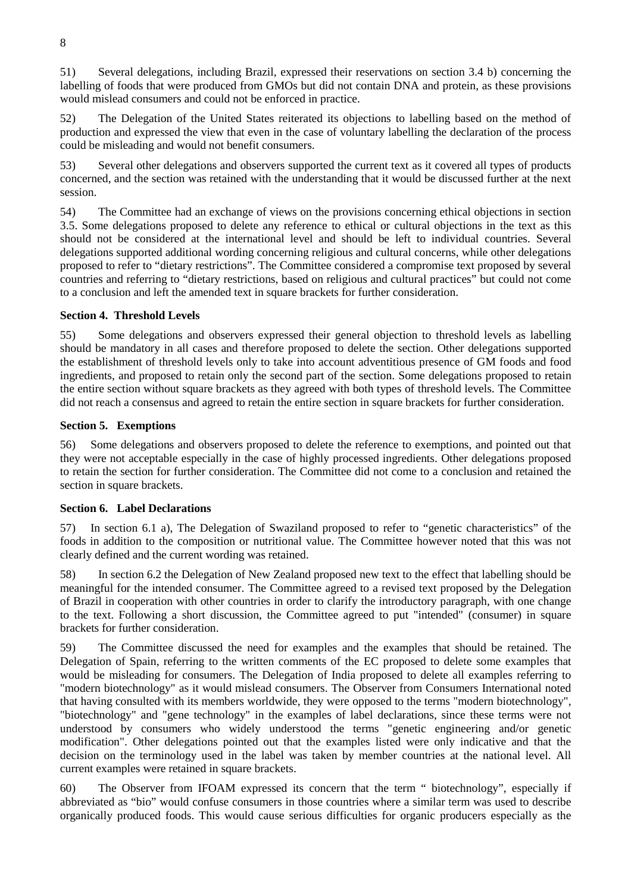51) Several delegations, including Brazil, expressed their reservations on section 3.4 b) concerning the labelling of foods that were produced from GMOs but did not contain DNA and protein, as these provisions would mislead consumers and could not be enforced in practice.

52) The Delegation of the United States reiterated its objections to labelling based on the method of production and expressed the view that even in the case of voluntary labelling the declaration of the process could be misleading and would not benefit consumers.

53) Several other delegations and observers supported the current text as it covered all types of products concerned, and the section was retained with the understanding that it would be discussed further at the next session.

54) The Committee had an exchange of views on the provisions concerning ethical objections in section 3.5. Some delegations proposed to delete any reference to ethical or cultural objections in the text as this should not be considered at the international level and should be left to individual countries. Several delegations supported additional wording concerning religious and cultural concerns, while other delegations proposed to refer to "dietary restrictions". The Committee considered a compromise text proposed by several countries and referring to "dietary restrictions, based on religious and cultural practices" but could not come to a conclusion and left the amended text in square brackets for further consideration.

**Section 4. Threshold Levels**

55) Some delegations and observers expressed their general objection to threshold levels as labelling should be mandatory in all cases and therefore proposed to delete the section. Other delegations supported the establishment of threshold levels only to take into account adventitious presence of GM foods and food ingredients, and proposed to retain only the second part of the section. Some delegations proposed to retain the entire section without square brackets as they agreed with both types of threshold levels. The Committee did not reach a consensus and agreed to retain the entire section in square brackets for further consideration.

**Section 5. Exemptions**

56) Some delegations and observers proposed to delete the reference to exemptions, and pointed out that they were not acceptable especially in the case of highly processed ingredients. Other delegations proposed to retain the section for further consideration. The Committee did not come to a conclusion and retained the section in square brackets.

**Section 6. Label Declarations**

57) In section 6.1 a), The Delegation of Swaziland proposed to refer to "genetic characteristics" of the foods in addition to the composition or nutritional value. The Committee however noted that this was not clearly defined and the current wording was retained.

58) In section 6.2 the Delegation of New Zealand proposed new text to the effect that labelling should be meaningful for the intended consumer. The Committee agreed to a revised text proposed by the Delegation of Brazil in cooperation with other countries in order to clarify the introductory paragraph, with one change to the text. Following a short discussion, the Committee agreed to put "intended" (consumer) in square brackets for further consideration.

59) The Committee discussed the need for examples and the examples that should be retained. The Delegation of Spain, referring to the written comments of the EC proposed to delete some examples that would be misleading for consumers. The Delegation of India proposed to delete all examples referring to "modern biotechnology" as it would mislead consumers. The Observer from Consumers International noted that having consulted with its members worldwide, they were opposed to the terms "modern biotechnology", "biotechnology" and "gene technology" in the examples of label declarations, since these terms were not understood by consumers who widely understood the terms "genetic engineering and/or genetic modification". Other delegations pointed out that the examples listed were only indicative and that the decision on the terminology used in the label was taken by member countries at the national level. All current examples were retained in square brackets.

60) The Observer from IFOAM expressed its concern that the term " biotechnology", especially if abbreviated as "bio" would confuse consumers in those countries where a similar term was used to describe organically produced foods. This would cause serious difficulties for organic producers especially as the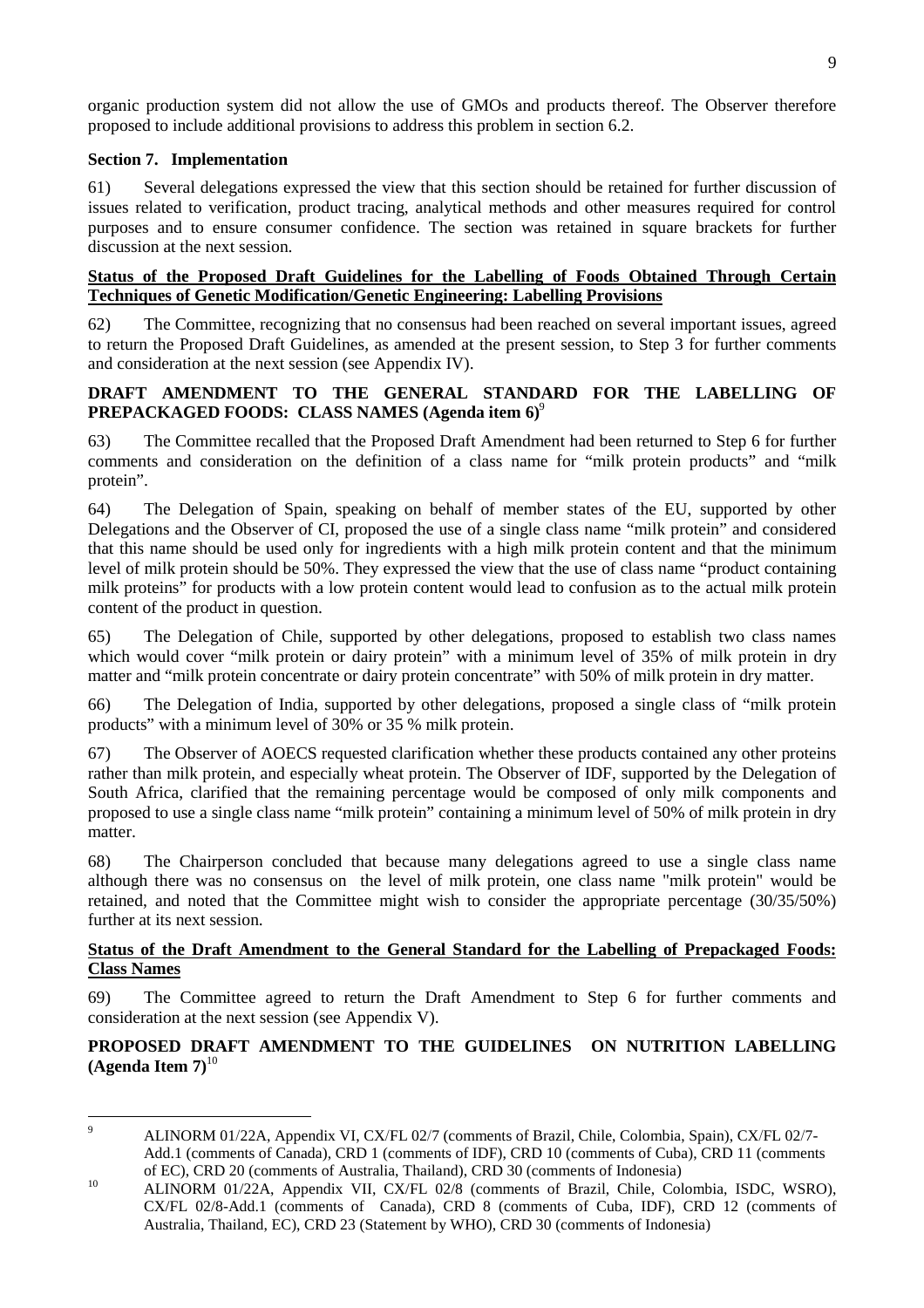organic production system did not allow the use of GMOs and products thereof. The Observer therefore proposed to include additional provisions to address this problem in section 6.2.

**Section 7. Implementation**

61) Several delegations expressed the view that this section should be retained for further discussion of issues related to verification, product tracing, analytical methods and other measures required for control purposes and to ensure consumer confidence. The section was retained in square brackets for further discussion at the next session.

**Status of the Proposed Draft Guidelines for the Labelling of Foods Obtained Through Certain Techniques of Genetic Modification/Genetic Engineering: Labelling Provisions**

62) The Committee, recognizing that no consensus had been reached on several important issues, agreed to return the Proposed Draft Guidelines, as amended at the present session, to Step 3 for further comments and consideration at the next session (see Appendix IV).

## DRAFT AMENDMENT TO THE GENERAL STANDARD FOR THE LABELLING OF PREPACKAGED FOODS: CLASS NAMES (Agenda item 6)[9]

63) The Committee recalled that the Proposed Draft Amendment had been returned to Step 6 for further comments and consideration on the definition of a class name for "milk protein products" and "milk protein".

64) The Delegation of Spain, speaking on behalf of member states of the EU, supported by other Delegations and the Observer of CI, proposed the use of a single class name "milk protein" and considered that this name should be used only for ingredients with a high milk protein content and that the minimum level of milk protein should be 50%. They expressed the view that the use of class name "product containing milk proteins" for products with a low protein content would lead to confusion as to the actual milk protein content of the product in question.

65) The Delegation of Chile, supported by other delegations, proposed to establish two class names which would cover "milk protein or dairy protein" with a minimum level of 35% of milk protein in dry matter and "milk protein concentrate or dairy protein concentrate" with 50% of milk protein in dry matter.

66) The Delegation of India, supported by other delegations, proposed a single class of "milk protein products" with a minimum level of 30% or 35 % milk protein.

67) The Observer of AOECS requested clarification whether these products contained any other proteins rather than milk protein, and especially wheat protein. The Observer of IDF, supported by the Delegation of South Africa, clarified that the remaining percentage would be composed of only milk components and proposed to use a single class name "milk protein" containing a minimum level of 50% of milk protein in dry matter.

68) The Chairperson concluded that because many delegations agreed to use a single class name although there was no consensus on the level of milk protein, one class name "milk protein" would be retained, and noted that the Committee might wish to consider the appropriate percentage (30/35/50%) further at its next session.

**Status of the Draft Amendment to the General Standard for the Labelling of Prepackaged Foods: Class Names**

69) The Committee agreed to return the Draft Amendment to Step 6 for further comments and consideration at the next session (see Appendix V).

## PROPOSED DRAFT AMENDMENT TO THE GUIDELINES ON NUTRITION LABELLING (Agenda Item 7)[10]

---

[9] ALINORM 01/22A, Appendix VI, CX/FL 02/7 (comments of Brazil, Chile, Colombia, Spain), CX/FL 02/7-Add.1 (comments of Canada), CRD 1 (comments of IDF), CRD 10 (comments of Cuba), CRD 11 (comments of EC), CRD 20 (comments of Australia, Thailand), CRD 30 (comments of Indonesia)

[10] ALINORM 01/22A, Appendix VII, CX/FL 02/8 (comments of Brazil, Chile, Colombia, ISDC, WSRO), CX/FL 02/8-Add.1 (comments of Canada), CRD 8 (comments of Cuba, IDF), CRD 12 (comments of Australia, Thailand, EC), CRD 23 (Statement by WHO), CRD 30 (comments of Indonesia)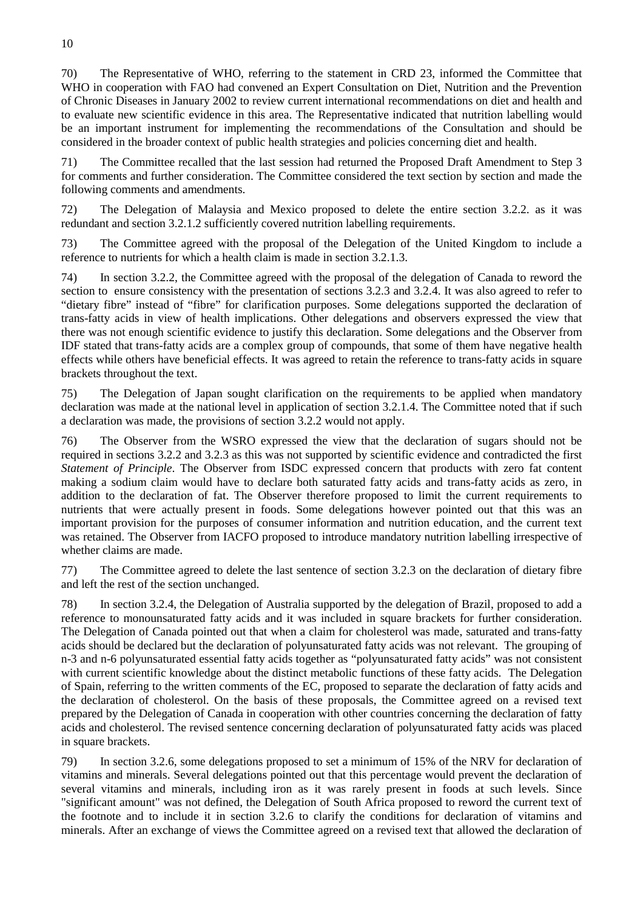70) The Representative of WHO, referring to the statement in CRD 23, informed the Committee that WHO in cooperation with FAO had convened an Expert Consultation on Diet, Nutrition and the Prevention of Chronic Diseases in January 2002 to review current international recommendations on diet and health and to evaluate new scientific evidence in this area. The Representative indicated that nutrition labelling would be an important instrument for implementing the recommendations of the Consultation and should be considered in the broader context of public health strategies and policies concerning diet and health.

71) The Committee recalled that the last session had returned the Proposed Draft Amendment to Step 3 for comments and further consideration. The Committee considered the text section by section and made the following comments and amendments.

72) The Delegation of Malaysia and Mexico proposed to delete the entire section 3.2.2. as it was redundant and section 3.2.1.2 sufficiently covered nutrition labelling requirements.

73) The Committee agreed with the proposal of the Delegation of the United Kingdom to include a reference to nutrients for which a health claim is made in section 3.2.1.3.

74) In section 3.2.2, the Committee agreed with the proposal of the delegation of Canada to reword the section to ensure consistency with the presentation of sections 3.2.3 and 3.2.4. It was also agreed to refer to "dietary fibre" instead of "fibre" for clarification purposes. Some delegations supported the declaration of trans-fatty acids in view of health implications. Other delegations and observers expressed the view that there was not enough scientific evidence to justify this declaration. Some delegations and the Observer from IDF stated that trans-fatty acids are a complex group of compounds, that some of them have negative health effects while others have beneficial effects. It was agreed to retain the reference to trans-fatty acids in square brackets throughout the text.

75) The Delegation of Japan sought clarification on the requirements to be applied when mandatory declaration was made at the national level in application of section 3.2.1.4. The Committee noted that if such a declaration was made, the provisions of section 3.2.2 would not apply.

76) The Observer from the WSRO expressed the view that the declaration of sugars should not be required in sections 3.2.2 and 3.2.3 as this was not supported by scientific evidence and contradicted the first *Statement of Principle*. The Observer from ISDC expressed concern that products with zero fat content making a sodium claim would have to declare both saturated fatty acids and trans-fatty acids as zero, in addition to the declaration of fat. The Observer therefore proposed to limit the current requirements to nutrients that were actually present in foods. Some delegations however pointed out that this was an important provision for the purposes of consumer information and nutrition education, and the current text was retained. The Observer from IACFO proposed to introduce mandatory nutrition labelling irrespective of whether claims are made.

77) The Committee agreed to delete the last sentence of section 3.2.3 on the declaration of dietary fibre and left the rest of the section unchanged.

78) In section 3.2.4, the Delegation of Australia supported by the delegation of Brazil, proposed to add a reference to monounsaturated fatty acids and it was included in square brackets for further consideration. The Delegation of Canada pointed out that when a claim for cholesterol was made, saturated and trans-fatty acids should be declared but the declaration of polyunsaturated fatty acids was not relevant. The grouping of n-3 and n-6 polyunsaturated essential fatty acids together as "polyunsaturated fatty acids" was not consistent with current scientific knowledge about the distinct metabolic functions of these fatty acids. The Delegation of Spain, referring to the written comments of the EC, proposed to separate the declaration of fatty acids and the declaration of cholesterol. On the basis of these proposals, the Committee agreed on a revised text prepared by the Delegation of Canada in cooperation with other countries concerning the declaration of fatty acids and cholesterol. The revised sentence concerning declaration of polyunsaturated fatty acids was placed in square brackets.

79) In section 3.2.6, some delegations proposed to set a minimum of 15% of the NRV for declaration of vitamins and minerals. Several delegations pointed out that this percentage would prevent the declaration of several vitamins and minerals, including iron as it was rarely present in foods at such levels. Since "significant amount" was not defined, the Delegation of South Africa proposed to reword the current text of the footnote and to include it in section 3.2.6 to clarify the conditions for declaration of vitamins and minerals. After an exchange of views the Committee agreed on a revised text that allowed the declaration of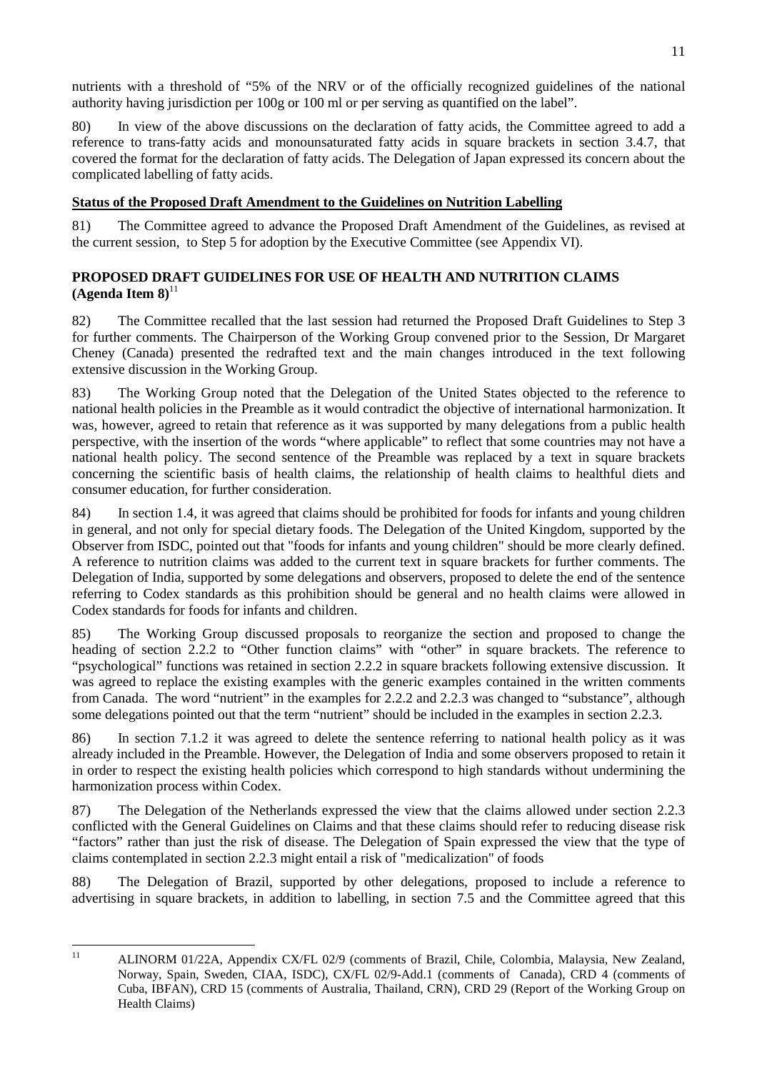nutrients with a threshold of "5% of the NRV or of the officially recognized guidelines of the national authority having jurisdiction per 100g or 100 ml or per serving as quantified on the label".

80) In view of the above discussions on the declaration of fatty acids, the Committee agreed to add a reference to trans-fatty acids and monounsaturated fatty acids in square brackets in section 3.4.7, that covered the format for the declaration of fatty acids. The Delegation of Japan expressed its concern about the complicated labelling of fatty acids.

**Status of the Proposed Draft Amendment to the Guidelines on Nutrition Labelling**

81) The Committee agreed to advance the Proposed Draft Amendment of the Guidelines, as revised at the current session, to Step 5 for adoption by the Executive Committee (see Appendix VI).

## PROPOSED DRAFT GUIDELINES FOR USE OF HEALTH AND NUTRITION CLAIMS (Agenda Item 8)[11]

82) The Committee recalled that the last session had returned the Proposed Draft Guidelines to Step 3 for further comments. The Chairperson of the Working Group convened prior to the Session, Dr Margaret Cheney (Canada) presented the redrafted text and the main changes introduced in the text following extensive discussion in the Working Group.

83) The Working Group noted that the Delegation of the United States objected to the reference to national health policies in the Preamble as it would contradict the objective of international harmonization. It was, however, agreed to retain that reference as it was supported by many delegations from a public health perspective, with the insertion of the words "where applicable" to reflect that some countries may not have a national health policy. The second sentence of the Preamble was replaced by a text in square brackets concerning the scientific basis of health claims, the relationship of health claims to healthful diets and consumer education, for further consideration.

84) In section 1.4, it was agreed that claims should be prohibited for foods for infants and young children in general, and not only for special dietary foods. The Delegation of the United Kingdom, supported by the Observer from ISDC, pointed out that "foods for infants and young children" should be more clearly defined. A reference to nutrition claims was added to the current text in square brackets for further comments. The Delegation of India, supported by some delegations and observers, proposed to delete the end of the sentence referring to Codex standards as this prohibition should be general and no health claims were allowed in Codex standards for foods for infants and children.

85) The Working Group discussed proposals to reorganize the section and proposed to change the heading of section 2.2.2 to "Other function claims" with "other" in square brackets. The reference to "psychological" functions was retained in section 2.2.2 in square brackets following extensive discussion. It was agreed to replace the existing examples with the generic examples contained in the written comments from Canada. The word "nutrient" in the examples for 2.2.2 and 2.2.3 was changed to "substance", although some delegations pointed out that the term "nutrient" should be included in the examples in section 2.2.3.

86) In section 7.1.2 it was agreed to delete the sentence referring to national health policy as it was already included in the Preamble. However, the Delegation of India and some observers proposed to retain it in order to respect the existing health policies which correspond to high standards without undermining the harmonization process within Codex.

87) The Delegation of the Netherlands expressed the view that the claims allowed under section 2.2.3 conflicted with the General Guidelines on Claims and that these claims should refer to reducing disease risk "factors" rather than just the risk of disease. The Delegation of Spain expressed the view that the type of claims contemplated in section 2.2.3 might entail a risk of "medicalization" of foods

88) The Delegation of Brazil, supported by other delegations, proposed to include a reference to advertising in square brackets, in addition to labelling, in section 7.5 and the Committee agreed that this

---

[11] ALINORM 01/22A, Appendix CX/FL 02/9 (comments of Brazil, Chile, Colombia, Malaysia, New Zealand, Norway, Spain, Sweden, CIAA, ISDC), CX/FL 02/9-Add.1 (comments of Canada), CRD 4 (comments of Cuba, IBFAN), CRD 15 (comments of Australia, Thailand, CRN), CRD 29 (Report of the Working Group on Health Claims)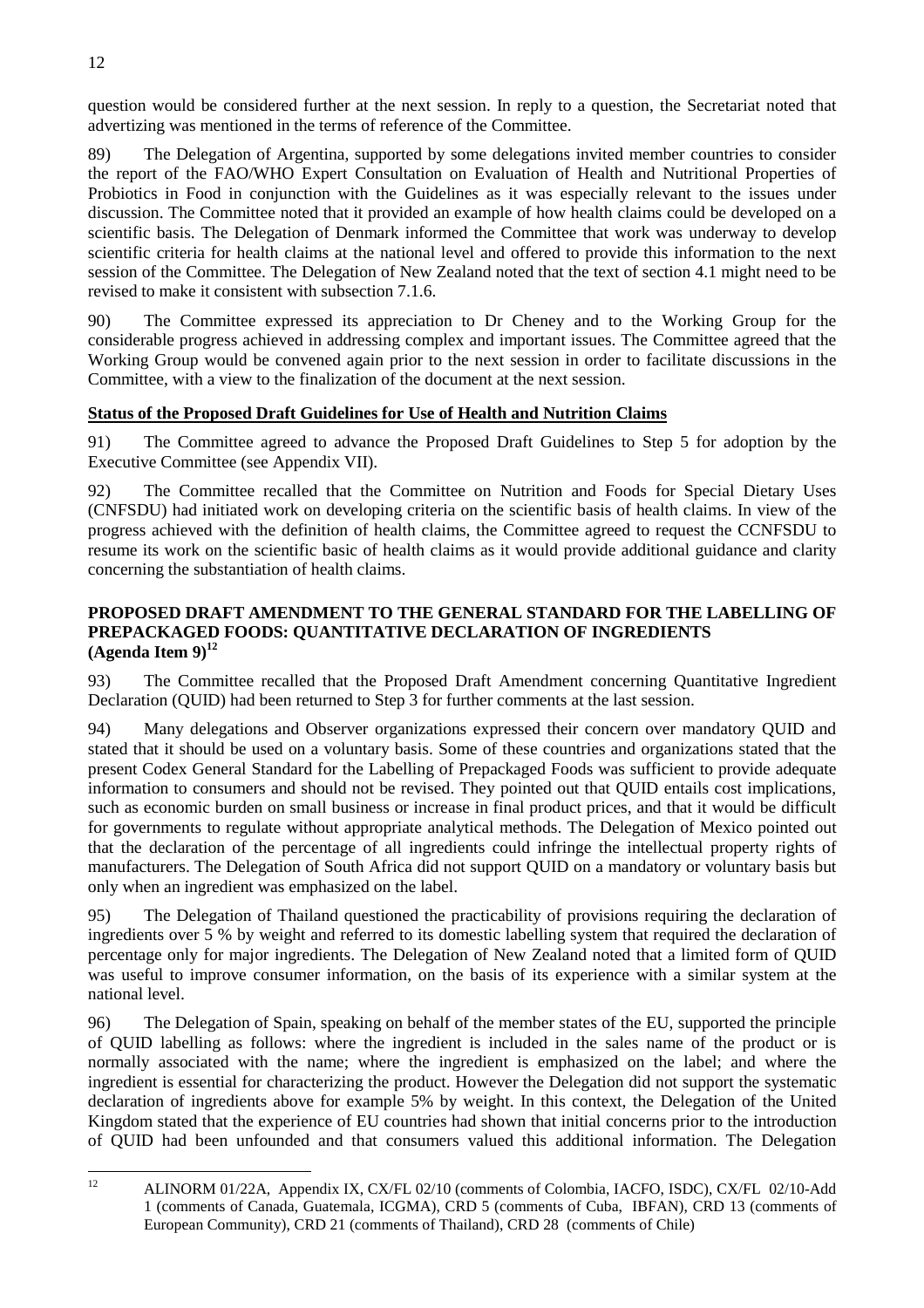question would be considered further at the next session. In reply to a question, the Secretariat noted that advertizing was mentioned in the terms of reference of the Committee.

89) The Delegation of Argentina, supported by some delegations invited member countries to consider the report of the FAO/WHO Expert Consultation on Evaluation of Health and Nutritional Properties of Probiotics in Food in conjunction with the Guidelines as it was especially relevant to the issues under discussion. The Committee noted that it provided an example of how health claims could be developed on a scientific basis. The Delegation of Denmark informed the Committee that work was underway to develop scientific criteria for health claims at the national level and offered to provide this information to the next session of the Committee. The Delegation of New Zealand noted that the text of section 4.1 might need to be revised to make it consistent with subsection 7.1.6.

90) The Committee expressed its appreciation to Dr Cheney and to the Working Group for the considerable progress achieved in addressing complex and important issues. The Committee agreed that the Working Group would be convened again prior to the next session in order to facilitate discussions in the Committee, with a view to the finalization of the document at the next session.

**Status of the Proposed Draft Guidelines for Use of Health and Nutrition Claims**

91) The Committee agreed to advance the Proposed Draft Guidelines to Step 5 for adoption by the Executive Committee (see Appendix VII).

92) The Committee recalled that the Committee on Nutrition and Foods for Special Dietary Uses (CNFSDU) had initiated work on developing criteria on the scientific basis of health claims. In view of the progress achieved with the definition of health claims, the Committee agreed to request the CCNFSDU to resume its work on the scientific basic of health claims as it would provide additional guidance and clarity concerning the substantiation of health claims.

## PROPOSED DRAFT AMENDMENT TO THE GENERAL STANDARD FOR THE LABELLING OF PREPACKAGED FOODS: QUANTITATIVE DECLARATION OF INGREDIENTS (Agenda Item 9)[12]

93) The Committee recalled that the Proposed Draft Amendment concerning Quantitative Ingredient Declaration (QUID) had been returned to Step 3 for further comments at the last session.

94) Many delegations and Observer organizations expressed their concern over mandatory QUID and stated that it should be used on a voluntary basis. Some of these countries and organizations stated that the present Codex General Standard for the Labelling of Prepackaged Foods was sufficient to provide adequate information to consumers and should not be revised. They pointed out that QUID entails cost implications, such as economic burden on small business or increase in final product prices, and that it would be difficult for governments to regulate without appropriate analytical methods. The Delegation of Mexico pointed out that the declaration of the percentage of all ingredients could infringe the intellectual property rights of manufacturers. The Delegation of South Africa did not support QUID on a mandatory or voluntary basis but only when an ingredient was emphasized on the label.

95) The Delegation of Thailand questioned the practicability of provisions requiring the declaration of ingredients over 5 % by weight and referred to its domestic labelling system that required the declaration of percentage only for major ingredients. The Delegation of New Zealand noted that a limited form of QUID was useful to improve consumer information, on the basis of its experience with a similar system at the national level.

96) The Delegation of Spain, speaking on behalf of the member states of the EU, supported the principle of QUID labelling as follows: where the ingredient is included in the sales name of the product or is normally associated with the name; where the ingredient is emphasized on the label; and where the ingredient is essential for characterizing the product. However the Delegation did not support the systematic declaration of ingredients above for example 5% by weight. In this context, the Delegation of the United Kingdom stated that the experience of EU countries had shown that initial concerns prior to the introduction of QUID had been unfounded and that consumers valued this additional information. The Delegation

---

[12] ALINORM 01/22A, Appendix IX, CX/FL 02/10 (comments of Colombia, IACFO, ISDC), CX/FL 02/10-Add 1 (comments of Canada, Guatemala, ICGMA), CRD 5 (comments of Cuba, IBFAN), CRD 13 (comments of European Community), CRD 21 (comments of Thailand), CRD 28 (comments of Chile)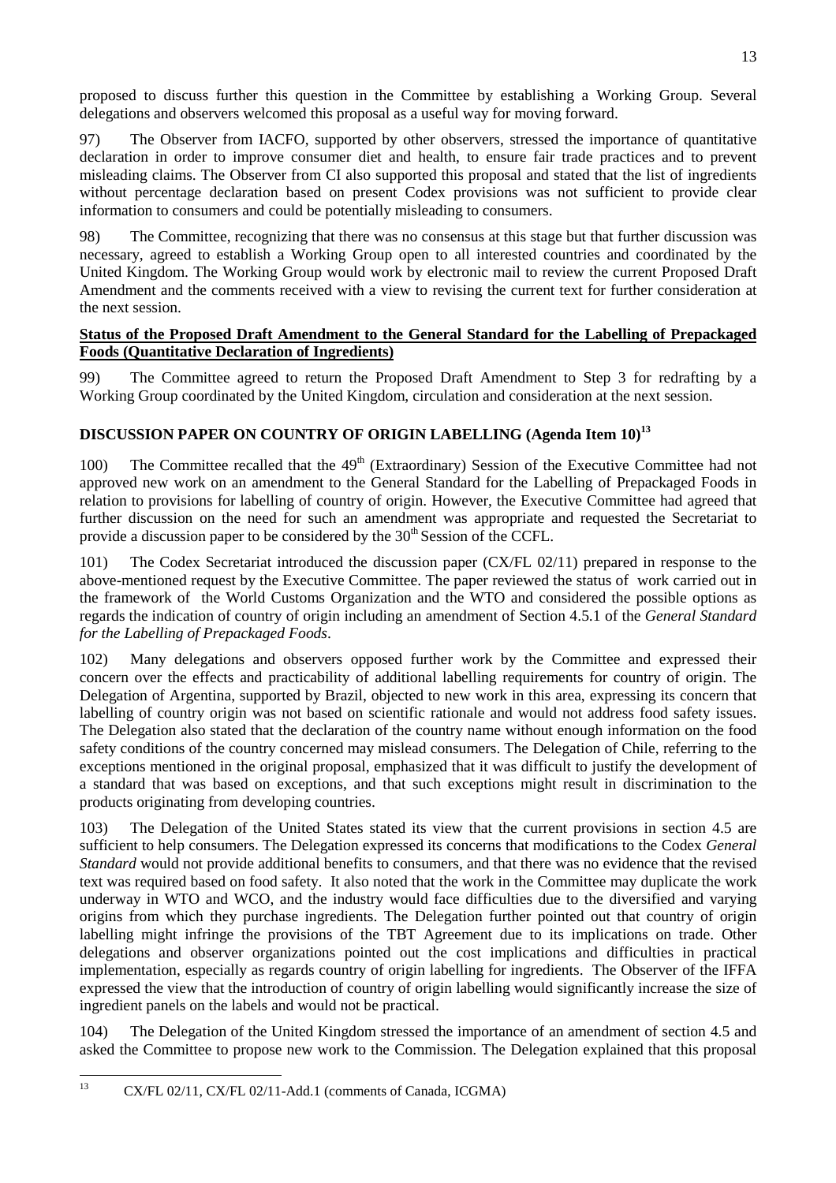proposed to discuss further this question in the Committee by establishing a Working Group. Several delegations and observers welcomed this proposal as a useful way for moving forward.

97) The Observer from IACFO, supported by other observers, stressed the importance of quantitative declaration in order to improve consumer diet and health, to ensure fair trade practices and to prevent misleading claims. The Observer from CI also supported this proposal and stated that the list of ingredients without percentage declaration based on present Codex provisions was not sufficient to provide clear information to consumers and could be potentially misleading to consumers.

98) The Committee, recognizing that there was no consensus at this stage but that further discussion was necessary, agreed to establish a Working Group open to all interested countries and coordinated by the United Kingdom. The Working Group would work by electronic mail to review the current Proposed Draft Amendment and the comments received with a view to revising the current text for further consideration at the next session.

**Status of the Proposed Draft Amendment to the General Standard for the Labelling of Prepackaged Foods (Quantitative Declaration of Ingredients)**

99) The Committee agreed to return the Proposed Draft Amendment to Step 3 for redrafting by a Working Group coordinated by the United Kingdom, circulation and consideration at the next session.

## DISCUSSION PAPER ON COUNTRY OF ORIGIN LABELLING (Agenda Item 10)[13]

100) The Committee recalled that the 49th (Extraordinary) Session of the Executive Committee had not approved new work on an amendment to the General Standard for the Labelling of Prepackaged Foods in relation to provisions for labelling of country of origin. However, the Executive Committee had agreed that further discussion on the need for such an amendment was appropriate and requested the Secretariat to provide a discussion paper to be considered by the 30th Session of the CCFL.

101) The Codex Secretariat introduced the discussion paper (CX/FL 02/11) prepared in response to the above-mentioned request by the Executive Committee. The paper reviewed the status of work carried out in the framework of the World Customs Organization and the WTO and considered the possible options as regards the indication of country of origin including an amendment of Section 4.5.1 of the *General Standard for the Labelling of Prepackaged Foods*.

102) Many delegations and observers opposed further work by the Committee and expressed their concern over the effects and practicability of additional labelling requirements for country of origin. The Delegation of Argentina, supported by Brazil, objected to new work in this area, expressing its concern that labelling of country origin was not based on scientific rationale and would not address food safety issues. The Delegation also stated that the declaration of the country name without enough information on the food safety conditions of the country concerned may mislead consumers. The Delegation of Chile, referring to the exceptions mentioned in the original proposal, emphasized that it was difficult to justify the development of a standard that was based on exceptions, and that such exceptions might result in discrimination to the products originating from developing countries.

103) The Delegation of the United States stated its view that the current provisions in section 4.5 are sufficient to help consumers. The Delegation expressed its concerns that modifications to the Codex *General Standard* would not provide additional benefits to consumers, and that there was no evidence that the revised text was required based on food safety. It also noted that the work in the Committee may duplicate the work underway in WTO and WCO, and the industry would face difficulties due to the diversified and varying origins from which they purchase ingredients. The Delegation further pointed out that country of origin labelling might infringe the provisions of the TBT Agreement due to its implications on trade. Other delegations and observer organizations pointed out the cost implications and difficulties in practical implementation, especially as regards country of origin labelling for ingredients. The Observer of the IFFA expressed the view that the introduction of country of origin labelling would significantly increase the size of ingredient panels on the labels and would not be practical.

104) The Delegation of the United Kingdom stressed the importance of an amendment of section 4.5 and asked the Committee to propose new work to the Commission. The Delegation explained that this proposal

---

[13] CX/FL 02/11, CX/FL 02/11-Add.1 (comments of Canada, ICGMA)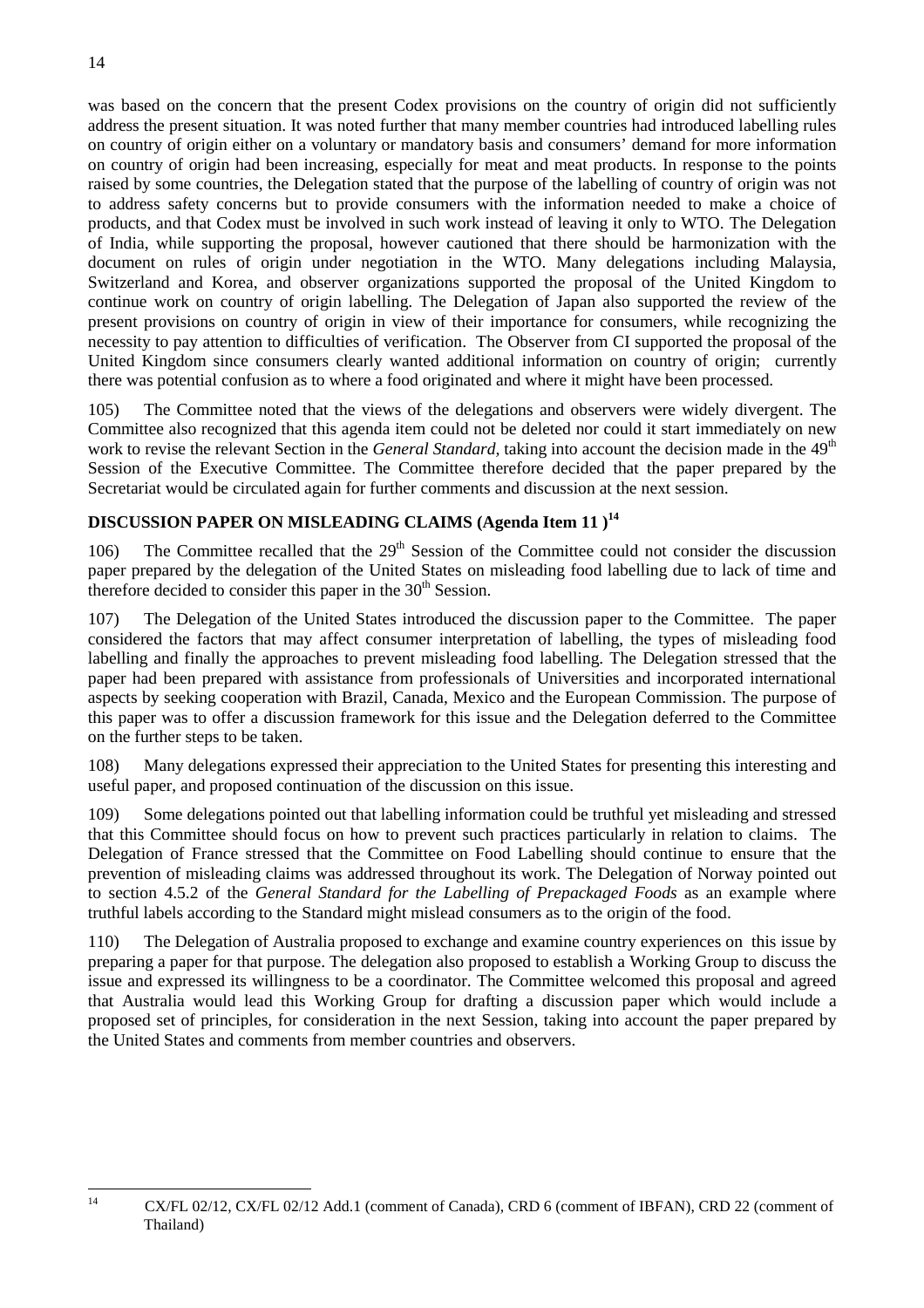was based on the concern that the present Codex provisions on the country of origin did not sufficiently address the present situation. It was noted further that many member countries had introduced labelling rules on country of origin either on a voluntary or mandatory basis and consumers' demand for more information on country of origin had been increasing, especially for meat and meat products. In response to the points raised by some countries, the Delegation stated that the purpose of the labelling of country of origin was not to address safety concerns but to provide consumers with the information needed to make a choice of products, and that Codex must be involved in such work instead of leaving it only to WTO. The Delegation of India, while supporting the proposal, however cautioned that there should be harmonization with the document on rules of origin under negotiation in the WTO. Many delegations including Malaysia, Switzerland and Korea, and observer organizations supported the proposal of the United Kingdom to continue work on country of origin labelling. The Delegation of Japan also supported the review of the present provisions on country of origin in view of their importance for consumers, while recognizing the necessity to pay attention to difficulties of verification. The Observer from CI supported the proposal of the United Kingdom since consumers clearly wanted additional information on country of origin; currently there was potential confusion as to where a food originated and where it might have been processed.

105) The Committee noted that the views of the delegations and observers were widely divergent. The Committee also recognized that this agenda item could not be deleted nor could it start immediately on new work to revise the relevant Section in the *General Standard*, taking into account the decision made in the 49th Session of the Executive Committee. The Committee therefore decided that the paper prepared by the Secretariat would be circulated again for further comments and discussion at the next session.

## DISCUSSION PAPER ON MISLEADING CLAIMS (Agenda Item 11 )[14]

106) The Committee recalled that the 29th Session of the Committee could not consider the discussion paper prepared by the delegation of the United States on misleading food labelling due to lack of time and therefore decided to consider this paper in the 30th Session.

107) The Delegation of the United States introduced the discussion paper to the Committee. The paper considered the factors that may affect consumer interpretation of labelling, the types of misleading food labelling and finally the approaches to prevent misleading food labelling. The Delegation stressed that the paper had been prepared with assistance from professionals of Universities and incorporated international aspects by seeking cooperation with Brazil, Canada, Mexico and the European Commission. The purpose of this paper was to offer a discussion framework for this issue and the Delegation deferred to the Committee on the further steps to be taken.

108) Many delegations expressed their appreciation to the United States for presenting this interesting and useful paper, and proposed continuation of the discussion on this issue.

109) Some delegations pointed out that labelling information could be truthful yet misleading and stressed that this Committee should focus on how to prevent such practices particularly in relation to claims. The Delegation of France stressed that the Committee on Food Labelling should continue to ensure that the prevention of misleading claims was addressed throughout its work. The Delegation of Norway pointed out to section 4.5.2 of the *General Standard for the Labelling of Prepackaged Foods* as an example where truthful labels according to the Standard might mislead consumers as to the origin of the food.

110) The Delegation of Australia proposed to exchange and examine country experiences on this issue by preparing a paper for that purpose. The delegation also proposed to establish a Working Group to discuss the issue and expressed its willingness to be a coordinator. The Committee welcomed this proposal and agreed that Australia would lead this Working Group for drafting a discussion paper which would include a proposed set of principles, for consideration in the next Session, taking into account the paper prepared by the United States and comments from member countries and observers.

---

[14] CX/FL 02/12, CX/FL 02/12 Add.1 (comment of Canada), CRD 6 (comment of IBFAN), CRD 22 (comment of Thailand)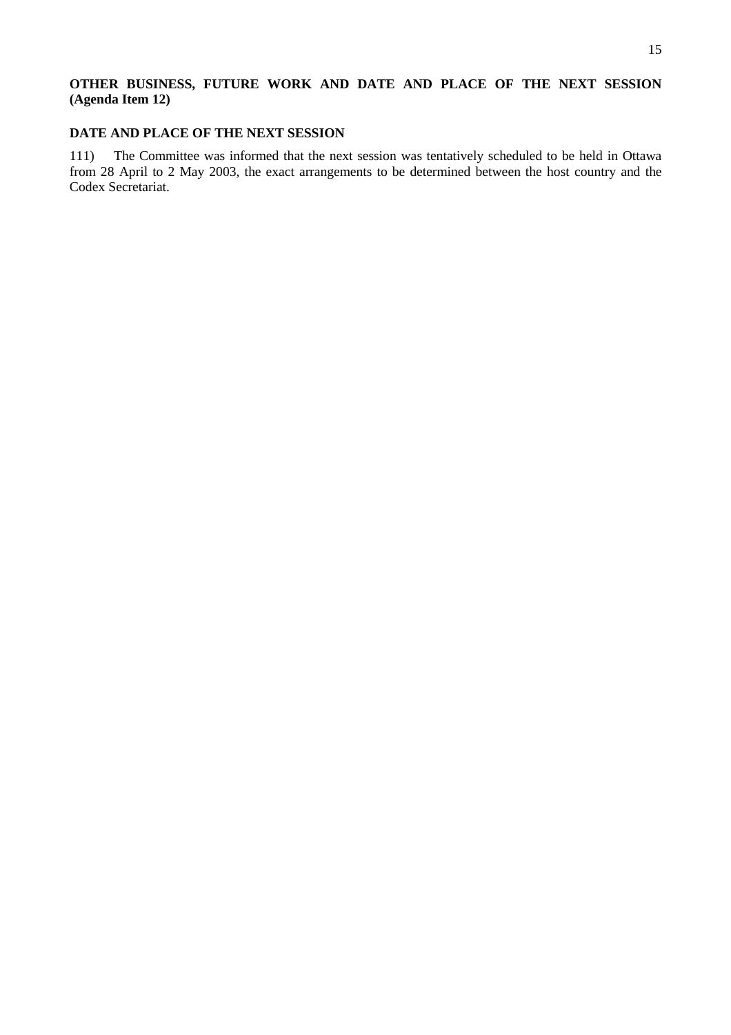## OTHER BUSINESS, FUTURE WORK AND DATE AND PLACE OF THE NEXT SESSION (Agenda Item 12)

### DATE AND PLACE OF THE NEXT SESSION

111) The Committee was informed that the next session was tentatively scheduled to be held in Ottawa from 28 April to 2 May 2003, the exact arrangements to be determined between the host country and the Codex Secretariat.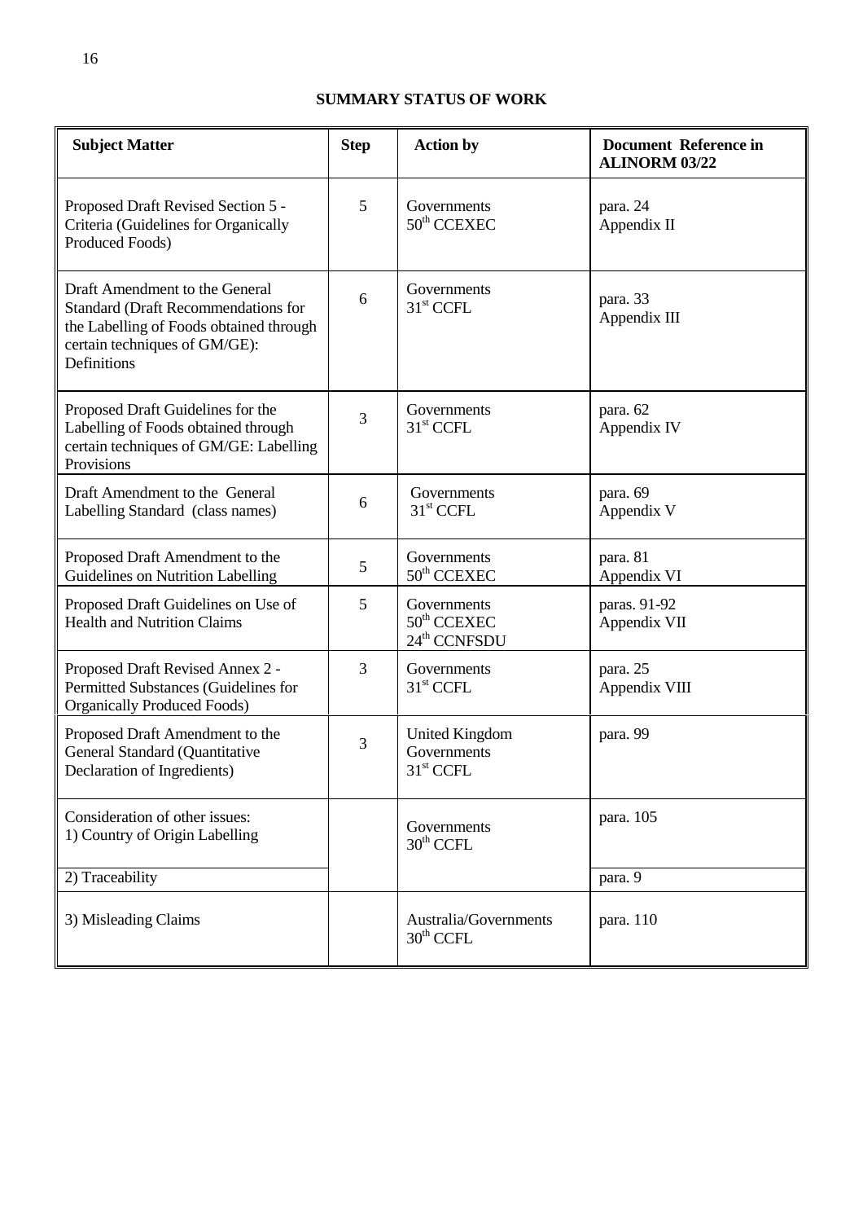**SUMMARY STATUS OF WORK**

| Subject Matter | Step | Action by | Document Reference in ALINORM 03/22 |
|---|---|---|---|
| Proposed Draft Revised Section 5 - Criteria (Guidelines for Organically Produced Foods) | 5 | Governments 50th CCEXEC | para. 24 Appendix II |
| Draft Amendment to the General Standard (Draft Recommendations for the Labelling of Foods obtained through certain techniques of GM/GE): Definitions | 6 | Governments 31st CCFL | para. 33 Appendix III |
| Proposed Draft Guidelines for the Labelling of Foods obtained through certain techniques of GM/GE: Labelling Provisions | 3 | Governments 31st CCFL | para. 62 Appendix IV |
| Draft Amendment to the General Labelling Standard (class names) | 6 | Governments 31st CCFL | para. 69 Appendix V |
| Proposed Draft Amendment to the Guidelines on Nutrition Labelling | 5 | Governments 50th CCEXEC | para. 81 Appendix VI |
| Proposed Draft Guidelines on Use of Health and Nutrition Claims | 5 | Governments 50th CCEXEC 24th CCNFSDU | paras. 91-92 Appendix VII |
| Proposed Draft Revised Annex 2 - Permitted Substances (Guidelines for Organically Produced Foods) | 3 | Governments 31st CCFL | para. 25 Appendix VIII |
| Proposed Draft Amendment to the General Standard (Quantitative Declaration of Ingredients) | 3 | United Kingdom Governments 31st CCFL | para. 99 |
| Consideration of other issues: 1) Country of Origin Labelling | | Governments 30th CCFL | para. 105 |
| 2) Traceability | | | para. 9 |
| 3) Misleading Claims | | Australia/Governments 30th CCFL | para. 110 |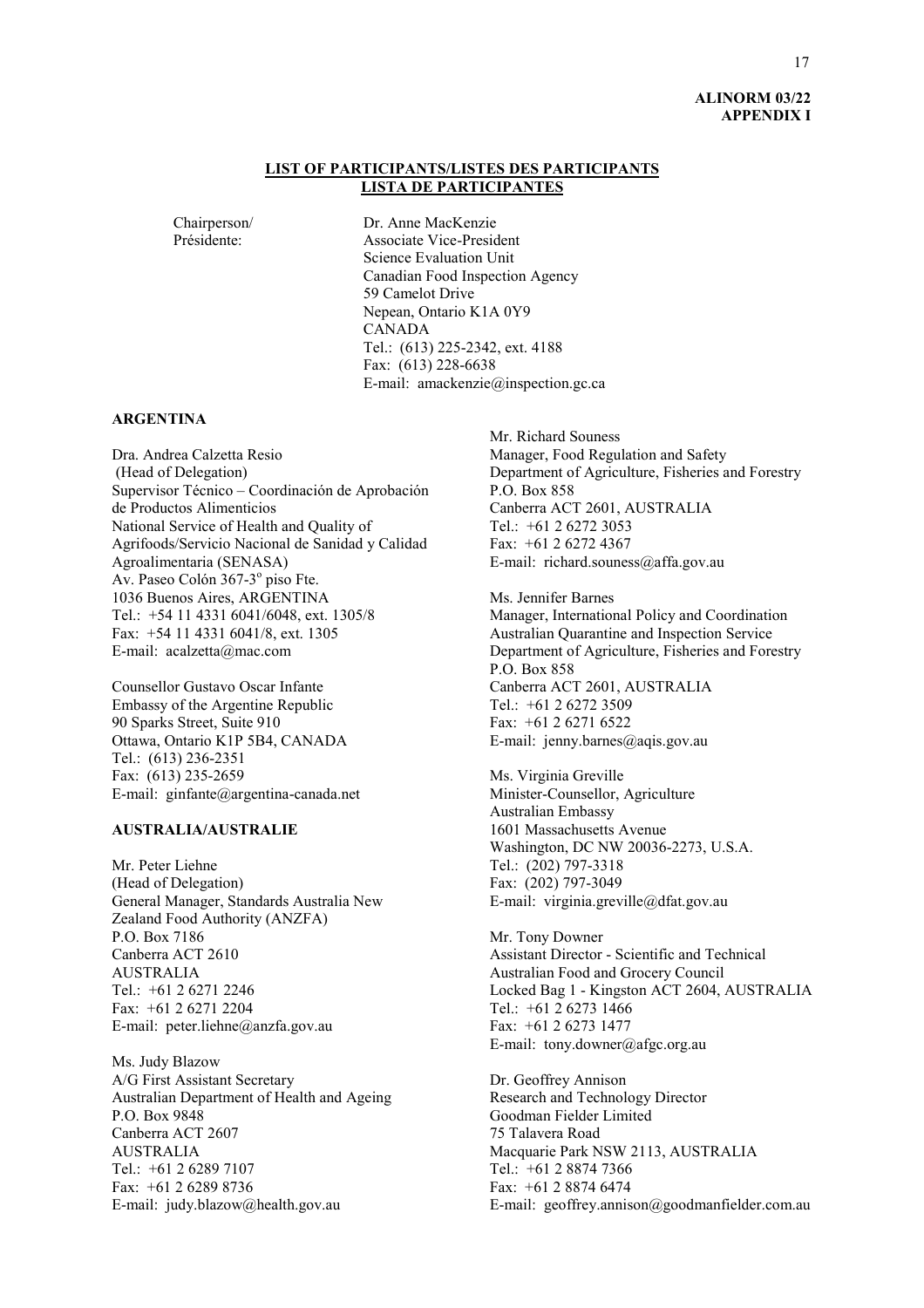**ALINORM 03/22**
**APPENDIX I**

## LIST OF PARTICIPANTS/LISTES DES PARTICIPANTS
## LISTA DE PARTICIPANTES

Chairperson/
Présidente:

Dr. Anne MacKenzie
Associate Vice-President
Science Evaluation Unit
Canadian Food Inspection Agency
59 Camelot Drive
Nepean, Ontario K1A 0Y9
CANADA
Tel.: (613) 225-2342, ext. 4188
Fax: (613) 228-6638
E-mail: amackenzie@inspection.gc.ca

**ARGENTINA**

Dra. Andrea Calzetta Resio
(Head of Delegation)
Supervisor Técnico – Coordinación de Aprobación de Productos Alimenticios
National Service of Health and Quality of Agrifoods/Servicio Nacional de Sanidad y Calidad Agroalimentaria (SENASA)
Av. Paseo Colón 367-3º piso Fte.
1036 Buenos Aires, ARGENTINA
Tel.: +54 11 4331 6041/6048, ext. 1305/8
Fax: +54 11 4331 6041/8, ext. 1305
E-mail: acalzetta@mac.com

Counsellor Gustavo Oscar Infante
Embassy of the Argentine Republic
90 Sparks Street, Suite 910
Ottawa, Ontario K1P 5B4, CANADA
Tel.: (613) 236-2351
Fax: (613) 235-2659
E-mail: ginfante@argentina-canada.net

**AUSTRALIA/AUSTRALIE**

Mr. Peter Liehne
(Head of Delegation)
General Manager, Standards Australia New Zealand Food Authority (ANZFA)
P.O. Box 7186
Canberra ACT 2610
AUSTRALIA
Tel.: +61 2 6271 2246
Fax: +61 2 6271 2204
E-mail: peter.liehne@anzfa.gov.au

Ms. Judy Blazow
A/G First Assistant Secretary
Australian Department of Health and Ageing
P.O. Box 9848
Canberra ACT 2607
AUSTRALIA
Tel.: +61 2 6289 7107
Fax: +61 2 6289 8736
E-mail: judy.blazow@health.gov.au

Mr. Richard Souness
Manager, Food Regulation and Safety
Department of Agriculture, Fisheries and Forestry
P.O. Box 858
Canberra ACT 2601, AUSTRALIA
Tel.: +61 2 6272 3053
Fax: +61 2 6272 4367
E-mail: richard.souness@affa.gov.au

Ms. Jennifer Barnes
Manager, International Policy and Coordination
Australian Quarantine and Inspection Service
Department of Agriculture, Fisheries and Forestry
P.O. Box 858
Canberra ACT 2601, AUSTRALIA
Tel.: +61 2 6272 3509
Fax: +61 2 6271 6522
E-mail: jenny.barnes@aqis.gov.au

Ms. Virginia Greville
Minister-Counsellor, Agriculture
Australian Embassy
1601 Massachusetts Avenue
Washington, DC NW 20036-2273, U.S.A.
Tel.: (202) 797-3318
Fax: (202) 797-3049
E-mail: virginia.greville@dfat.gov.au

Mr. Tony Downer
Assistant Director - Scientific and Technical
Australian Food and Grocery Council
Locked Bag 1 - Kingston ACT 2604, AUSTRALIA
Tel.: +61 2 6273 1466
Fax: +61 2 6273 1477
E-mail: tony.downer@afgc.org.au

Dr. Geoffrey Annison
Research and Technology Director
Goodman Fielder Limited
75 Talavera Road
Macquarie Park NSW 2113, AUSTRALIA
Tel.: +61 2 8874 7366
Fax: +61 2 8874 6474
E-mail: geoffrey.annison@goodmanfielder.com.au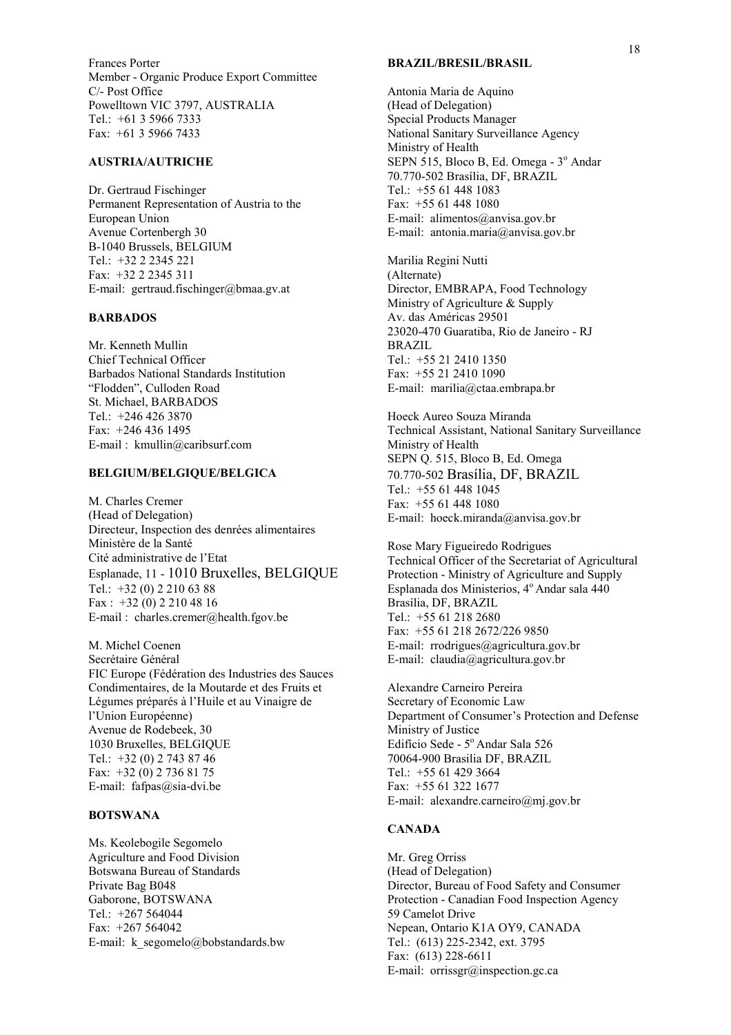Frances Porter
Member - Organic Produce Export Committee
C/- Post Office
Powelltown VIC 3797, AUSTRALIA
Tel.: +61 3 5966 7333
Fax: +61 3 5966 7433

**AUSTRIA/AUTRICHE**

Dr. Gertraud Fischinger
Permanent Representation of Austria to the European Union
Avenue Cortenbergh 30
B-1040 Brussels, BELGIUM
Tel.: +32 2 2345 221
Fax: +32 2 2345 311
E-mail: gertraud.fischinger@bmaa.gv.at

**BARBADOS**

Mr. Kenneth Mullin
Chief Technical Officer
Barbados National Standards Institution
"Flodden", Culloden Road
St. Michael, BARBADOS
Tel.: +246 426 3870
Fax: +246 436 1495
E-mail : kmullin@caribsurf.com

**BELGIUM/BELGIQUE/BELGICA**

M. Charles Cremer
(Head of Delegation)
Directeur, Inspection des denrées alimentaires
Ministère de la Santé
Cité administrative de l'Etat
Esplanade, 11 - 1010 Bruxelles, BELGIQUE
Tel.: +32 (0) 2 210 63 88
Fax : +32 (0) 2 210 48 16
E-mail : charles.cremer@health.fgov.be

M. Michel Coenen
Secrétaire Général
FIC Europe (Fédération des Industries des Sauces Condimentaires, de la Moutarde et des Fruits et Légumes préparés à l'Huile et au Vinaigre de l'Union Européenne)
Avenue de Rodebeek, 30
1030 Bruxelles, BELGIQUE
Tel.: +32 (0) 2 743 87 46
Fax: +32 (0) 2 736 81 75
E-mail: fafpas@sia-dvi.be

**BOTSWANA**

Ms. Keolebogile Segomelo
Agriculture and Food Division
Botswana Bureau of Standards
Private Bag B048
Gaborone, BOTSWANA
Tel.: +267 564044
Fax: +267 564042
E-mail: k_segomelo@bobstandards.bw

**BRAZIL/BRESIL/BRASIL**

Antonia Maria de Aquino
(Head of Delegation)
Special Products Manager
National Sanitary Surveillance Agency
Ministry of Health
SEPN 515, Bloco B, Ed. Omega - 3º Andar
70.770-502 Brasília, DF, BRAZIL
Tel.: +55 61 448 1083
Fax: +55 61 448 1080
E-mail: alimentos@anvisa.gov.br
E-mail: antonia.maria@anvisa.gov.br

Marilia Regini Nutti
(Alternate)
Director, EMBRAPA, Food Technology
Ministry of Agriculture & Supply
Av. das Américas 29501
23020-470 Guaratiba, Rio de Janeiro - RJ
BRAZIL
Tel.: +55 21 2410 1350
Fax: +55 21 2410 1090
E-mail: marilia@ctaa.embrapa.br

Hoeck Aureo Souza Miranda
Technical Assistant, National Sanitary Surveillance
Ministry of Health
SEPN Q. 515, Bloco B, Ed. Omega
70.770-502 Brasília, DF, BRAZIL
Tel.: +55 61 448 1045
Fax: +55 61 448 1080
E-mail: hoeck.miranda@anvisa.gov.br

Rose Mary Figueiredo Rodrigues
Technical Officer of the Secretariat of Agricultural Protection - Ministry of Agriculture and Supply
Esplanada dos Ministerios, 4º Andar sala 440
Brasília, DF, BRAZIL
Tel.: +55 61 218 2680
Fax: +55 61 218 2672/226 9850
E-mail: rrodrigues@agricultura.gov.br
E-mail: claudia@agricultura.gov.br

Alexandre Carneiro Pereira
Secretary of Economic Law
Department of Consumer's Protection and Defense
Ministry of Justice
Edifício Sede - 5º Andar Sala 526
70064-900 Brasilia DF, BRAZIL
Tel.: +55 61 429 3664
Fax: +55 61 322 1677
E-mail: alexandre.carneiro@mj.gov.br

**CANADA**

Mr. Greg Orriss
(Head of Delegation)
Director, Bureau of Food Safety and Consumer Protection - Canadian Food Inspection Agency
59 Camelot Drive
Nepean, Ontario K1A OY9, CANADA
Tel.: (613) 225-2342, ext. 3795
Fax: (613) 228-6611
E-mail: orrissgr@inspection.gc.ca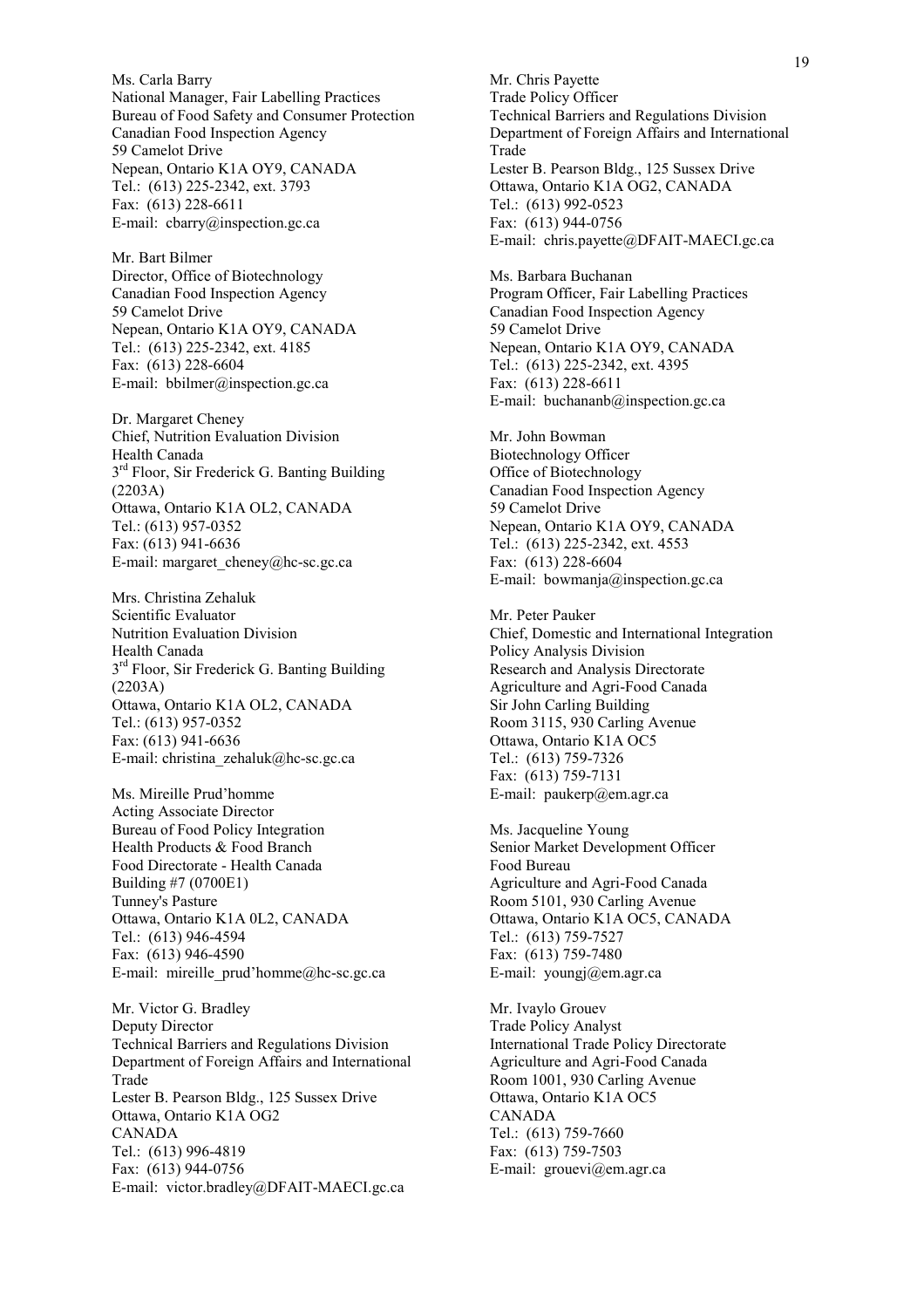Ms. Carla Barry
National Manager, Fair Labelling Practices
Bureau of Food Safety and Consumer Protection
Canadian Food Inspection Agency
59 Camelot Drive
Nepean, Ontario K1A OY9, CANADA
Tel.: (613) 225-2342, ext. 3793
Fax: (613) 228-6611
E-mail: cbarry@inspection.gc.ca

Mr. Bart Bilmer
Director, Office of Biotechnology
Canadian Food Inspection Agency
59 Camelot Drive
Nepean, Ontario K1A OY9, CANADA
Tel.: (613) 225-2342, ext. 4185
Fax: (613) 228-6604
E-mail: bbilmer@inspection.gc.ca

Dr. Margaret Cheney
Chief, Nutrition Evaluation Division
Health Canada
3rd Floor, Sir Frederick G. Banting Building (2203A)
Ottawa, Ontario K1A OL2, CANADA
Tel.: (613) 957-0352
Fax: (613) 941-6636
E-mail: margaret_cheney@hc-sc.gc.ca

Mrs. Christina Zehaluk
Scientific Evaluator
Nutrition Evaluation Division
Health Canada
3rd Floor, Sir Frederick G. Banting Building (2203A)
Ottawa, Ontario K1A OL2, CANADA
Tel.: (613) 957-0352
Fax: (613) 941-6636
E-mail: christina_zehaluk@hc-sc.gc.ca

Ms. Mireille Prud'homme
Acting Associate Director
Bureau of Food Policy Integration
Health Products & Food Branch
Food Directorate - Health Canada
Building #7 (0700E1)
Tunney's Pasture
Ottawa, Ontario K1A 0L2, CANADA
Tel.: (613) 946-4594
Fax: (613) 946-4590
E-mail: mireille_prud'homme@hc-sc.gc.ca

Mr. Victor G. Bradley
Deputy Director
Technical Barriers and Regulations Division
Department of Foreign Affairs and International Trade
Lester B. Pearson Bldg., 125 Sussex Drive
Ottawa, Ontario K1A OG2
CANADA
Tel.: (613) 996-4819
Fax: (613) 944-0756
E-mail: victor.bradley@DFAIT-MAECI.gc.ca

Mr. Chris Payette
Trade Policy Officer
Technical Barriers and Regulations Division
Department of Foreign Affairs and International Trade
Lester B. Pearson Bldg., 125 Sussex Drive
Ottawa, Ontario K1A OG2, CANADA
Tel.: (613) 992-0523
Fax: (613) 944-0756
E-mail: chris.payette@DFAIT-MAECI.gc.ca

Ms. Barbara Buchanan
Program Officer, Fair Labelling Practices
Canadian Food Inspection Agency
59 Camelot Drive
Nepean, Ontario K1A OY9, CANADA
Tel.: (613) 225-2342, ext. 4395
Fax: (613) 228-6611
E-mail: buchananb@inspection.gc.ca

Mr. John Bowman
Biotechnology Officer
Office of Biotechnology
Canadian Food Inspection Agency
59 Camelot Drive
Nepean, Ontario K1A OY9, CANADA
Tel.: (613) 225-2342, ext. 4553
Fax: (613) 228-6604
E-mail: bowmanja@inspection.gc.ca

Mr. Peter Pauker
Chief, Domestic and International Integration
Policy Analysis Division
Research and Analysis Directorate
Agriculture and Agri-Food Canada
Sir John Carling Building
Room 3115, 930 Carling Avenue
Ottawa, Ontario K1A OC5
Tel.: (613) 759-7326
Fax: (613) 759-7131
E-mail: paukerp@em.agr.ca

Ms. Jacqueline Young
Senior Market Development Officer
Food Bureau
Agriculture and Agri-Food Canada
Room 5101, 930 Carling Avenue
Ottawa, Ontario K1A OC5, CANADA
Tel.: (613) 759-7527
Fax: (613) 759-7480
E-mail: youngj@em.agr.ca

Mr. Ivaylo Grouev
Trade Policy Analyst
International Trade Policy Directorate
Agriculture and Agri-Food Canada
Room 1001, 930 Carling Avenue
Ottawa, Ontario K1A OC5
CANADA
Tel.: (613) 759-7660
Fax: (613) 759-7503
E-mail: grouevi@em.agr.ca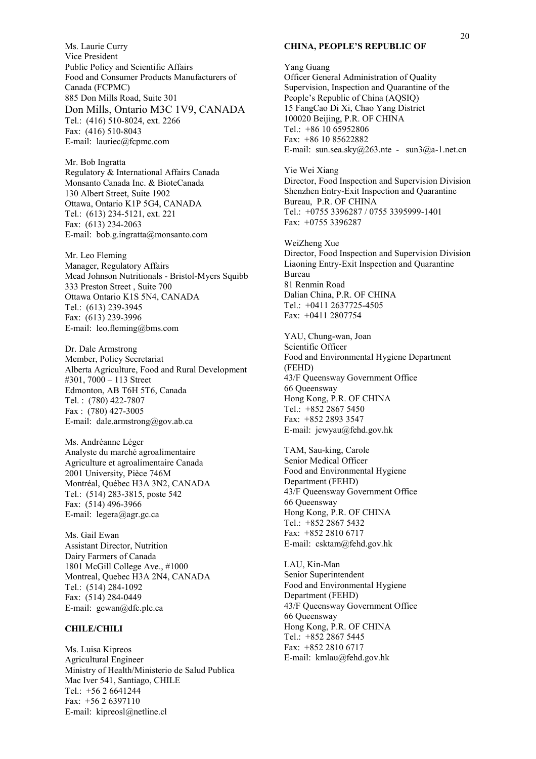Ms. Laurie Curry
Vice President
Public Policy and Scientific Affairs
Food and Consumer Products Manufacturers of Canada (FCPMC)
885 Don Mills Road, Suite 301
Don Mills, Ontario M3C 1V9, CANADA
Tel.: (416) 510-8024, ext. 2266
Fax: (416) 510-8043
E-mail: lauriec@fcpmc.com

Mr. Bob Ingratta
Regulatory & International Affairs Canada
Monsanto Canada Inc. & BioteCanada
130 Albert Street, Suite 1902
Ottawa, Ontario K1P 5G4, CANADA
Tel.: (613) 234-5121, ext. 221
Fax: (613) 234-2063
E-mail: bob.g.ingratta@monsanto.com

Mr. Leo Fleming
Manager, Regulatory Affairs
Mead Johnson Nutritionals - Bristol-Myers Squibb
333 Preston Street , Suite 700
Ottawa Ontario K1S 5N4, CANADA
Tel.: (613) 239-3945
Fax: (613) 239-3996
E-mail: leo.fleming@bms.com

Dr. Dale Armstrong
Member, Policy Secretariat
Alberta Agriculture, Food and Rural Development
#301, 7000 – 113 Street
Edmonton, AB T6H 5T6, Canada
Tel. : (780) 422-7807
Fax : (780) 427-3005
E-mail: dale.armstrong@gov.ab.ca

Ms. Andréanne Léger
Analyste du marché agroalimentaire
Agriculture et agroalimentaire Canada
2001 University, Pièce 746M
Montréal, Québec H3A 3N2, CANADA
Tel.: (514) 283-3815, poste 542
Fax: (514) 496-3966
E-mail: legera@agr.gc.ca

Ms. Gail Ewan
Assistant Director, Nutrition
Dairy Farmers of Canada
1801 McGill College Ave., #1000
Montreal, Quebec H3A 2N4, CANADA
Tel.: (514) 284-1092
Fax: (514) 284-0449
E-mail: gewan@dfc.plc.ca

**CHILE/CHILI**

Ms. Luisa Kipreos
Agricultural Engineer
Ministry of Health/Ministerio de Salud Publica
Mac Iver 541, Santiago, CHILE
Tel.: +56 2 6641244
Fax: +56 2 6397110
E-mail: kipreosl@netline.cl

**CHINA, PEOPLE'S REPUBLIC OF**

Yang Guang
Officer General Administration of Quality Supervision, Inspection and Quarantine of the People's Republic of China (AQSIQ)
15 FangCao Di Xi, Chao Yang District
100020 Beijing, P.R. OF CHINA
Tel.: +86 10 65952806
Fax: +86 10 85622882
E-mail: sun.sea.sky@263.nte - sun3@a-1.net.cn

Yie Wei Xiang
Director, Food Inspection and Supervision Division
Shenzhen Entry-Exit Inspection and Quarantine Bureau, P.R. OF CHINA
Tel.: +0755 3396287 / 0755 3395999-1401
Fax: +0755 3396287

WeiZheng Xue
Director, Food Inspection and Supervision Division
Liaoning Entry-Exit Inspection and Quarantine Bureau
81 Renmin Road
Dalian China, P.R. OF CHINA
Tel.: +0411 2637725-4505
Fax: +0411 2807754

YAU, Chung-wan, Joan
Scientific Officer
Food and Environmental Hygiene Department (FEHD)
43/F Queensway Government Office
66 Queensway
Hong Kong, P.R. OF CHINA
Tel.: +852 2867 5450
Fax: +852 2893 3547
E-mail: jcwyau@fehd.gov.hk

TAM, Sau-king, Carole
Senior Medical Officer
Food and Environmental Hygiene Department (FEHD)
43/F Queensway Government Office
66 Queensway
Hong Kong, P.R. OF CHINA
Tel.: +852 2867 5432
Fax: +852 2810 6717
E-mail: csktam@fehd.gov.hk

LAU, Kin-Man
Senior Superintendent
Food and Environmental Hygiene Department (FEHD)
43/F Queensway Government Office
66 Queensway
Hong Kong, P.R. OF CHINA
Tel.: +852 2867 5445
Fax: +852 2810 6717
E-mail: kmlau@fehd.gov.hk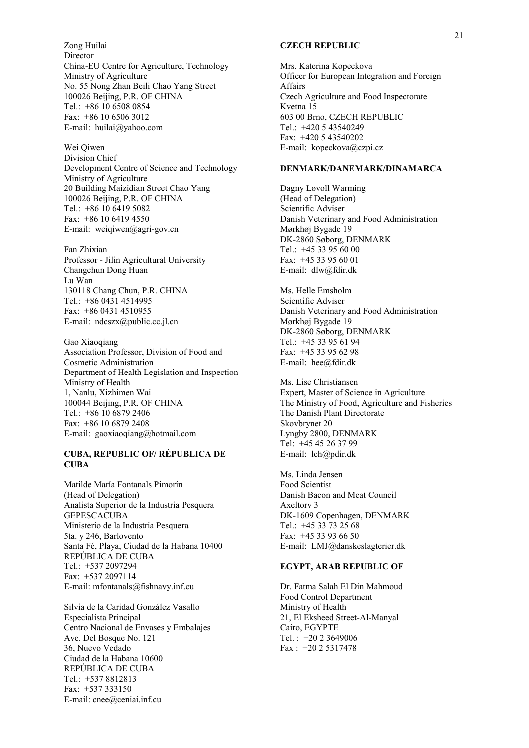Zong Huilai
Director
China-EU Centre for Agriculture, Technology
Ministry of Agriculture
No. 55 Nong Zhan Beili Chao Yang Street
100026 Beijing, P.R. OF CHINA
Tel.: +86 10 6508 0854
Fax: +86 10 6506 3012
E-mail: huilai@yahoo.com

Wei Qiwen
Division Chief
Development Centre of Science and Technology
Ministry of Agriculture
20 Building Maizidian Street Chao Yang
100026 Beijing, P.R. OF CHINA
Tel.: +86 10 6419 5082
Fax: +86 10 6419 4550
E-mail: weiqiwen@agri-gov.cn

Fan Zhixian
Professor - Jilin Agricultural University
Changchun Dong Huan
Lu Wan
130118 Chang Chun, P.R. CHINA
Tel.: +86 0431 4514995
Fax: +86 0431 4510955
E-mail: ndcszx@public.cc.jl.cn

Gao Xiaoqiang
Association Professor, Division of Food and Cosmetic Administration
Department of Health Legislation and Inspection
Ministry of Health
1, Nanlu, Xizhimen Wai
100044 Beijing, P.R. OF CHINA
Tel.: +86 10 6879 2406
Fax: +86 10 6879 2408
E-mail: gaoxiaoqiang@hotmail.com

**CUBA, REPUBLIC OF/ RÉPUBLICA DE CUBA**

Matilde María Fontanals Pimorín
(Head of Delegation)
Analista Superior de la Industria Pesquera
GEPESCACUBA
Ministerio de la Industria Pesquera
5ta. y 246, Barlovento
Santa Fé, Playa, Ciudad de la Habana 10400
REPÚBLICA DE CUBA
Tel.: +537 2097294
Fax: +537 2097114
E-mail: mfontanals@fishnavy.inf.cu

Silvia de la Caridad González Vasallo
Especialista Principal
Centro Nacional de Envases y Embalajes
Ave. Del Bosque No. 121
36, Nuevo Vedado
Ciudad de la Habana 10600
REPÚBLICA DE CUBA
Tel.: +537 8812813
Fax: +537 333150
E-mail: cnee@ceniai.inf.cu

**CZECH REPUBLIC**

Mrs. Katerina Kopeckova
Officer for European Integration and Foreign Affairs
Czech Agriculture and Food Inspectorate
Kvetna 15
603 00 Brno, CZECH REPUBLIC
Tel.: +420 5 43540249
Fax: +420 5 43540202
E-mail: kopeckova@czpi.cz

**DENMARK/DANEMARK/DINAMARCA**

Dagny Løvoll Warming
(Head of Delegation)
Scientific Adviser
Danish Veterinary and Food Administration
Mørkhøj Bygade 19
DK-2860 Søborg, DENMARK
Tel.: +45 33 95 60 00
Fax: +45 33 95 60 01
E-mail: dlw@fdir.dk

Ms. Helle Emsholm
Scientific Adviser
Danish Veterinary and Food Administration
Mørkhøj Bygade 19
DK-2860 Søborg, DENMARK
Tel.: +45 33 95 61 94
Fax: +45 33 95 62 98
E-mail: hee@fdir.dk

Ms. Lise Christiansen
Expert, Master of Science in Agriculture
The Ministry of Food, Agriculture and Fisheries
The Danish Plant Directorate
Skovbrynet 20
Lyngby 2800, DENMARK
Tel: +45 45 26 37 99
E-mail: lch@pdir.dk

Ms. Linda Jensen
Food Scientist
Danish Bacon and Meat Council
Axeltorv 3
DK-1609 Copenhagen, DENMARK
Tel.: +45 33 73 25 68
Fax: +45 33 93 66 50
E-mail: LMJ@danskeslagterier.dk

**EGYPT, ARAB REPUBLIC OF**

Dr. Fatma Salah El Din Mahmoud
Food Control Department
Ministry of Health
21, El Eksheed Street-Al-Manyal
Cairo, EGYPTE
Tel. : +20 2 3649006
Fax : +20 2 5317478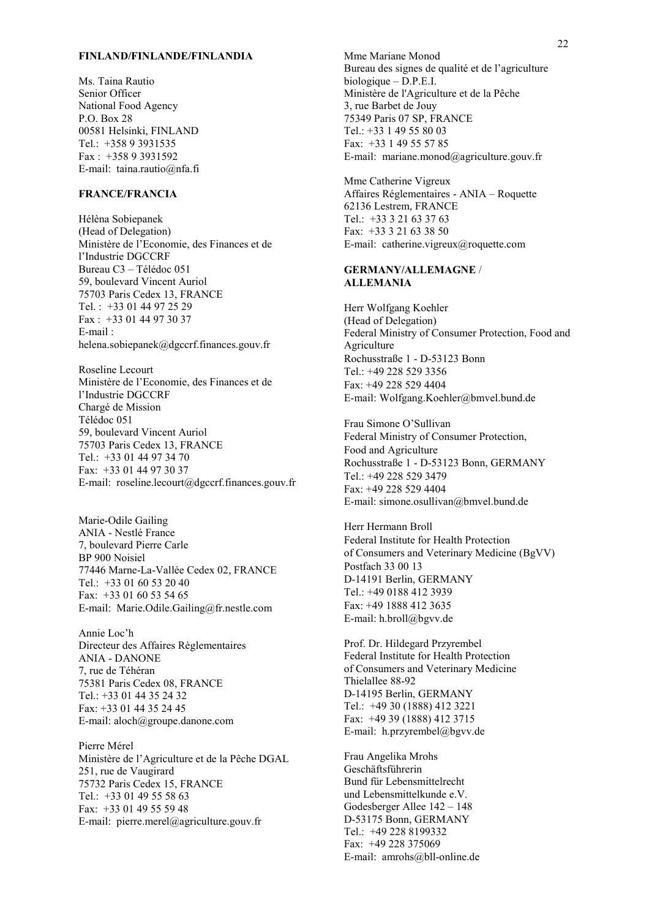**FINLAND/FINLANDE/FINLANDIA**

Ms. Taina Rautio
Senior Officer
National Food Agency
P.O. Box 28
00581 Helsinki, FINLAND
Tel.: +358 9 3931535
Fax : +358 9 3931592
E-mail: taina.rautio@nfa.fi

**FRANCE/FRANCIA**

Hélèna Sobiepanek
(Head of Delegation)
Ministère de l'Economie, des Finances et de l'Industrie DGCCRF
Bureau C3 – Télédoc 051
59, boulevard Vincent Auriol
75703 Paris Cedex 13, FRANCE
Tel. : +33 01 44 97 25 29
Fax : +33 01 44 97 30 37
E-mail :
helena.sobiepanek@dgccrf.finances.gouv.fr

Roseline Lecourt
Ministère de l'Economie, des Finances et de l'Industrie DGCCRF
Chargé de Mission
Télédoc 051
59, boulevard Vincent Auriol
75703 Paris Cedex 13, FRANCE
Tel.: +33 01 44 97 34 70
Fax: +33 01 44 97 30 37
E-mail: roseline.lecourt@dgccrf.finances.gouv.fr

Marie-Odile Gailing
ANIA - Nestlé France
7, boulevard Pierre Carle
BP 900 Noisiel
77446 Marne-La-Vallée Cedex 02, FRANCE
Tel.: +33 01 60 53 20 40
Fax: +33 01 60 53 54 65
E-mail: Marie.Odile.Gailing@fr.nestle.com

Annie Loc'h
Directeur des Affaires Règlementaires
ANIA - DANONE
7, rue de Téhéran
75381 Paris Cedex 08, FRANCE
Tel.: +33 01 44 35 24 32
Fax: +33 01 44 35 24 45
E-mail: aloch@groupe.danone.com

Pierre Mérel
Ministère de l'Agriculture et de la Pêche DGAL
251, rue de Vaugirard
75732 Paris Cedex 15, FRANCE
Tel.: +33 01 49 55 58 63
Fax: +33 01 49 55 59 48
E-mail: pierre.merel@agriculture.gouv.fr

Mme Mariane Monod
Bureau des signes de qualité et de l'agriculture biologique – D.P.E.I.
Ministère de l'Agriculture et de la Pêche
3, rue Barbet de Jouy
75349 Paris 07 SP, FRANCE
Tel.: +33 1 49 55 80 03
Fax: +33 1 49 55 57 85
E-mail: mariane.monod@agriculture.gouv.fr

Mme Catherine Vigreux
Affaires Réglementaires - ANIA – Roquette
62136 Lestrem, FRANCE
Tel.: +33 3 21 63 37 63
Fax: +33 3 21 63 38 50
E-mail: catherine.vigreux@roquette.com

**GERMANY/ALLEMAGNE / ALLEMANIA**

Herr Wolfgang Koehler
(Head of Delegation)
Federal Ministry of Consumer Protection, Food and Agriculture
Rochusstraße 1 - D-53123 Bonn
Tel.: +49 228 529 3356
Fax: +49 228 529 4404
E-mail: Wolfgang.Koehler@bmvel.bund.de

Frau Simone O'Sullivan
Federal Ministry of Consumer Protection, Food and Agriculture
Rochusstraße 1 - D-53123 Bonn, GERMANY
Tel.: +49 228 529 3479
Fax: +49 228 529 4404
E-mail: simone.osullivan@bmvel.bund.de

Herr Hermann Broll
Federal Institute for Health Protection of Consumers and Veterinary Medicine (BgVV)
Postfach 33 00 13
D-14191 Berlin, GERMANY
Tel.: +49 0188 412 3939
Fax: +49 1888 412 3635
E-mail: h.broll@bgvv.de

Prof. Dr. Hildegard Przyrembel
Federal Institute for Health Protection of Consumers and Veterinary Medicine
Thielallee 88-92
D-14195 Berlin, GERMANY
Tel.: +49 30 (1888) 412 3221
Fax: +49 39 (1888) 412 3715
E-mail: h.przyrembel@bgvv.de

Frau Angelika Mrohs
Geschäftsführerin
Bund für Lebensmittelrecht und Lebensmittelkunde e.V.
Godesberger Allee 142 – 148
D-53175 Bonn, GERMANY
Tel.: +49 228 8199332
Fax: +49 228 375069
E-mail: amrohs@bll-online.de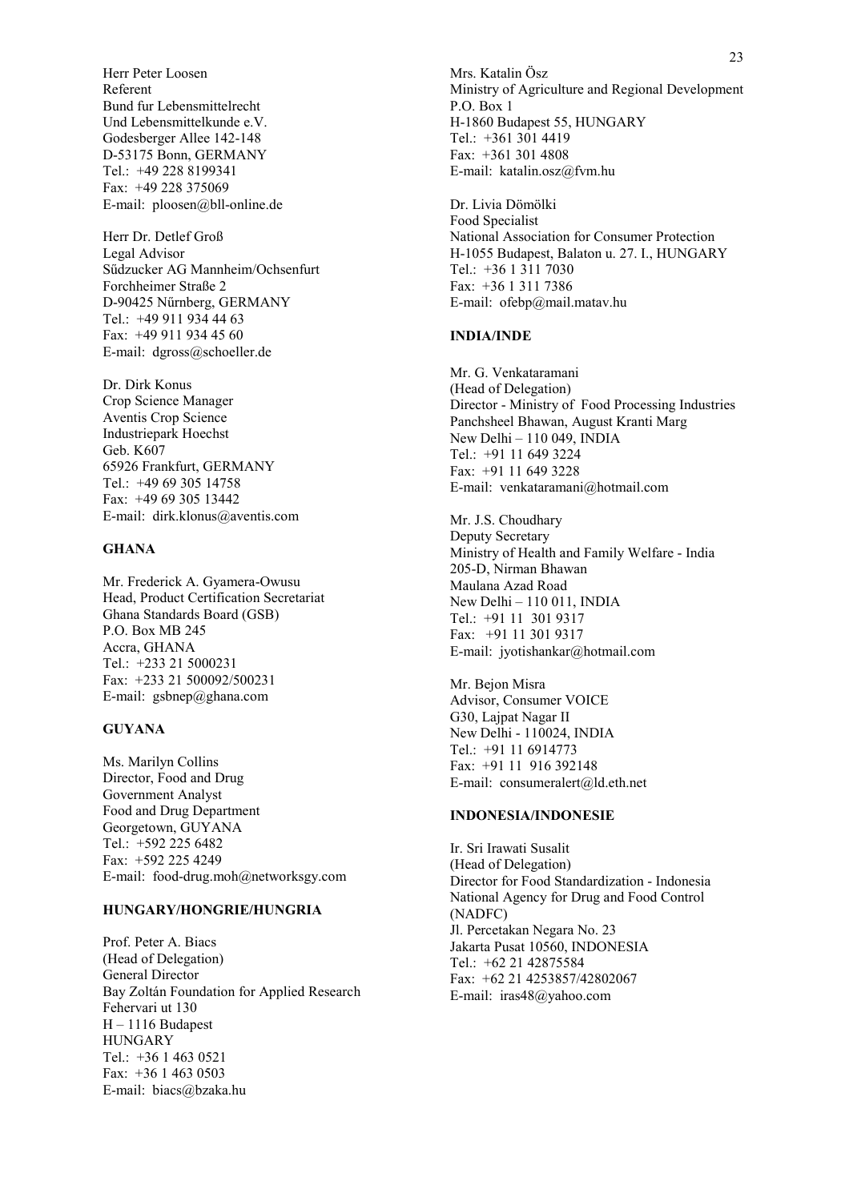Herr Peter Loosen
Referent
Bund fur Lebensmittelrecht
Und Lebensmittelkunde e.V.
Godesberger Allee 142-148
D-53175 Bonn, GERMANY
Tel.: +49 228 8199341
Fax: +49 228 375069
E-mail: ploosen@bll-online.de

Herr Dr. Detlef Groß
Legal Advisor
Sűdzucker AG Mannheim/Ochsenfurt
Forchheimer Straße 2
D-90425 Nűrnberg, GERMANY
Tel.: +49 911 934 44 63
Fax: +49 911 934 45 60
E-mail: dgross@schoeller.de

Dr. Dirk Konus
Crop Science Manager
Aventis Crop Science
Industriepark Hoechst
Geb. K607
65926 Frankfurt, GERMANY
Tel.: +49 69 305 14758
Fax: +49 69 305 13442
E-mail: dirk.klonus@aventis.com

**GHANA**

Mr. Frederick A. Gyamera-Owusu
Head, Product Certification Secretariat
Ghana Standards Board (GSB)
P.O. Box MB 245
Accra, GHANA
Tel.: +233 21 5000231
Fax: +233 21 500092/500231
E-mail: gsbnep@ghana.com

**GUYANA**

Ms. Marilyn Collins
Director, Food and Drug
Government Analyst
Food and Drug Department
Georgetown, GUYANA
Tel.: +592 225 6482
Fax: +592 225 4249
E-mail: food-drug.moh@networksgy.com

**HUNGARY/HONGRIE/HUNGRIA**

Prof. Peter A. Biacs
(Head of Delegation)
General Director
Bay Zoltán Foundation for Applied Research
Fehervari ut 130
H – 1116 Budapest
HUNGARY
Tel.: +36 1 463 0521
Fax: +36 1 463 0503
E-mail: biacs@bzaka.hu

Mrs. Katalin Ösz
Ministry of Agriculture and Regional Development
P.O. Box 1
H-1860 Budapest 55, HUNGARY
Tel.: +361 301 4419
Fax: +361 301 4808
E-mail: katalin.osz@fvm.hu

Dr. Livia Dömölki
Food Specialist
National Association for Consumer Protection
H-1055 Budapest, Balaton u. 27. I., HUNGARY
Tel.: +36 1 311 7030
Fax: +36 1 311 7386
E-mail: ofebp@mail.matav.hu

**INDIA/INDE**

Mr. G. Venkataramani
(Head of Delegation)
Director - Ministry of Food Processing Industries
Panchsheel Bhawan, August Kranti Marg
New Delhi – 110 049, INDIA
Tel.: +91 11 649 3224
Fax: +91 11 649 3228
E-mail: venkataramani@hotmail.com

Mr. J.S. Choudhary
Deputy Secretary
Ministry of Health and Family Welfare - India
205-D, Nirman Bhawan
Maulana Azad Road
New Delhi – 110 011, INDIA
Tel.: +91 11 301 9317
Fax: +91 11 301 9317
E-mail: jyotishankar@hotmail.com

Mr. Bejon Misra
Advisor, Consumer VOICE
G30, Lajpat Nagar II
New Delhi - 110024, INDIA
Tel.: +91 11 6914773
Fax: +91 11 916 392148
E-mail: consumeralert@ld.eth.net

**INDONESIA/INDONESIE**

Ir. Sri Irawati Susalit
(Head of Delegation)
Director for Food Standardization - Indonesia
National Agency for Drug and Food Control
(NADFC)
Jl. Percetakan Negara No. 23
Jakarta Pusat 10560, INDONESIA
Tel.: +62 21 42875584
Fax: +62 21 4253857/42802067
E-mail: iras48@yahoo.com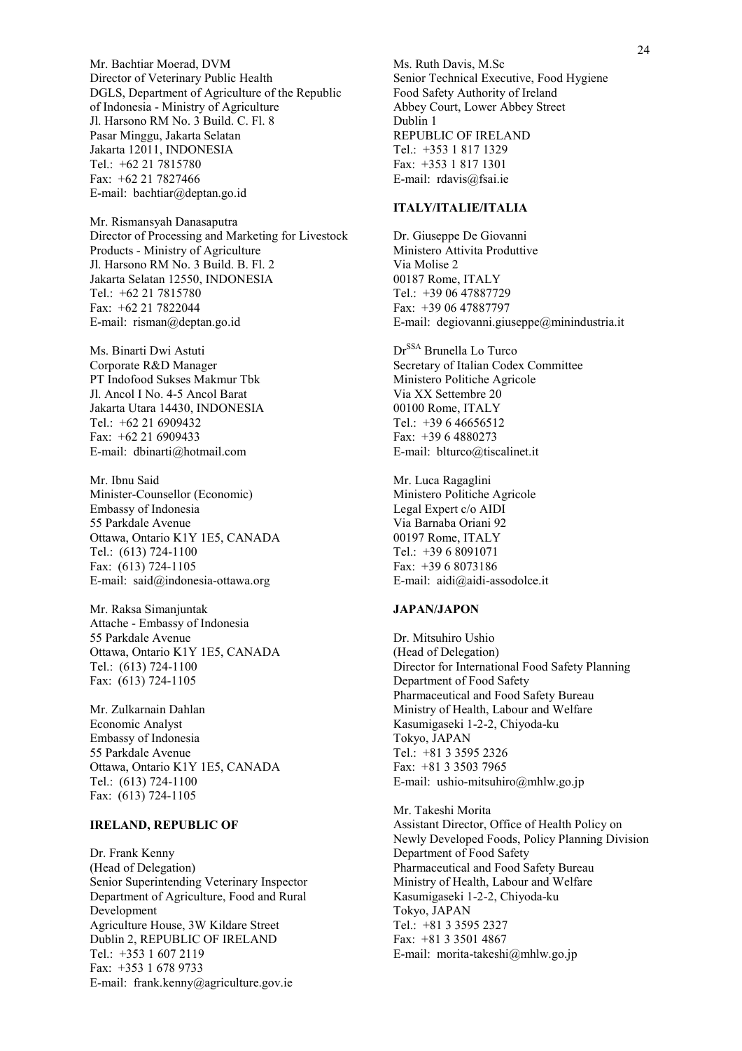Mr. Bachtiar Moerad, DVM
Director of Veterinary Public Health
DGLS, Department of Agriculture of the Republic of Indonesia - Ministry of Agriculture
Jl. Harsono RM No. 3 Build. C. Fl. 8
Pasar Minggu, Jakarta Selatan
Jakarta 12011, INDONESIA
Tel.: +62 21 7815780
Fax: +62 21 7827466
E-mail: bachtiar@deptan.go.id

Mr. Rismansyah Danasaputra
Director of Processing and Marketing for Livestock Products - Ministry of Agriculture
Jl. Harsono RM No. 3 Build. B. Fl. 2
Jakarta Selatan 12550, INDONESIA
Tel.: +62 21 7815780
Fax: +62 21 7822044
E-mail: risman@deptan.go.id

Ms. Binarti Dwi Astuti
Corporate R&D Manager
PT Indofood Sukses Makmur Tbk
Jl. Ancol I No. 4-5 Ancol Barat
Jakarta Utara 14430, INDONESIA
Tel.: +62 21 6909432
Fax: +62 21 6909433
E-mail: dbinarti@hotmail.com

Mr. Ibnu Said
Minister-Counsellor (Economic)
Embassy of Indonesia
55 Parkdale Avenue
Ottawa, Ontario K1Y 1E5, CANADA
Tel.: (613) 724-1100
Fax: (613) 724-1105
E-mail: said@indonesia-ottawa.org

Mr. Raksa Simanjuntak
Attache - Embassy of Indonesia
55 Parkdale Avenue
Ottawa, Ontario K1Y 1E5, CANADA
Tel.: (613) 724-1100
Fax: (613) 724-1105

Mr. Zulkarnain Dahlan
Economic Analyst
Embassy of Indonesia
55 Parkdale Avenue
Ottawa, Ontario K1Y 1E5, CANADA
Tel.: (613) 724-1100
Fax: (613) 724-1105

**IRELAND, REPUBLIC OF**

Dr. Frank Kenny
(Head of Delegation)
Senior Superintending Veterinary Inspector
Department of Agriculture, Food and Rural Development
Agriculture House, 3W Kildare Street
Dublin 2, REPUBLIC OF IRELAND
Tel.: +353 1 607 2119
Fax: +353 1 678 9733
E-mail: frank.kenny@agriculture.gov.ie

Ms. Ruth Davis, M.Sc
Senior Technical Executive, Food Hygiene
Food Safety Authority of Ireland
Abbey Court, Lower Abbey Street
Dublin 1
REPUBLIC OF IRELAND
Tel.: +353 1 817 1329
Fax: +353 1 817 1301
E-mail: rdavis@fsai.ie

**ITALY/ITALIE/ITALIA**

Dr. Giuseppe De Giovanni
Ministero Attivita Produttive
Via Molise 2
00187 Rome, ITALY
Tel.: +39 06 47887729
Fax: +39 06 47887797
E-mail: degiovanni.giuseppe@minindustria.it

Dr[SSA] Brunella Lo Turco
Secretary of Italian Codex Committee
Ministero Politiche Agricole
Via XX Settembre 20
00100 Rome, ITALY
Tel.: +39 6 46656512
Fax: +39 6 4880273
E-mail: blturco@tiscalinet.it

Mr. Luca Ragaglini
Ministero Politiche Agricole
Legal Expert c/o AIDI
Via Barnaba Oriani 92
00197 Rome, ITALY
Tel.: +39 6 8091071
Fax: +39 6 8073186
E-mail: aidi@aidi-assodolce.it

**JAPAN/JAPON**

Dr. Mitsuhiro Ushio
(Head of Delegation)
Director for International Food Safety Planning
Department of Food Safety
Pharmaceutical and Food Safety Bureau
Ministry of Health, Labour and Welfare
Kasumigaseki 1-2-2, Chiyoda-ku
Tokyo, JAPAN
Tel.: +81 3 3595 2326
Fax: +81 3 3503 7965
E-mail: ushio-mitsuhiro@mhlw.go.jp

Mr. Takeshi Morita
Assistant Director, Office of Health Policy on Newly Developed Foods, Policy Planning Division
Department of Food Safety
Pharmaceutical and Food Safety Bureau
Ministry of Health, Labour and Welfare
Kasumigaseki 1-2-2, Chiyoda-ku
Tokyo, JAPAN
Tel.: +81 3 3595 2327
Fax: +81 3 3501 4867
E-mail: morita-takeshi@mhlw.go.jp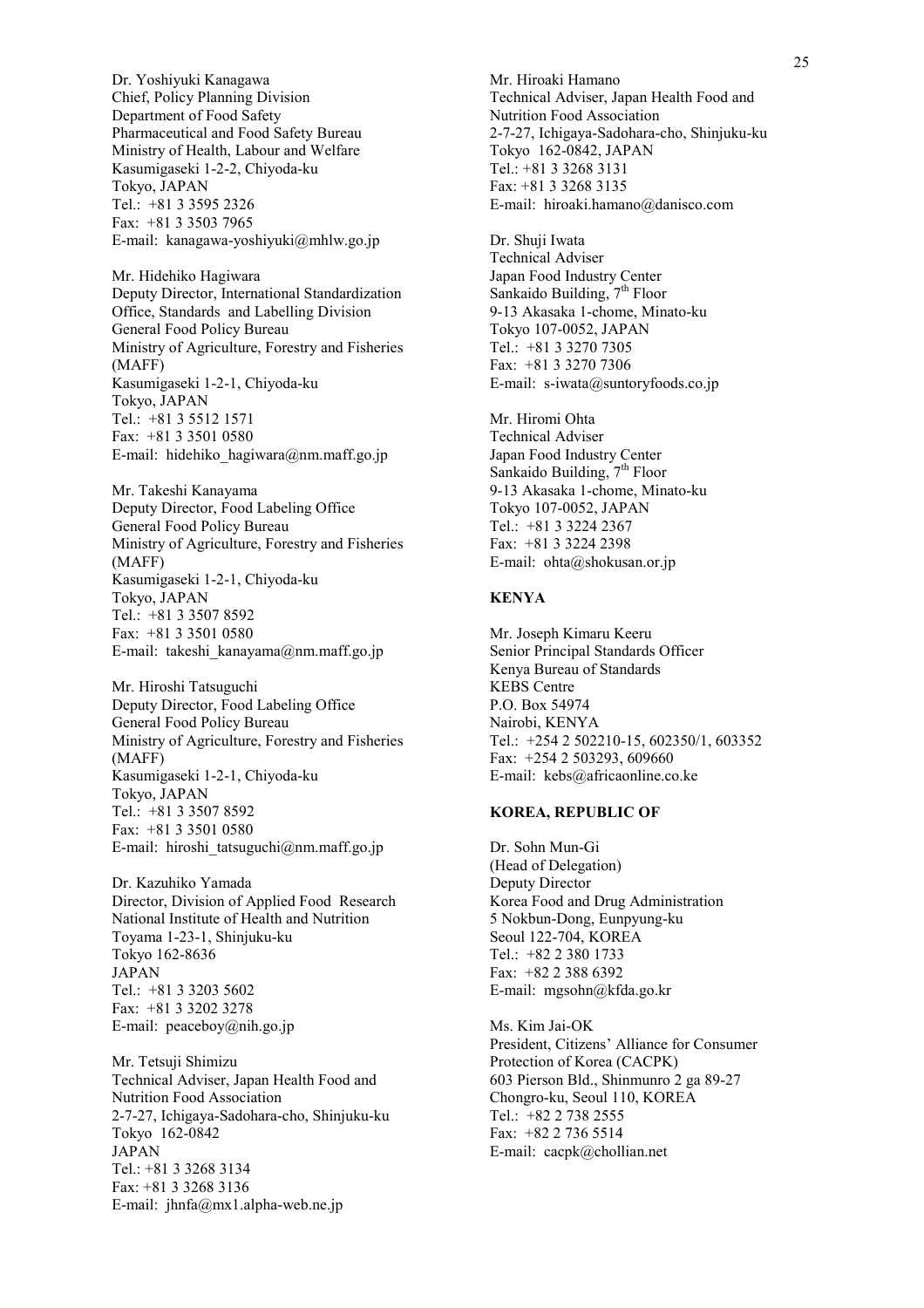Dr. Yoshiyuki Kanagawa
Chief, Policy Planning Division
Department of Food Safety
Pharmaceutical and Food Safety Bureau
Ministry of Health, Labour and Welfare
Kasumigaseki 1-2-2, Chiyoda-ku
Tokyo, JAPAN
Tel.: +81 3 3595 2326
Fax: +81 3 3503 7965
E-mail: kanagawa-yoshiyuki@mhlw.go.jp

Mr. Hidehiko Hagiwara
Deputy Director, International Standardization Office, Standards and Labelling Division
General Food Policy Bureau
Ministry of Agriculture, Forestry and Fisheries (MAFF)
Kasumigaseki 1-2-1, Chiyoda-ku
Tokyo, JAPAN
Tel.: +81 3 5512 1571
Fax: +81 3 3501 0580
E-mail: hidehiko_hagiwara@nm.maff.go.jp

Mr. Takeshi Kanayama
Deputy Director, Food Labeling Office
General Food Policy Bureau
Ministry of Agriculture, Forestry and Fisheries (MAFF)
Kasumigaseki 1-2-1, Chiyoda-ku
Tokyo, JAPAN
Tel.: +81 3 3507 8592
Fax: +81 3 3501 0580
E-mail: takeshi_kanayama@nm.maff.go.jp

Mr. Hiroshi Tatsuguchi
Deputy Director, Food Labeling Office
General Food Policy Bureau
Ministry of Agriculture, Forestry and Fisheries (MAFF)
Kasumigaseki 1-2-1, Chiyoda-ku
Tokyo, JAPAN
Tel.: +81 3 3507 8592
Fax: +81 3 3501 0580
E-mail: hiroshi_tatsuguchi@nm.maff.go.jp

Dr. Kazuhiko Yamada
Director, Division of Applied Food Research
National Institute of Health and Nutrition
Toyama 1-23-1, Shinjuku-ku
Tokyo 162-8636
JAPAN
Tel.: +81 3 3203 5602
Fax: +81 3 3202 3278
E-mail: peaceboy@nih.go.jp

Mr. Tetsuji Shimizu
Technical Adviser, Japan Health Food and Nutrition Food Association
2-7-27, Ichigaya-Sadohara-cho, Shinjuku-ku
Tokyo 162-0842
JAPAN
Tel.: +81 3 3268 3134
Fax: +81 3 3268 3136
E-mail: jhnfa@mx1.alpha-web.ne.jp

Mr. Hiroaki Hamano
Technical Adviser, Japan Health Food and Nutrition Food Association
2-7-27, Ichigaya-Sadohara-cho, Shinjuku-ku
Tokyo 162-0842, JAPAN
Tel.: +81 3 3268 3131
Fax: +81 3 3268 3135
E-mail: hiroaki.hamano@danisco.com

Dr. Shuji Iwata
Technical Adviser
Japan Food Industry Center
Sankaido Building, 7th Floor
9-13 Akasaka 1-chome, Minato-ku
Tokyo 107-0052, JAPAN
Tel.: +81 3 3270 7305
Fax: +81 3 3270 7306
E-mail: s-iwata@suntoryfoods.co.jp

Mr. Hiromi Ohta
Technical Adviser
Japan Food Industry Center
Sankaido Building, 7th Floor
9-13 Akasaka 1-chome, Minato-ku
Tokyo 107-0052, JAPAN
Tel.: +81 3 3224 2367
Fax: +81 3 3224 2398
E-mail: ohta@shokusan.or.jp

**KENYA**

Mr. Joseph Kimaru Keeru
Senior Principal Standards Officer
Kenya Bureau of Standards
KEBS Centre
P.O. Box 54974
Nairobi, KENYA
Tel.: +254 2 502210-15, 602350/1, 603352
Fax: +254 2 503293, 609660
E-mail: kebs@africaonline.co.ke

**KOREA, REPUBLIC OF**

Dr. Sohn Mun-Gi
(Head of Delegation)
Deputy Director
Korea Food and Drug Administration
5 Nokbun-Dong, Eunpyung-ku
Seoul 122-704, KOREA
Tel.: +82 2 380 1733
Fax: +82 2 388 6392
E-mail: mgsohn@kfda.go.kr

Ms. Kim Jai-OK
President, Citizens' Alliance for Consumer Protection of Korea (CACPK)
603 Pierson Bld., Shinmunro 2 ga 89-27
Chongro-ku, Seoul 110, KOREA
Tel.: +82 2 738 2555
Fax: +82 2 736 5514
E-mail: cacpk@chollian.net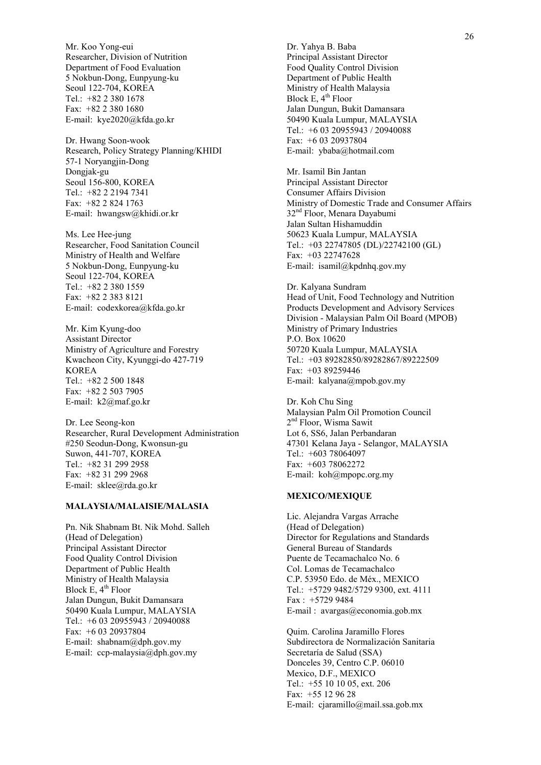Mr. Koo Yong-eui
Researcher, Division of Nutrition
Department of Food Evaluation
5 Nokbun-Dong, Eunpyung-ku
Seoul 122-704, KOREA
Tel.: +82 2 380 1678
Fax: +82 2 380 1680
E-mail: kye2020@kfda.go.kr

Dr. Hwang Soon-wook
Research, Policy Strategy Planning/KHIDI
57-1 Noryangjin-Dong
Dongjak-gu
Seoul 156-800, KOREA
Tel.: +82 2 2194 7341
Fax: +82 2 824 1763
E-mail: hwangsw@khidi.or.kr

Ms. Lee Hee-jung
Researcher, Food Sanitation Council
Ministry of Health and Welfare
5 Nokbun-Dong, Eunpyung-ku
Seoul 122-704, KOREA
Tel.: +82 2 380 1559
Fax: +82 2 383 8121
E-mail: codexkorea@kfda.go.kr

Mr. Kim Kyung-doo
Assistant Director
Ministry of Agriculture and Forestry
Kwacheon City, Kyunggi-do 427-719
KOREA
Tel.: +82 2 500 1848
Fax: +82 2 503 7905
E-mail: k2@maf.go.kr

Dr. Lee Seong-kon
Researcher, Rural Development Administration
#250 Seodun-Dong, Kwonsun-gu
Suwon, 441-707, KOREA
Tel.: +82 31 299 2958
Fax: +82 31 299 2968
E-mail: sklee@rda.go.kr

**MALAYSIA/MALAISIE/MALASIA**

Pn. Nik Shabnam Bt. Nik Mohd. Salleh
(Head of Delegation)
Principal Assistant Director
Food Quality Control Division
Department of Public Health
Ministry of Health Malaysia
Block E, 4th Floor
Jalan Dungun, Bukit Damansara
50490 Kuala Lumpur, MALAYSIA
Tel.: +6 03 20955943 / 20940088
Fax: +6 03 20937804
E-mail: shabnam@dph.gov.my
E-mail: ccp-malaysia@dph.gov.my

Dr. Yahya B. Baba
Principal Assistant Director
Food Quality Control Division
Department of Public Health
Ministry of Health Malaysia
Block E, 4th Floor
Jalan Dungun, Bukit Damansara
50490 Kuala Lumpur, MALAYSIA
Tel.: +6 03 20955943 / 20940088
Fax: +6 03 20937804
E-mail: ybaba@hotmail.com

Mr. Isamil Bin Jantan
Principal Assistant Director
Consumer Affairs Division
Ministry of Domestic Trade and Consumer Affairs
32nd Floor, Menara Dayabumi
Jalan Sultan Hishamuddin
50623 Kuala Lumpur, MALAYSIA
Tel.: +03 22747805 (DL)/22742100 (GL)
Fax: +03 22747628
E-mail: isamil@kpdnhq.gov.my

Dr. Kalyana Sundram
Head of Unit, Food Technology and Nutrition
Products Development and Advisory Services
Division - Malaysian Palm Oil Board (MPOB)
Ministry of Primary Industries
P.O. Box 10620
50720 Kuala Lumpur, MALAYSIA
Tel.: +03 89282850/89282867/89222509
Fax: +03 89259446
E-mail: kalyana@mpob.gov.my

Dr. Koh Chu Sing
Malaysian Palm Oil Promotion Council
2nd Floor, Wisma Sawit
Lot 6, SS6, Jalan Perbandaran
47301 Kelana Jaya - Selangor, MALAYSIA
Tel.: +603 78064097
Fax: +603 78062272
E-mail: koh@mpopc.org.my

**MEXICO/MEXIQUE**

Lic. Alejandra Vargas Arrache
(Head of Delegation)
Director for Regulations and Standards
General Bureau of Standards
Puente de Tecamachalco No. 6
Col. Lomas de Tecamachalco
C.P. 53950 Edo. de Méx., MEXICO
Tel.: +5729 9482/5729 9300, ext. 4111
Fax : +5729 9484
E-mail : avargas@economia.gob.mx

Quim. Carolina Jaramillo Flores
Subdirectora de Normalización Sanitaria
Secretaría de Salud (SSA)
Donceles 39, Centro C.P. 06010
Mexico, D.F., MEXICO
Tel.: +55 10 10 05, ext. 206
Fax: +55 12 96 28
E-mail: cjaramillo@mail.ssa.gob.mx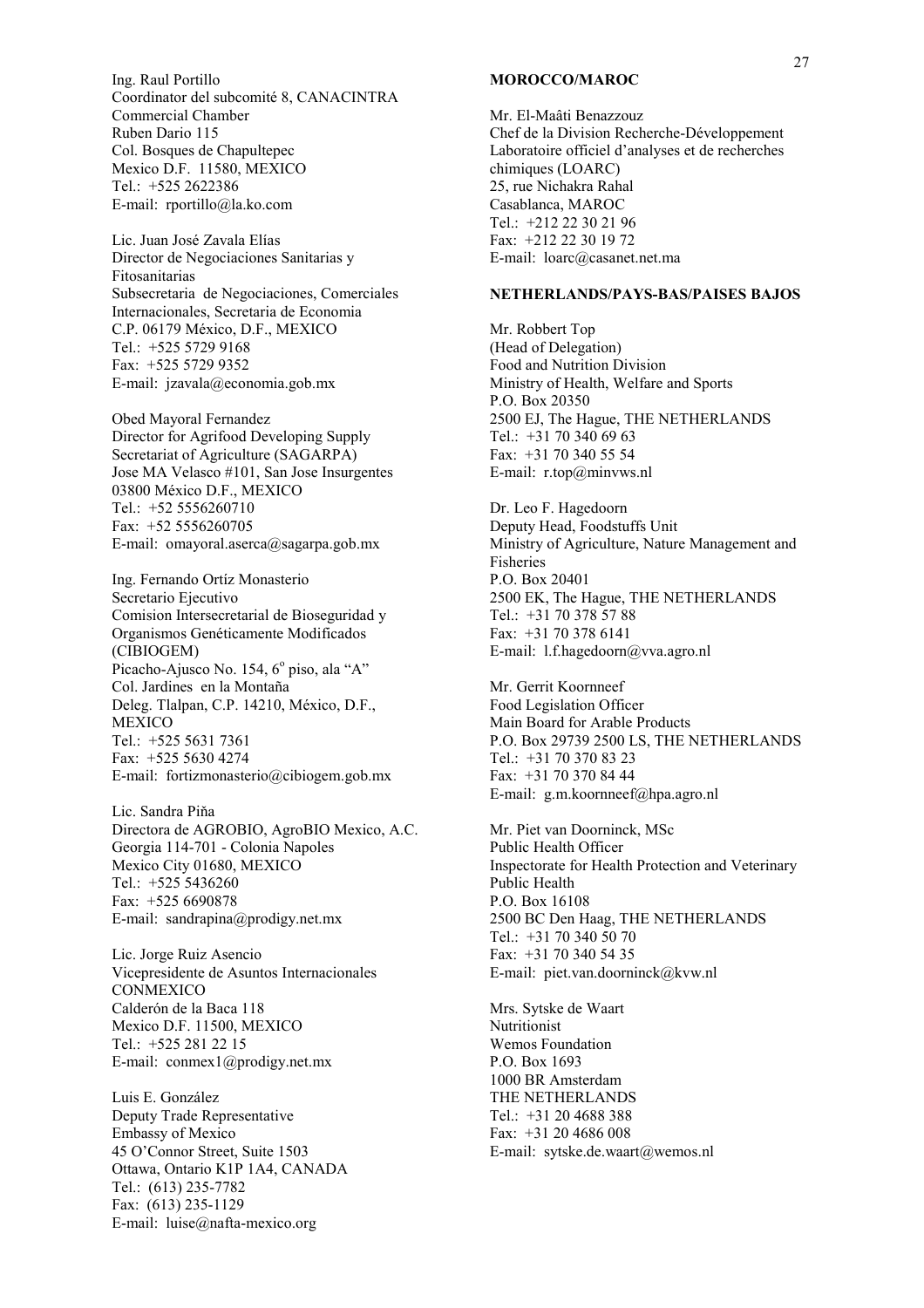Ing. Raul Portillo
Coordinator del subcomité 8, CANACINTRA
Commercial Chamber
Ruben Dario 115
Col. Bosques de Chapultepec
Mexico D.F. 11580, MEXICO
Tel.: +525 2622386
E-mail: rportillo@la.ko.com

Lic. Juan José Zavala Elías
Director de Negociaciones Sanitarias y Fitosanitarias
Subsecretaria de Negociaciones, Comerciales Internacionales, Secretaria de Economia
C.P. 06179 México, D.F., MEXICO
Tel.: +525 5729 9168
Fax: +525 5729 9352
E-mail: jzavala@economia.gob.mx

Obed Mayoral Fernandez
Director for Agrifood Developing Supply
Secretariat of Agriculture (SAGARPA)
Jose MA Velasco #101, San Jose Insurgentes
03800 México D.F., MEXICO
Tel.: +52 5556260710
Fax: +52 5556260705
E-mail: omayoral.aserca@sagarpa.gob.mx

Ing. Fernando Ortíz Monasterio
Secretario Ejecutivo
Comision Intersecretarial de Bioseguridad y Organismos Genéticamente Modificados (CIBIOGEM)
Picacho-Ajusco No. 154, 6$^{o}$ piso, ala "A"
Col. Jardines en la Montaña
Deleg. Tlalpan, C.P. 14210, México, D.F., MEXICO
Tel.: +525 5631 7361
Fax: +525 5630 4274
E-mail: fortizmonasterio@cibiogem.gob.mx

Lic. Sandra Piňa
Directora de AGROBIO, AgroBIO Mexico, A.C.
Georgia 114-701 - Colonia Napoles
Mexico City 01680, MEXICO
Tel.: +525 5436260
Fax: +525 6690878
E-mail: sandrapina@prodigy.net.mx

Lic. Jorge Ruiz Asencio
Vicepresidente de Asuntos Internacionales
CONMEXICO
Calderón de la Baca 118
Mexico D.F. 11500, MEXICO
Tel.: +525 281 22 15
E-mail: conmex1@prodigy.net.mx

Luis E. González
Deputy Trade Representative
Embassy of Mexico
45 O'Connor Street, Suite 1503
Ottawa, Ontario K1P 1A4, CANADA
Tel.: (613) 235-7782
Fax: (613) 235-1129
E-mail: luise@nafta-mexico.org

**MOROCCO/MAROC**

Mr. El-Maâti Benazzouz
Chef de la Division Recherche-Développement
Laboratoire officiel d'analyses et de recherches chimiques (LOARC)
25, rue Nichakra Rahal
Casablanca, MAROC
Tel.: +212 22 30 21 96
Fax: +212 22 30 19 72
E-mail: loarc@casanet.net.ma

**NETHERLANDS/PAYS-BAS/PAISES BAJOS**

Mr. Robbert Top
(Head of Delegation)
Food and Nutrition Division
Ministry of Health, Welfare and Sports
P.O. Box 20350
2500 EJ, The Hague, THE NETHERLANDS
Tel.: +31 70 340 69 63
Fax: +31 70 340 55 54
E-mail: r.top@minvws.nl

Dr. Leo F. Hagedoorn
Deputy Head, Foodstuffs Unit
Ministry of Agriculture, Nature Management and Fisheries
P.O. Box 20401
2500 EK, The Hague, THE NETHERLANDS
Tel.: +31 70 378 57 88
Fax: +31 70 378 6141
E-mail: l.f.hagedoorn@vva.agro.nl

Mr. Gerrit Koornneef
Food Legislation Officer
Main Board for Arable Products
P.O. Box 29739 2500 LS, THE NETHERLANDS
Tel.: +31 70 370 83 23
Fax: +31 70 370 84 44
E-mail: g.m.koornneef@hpa.agro.nl

Mr. Piet van Doorninck, MSc
Public Health Officer
Inspectorate for Health Protection and Veterinary Public Health
P.O. Box 16108
2500 BC Den Haag, THE NETHERLANDS
Tel.: +31 70 340 50 70
Fax: +31 70 340 54 35
E-mail: piet.van.doorninck@kvw.nl

Mrs. Sytske de Waart
Nutritionist
Wemos Foundation
P.O. Box 1693
1000 BR Amsterdam
THE NETHERLANDS
Tel.: +31 20 4688 388
Fax: +31 20 4686 008
E-mail: sytske.de.waart@wemos.nl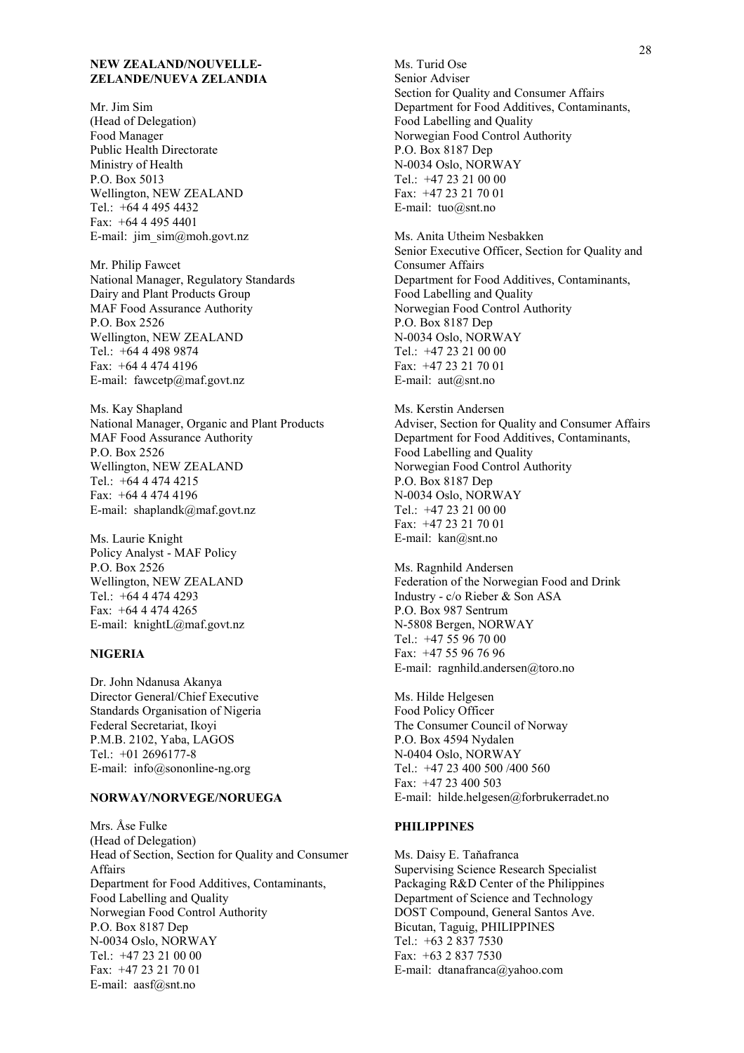**NEW ZEALAND/NOUVELLE-ZELANDE/NUEVA ZELANDIA**

Mr. Jim Sim
(Head of Delegation)
Food Manager
Public Health Directorate
Ministry of Health
P.O. Box 5013
Wellington, NEW ZEALAND
Tel.: +64 4 495 4432
Fax: +64 4 495 4401
E-mail: jim_sim@moh.govt.nz

Mr. Philip Fawcet
National Manager, Regulatory Standards
Dairy and Plant Products Group
MAF Food Assurance Authority
P.O. Box 2526
Wellington, NEW ZEALAND
Tel.: +64 4 498 9874
Fax: +64 4 474 4196
E-mail: fawcetp@maf.govt.nz

Ms. Kay Shapland
National Manager, Organic and Plant Products
MAF Food Assurance Authority
P.O. Box 2526
Wellington, NEW ZEALAND
Tel.: +64 4 474 4215
Fax: +64 4 474 4196
E-mail: shaplandk@maf.govt.nz

Ms. Laurie Knight
Policy Analyst - MAF Policy
P.O. Box 2526
Wellington, NEW ZEALAND
Tel.: +64 4 474 4293
Fax: +64 4 474 4265
E-mail: knightL@maf.govt.nz

**NIGERIA**

Dr. John Ndanusa Akanya
Director General/Chief Executive
Standards Organisation of Nigeria
Federal Secretariat, Ikoyi
P.M.B. 2102, Yaba, LAGOS
Tel.: +01 2696177-8
E-mail: info@sononline-ng.org

**NORWAY/NORVEGE/NORUEGA**

Mrs. Åse Fulke
(Head of Delegation)
Head of Section, Section for Quality and Consumer Affairs
Department for Food Additives, Contaminants, Food Labelling and Quality
Norwegian Food Control Authority
P.O. Box 8187 Dep
N-0034 Oslo, NORWAY
Tel.: +47 23 21 00 00
Fax: +47 23 21 70 01
E-mail: aasf@snt.no

Ms. Turid Ose
Senior Adviser
Section for Quality and Consumer Affairs
Department for Food Additives, Contaminants, Food Labelling and Quality
Norwegian Food Control Authority
P.O. Box 8187 Dep
N-0034 Oslo, NORWAY
Tel.: +47 23 21 00 00
Fax: +47 23 21 70 01
E-mail: tuo@snt.no

Ms. Anita Utheim Nesbakken
Senior Executive Officer, Section for Quality and Consumer Affairs
Department for Food Additives, Contaminants, Food Labelling and Quality
Norwegian Food Control Authority
P.O. Box 8187 Dep
N-0034 Oslo, NORWAY
Tel.: +47 23 21 00 00
Fax: +47 23 21 70 01
E-mail: aut@snt.no

Ms. Kerstin Andersen
Adviser, Section for Quality and Consumer Affairs
Department for Food Additives, Contaminants, Food Labelling and Quality
Norwegian Food Control Authority
P.O. Box 8187 Dep
N-0034 Oslo, NORWAY
Tel.: +47 23 21 00 00
Fax: +47 23 21 70 01
E-mail: kan@snt.no

Ms. Ragnhild Andersen
Federation of the Norwegian Food and Drink Industry - c/o Rieber & Son ASA
P.O. Box 987 Sentrum
N-5808 Bergen, NORWAY
Tel.: +47 55 96 70 00
Fax: +47 55 96 76 96
E-mail: ragnhild.andersen@toro.no

Ms. Hilde Helgesen
Food Policy Officer
The Consumer Council of Norway
P.O. Box 4594 Nydalen
N-0404 Oslo, NORWAY
Tel.: +47 23 400 500 /400 560
Fax: +47 23 400 503
E-mail: hilde.helgesen@forbrukerradet.no

**PHILIPPINES**

Ms. Daisy E. Taňafranca
Supervising Science Research Specialist
Packaging R&D Center of the Philippines
Department of Science and Technology
DOST Compound, General Santos Ave.
Bicutan, Taguig, PHILIPPINES
Tel.: +63 2 837 7530
Fax: +63 2 837 7530
E-mail: dtanafranca@yahoo.com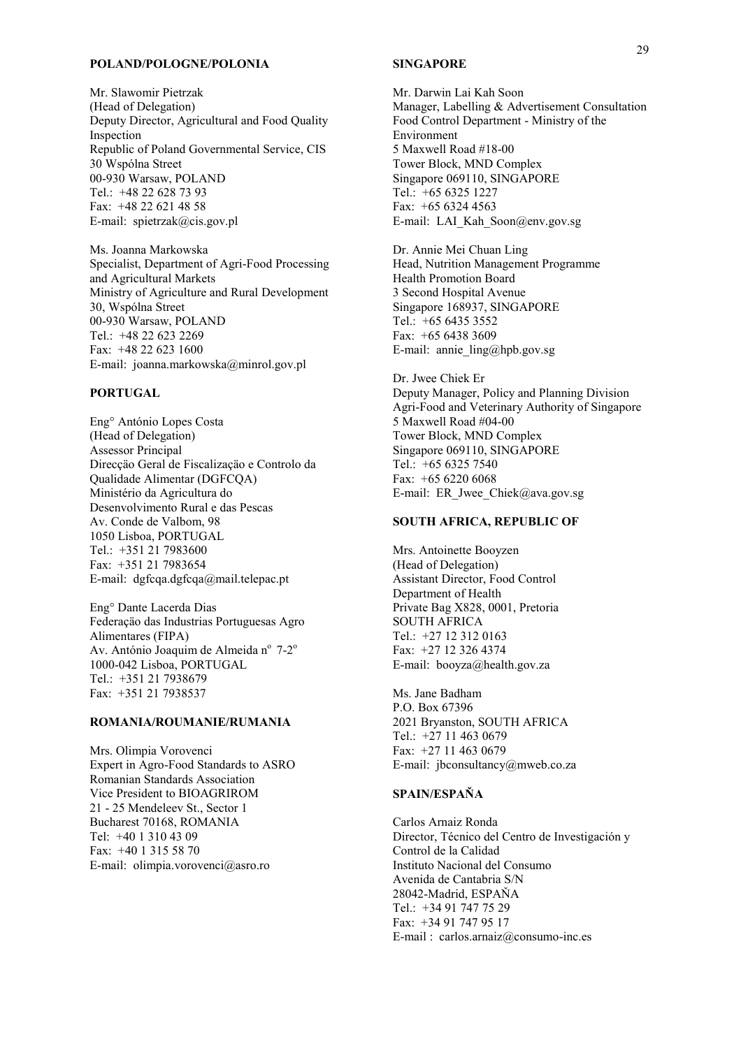**POLAND/POLOGNE/POLONIA**

Mr. Slawomir Pietrzak
(Head of Delegation)
Deputy Director, Agricultural and Food Quality Inspection
Republic of Poland Governmental Service, CIS
30 Wspólna Street
00-930 Warsaw, POLAND
Tel.: +48 22 628 73 93
Fax: +48 22 621 48 58
E-mail: spietrzak@cis.gov.pl

Ms. Joanna Markowska
Specialist, Department of Agri-Food Processing and Agricultural Markets
Ministry of Agriculture and Rural Development
30, Wspólna Street
00-930 Warsaw, POLAND
Tel.: +48 22 623 2269
Fax: +48 22 623 1600
E-mail: joanna.markowska@minrol.gov.pl

**PORTUGAL**

Eng° António Lopes Costa
(Head of Delegation)
Assessor Principal
Direcção Geral de Fiscalização e Controlo da Qualidade Alimentar (DGFCQA)
Ministério da Agricultura do Desenvolvimento Rural e das Pescas
Av. Conde de Valbom, 98
1050 Lisboa, PORTUGAL
Tel.: +351 21 7983600
Fax: +351 21 7983654
E-mail: dgfcqa.dgfcqa@mail.telepac.pt

Eng° Dante Lacerda Dias
Federação das Industrias Portuguesas Agro Alimentares (FIPA)
Av. António Joaquim de Almeida nº 7-2º
1000-042 Lisboa, PORTUGAL
Tel.: +351 21 7938679
Fax: +351 21 7938537

**ROMANIA/ROUMANIE/RUMANIA**

Mrs. Olimpia Vorovenci
Expert in Agro-Food Standards to ASRO
Romanian Standards Association
Vice President to BIOAGRIROM
21 - 25 Mendeleev St., Sector 1
Bucharest 70168, ROMANIA
Tel: +40 1 310 43 09
Fax: +40 1 315 58 70
E-mail: olimpia.vorovenci@asro.ro

**SINGAPORE**

Mr. Darwin Lai Kah Soon
Manager, Labelling & Advertisement Consultation
Food Control Department - Ministry of the Environment
5 Maxwell Road #18-00
Tower Block, MND Complex
Singapore 069110, SINGAPORE
Tel.: +65 6325 1227
Fax: +65 6324 4563
E-mail: LAI_Kah_Soon@env.gov.sg

Dr. Annie Mei Chuan Ling
Head, Nutrition Management Programme
Health Promotion Board
3 Second Hospital Avenue
Singapore 168937, SINGAPORE
Tel.: +65 6435 3552
Fax: +65 6438 3609
E-mail: annie_ling@hpb.gov.sg

Dr. Jwee Chiek Er
Deputy Manager, Policy and Planning Division
Agri-Food and Veterinary Authority of Singapore
5 Maxwell Road #04-00
Tower Block, MND Complex
Singapore 069110, SINGAPORE
Tel.: +65 6325 7540
Fax: +65 6220 6068
E-mail: ER_Jwee_Chiek@ava.gov.sg

**SOUTH AFRICA, REPUBLIC OF**

Mrs. Antoinette Booyzen
(Head of Delegation)
Assistant Director, Food Control
Department of Health
Private Bag X828, 0001, Pretoria
SOUTH AFRICA
Tel.: +27 12 312 0163
Fax: +27 12 326 4374
E-mail: booyza@health.gov.za

Ms. Jane Badham
P.O. Box 67396
2021 Bryanston, SOUTH AFRICA
Tel.: +27 11 463 0679
Fax: +27 11 463 0679
E-mail: jbconsultancy@mweb.co.za

**SPAIN/ESPAŇA**

Carlos Arnaiz Ronda
Director, Técnico del Centro de Investigación y Control de la Calidad
Instituto Nacional del Consumo
Avenida de Cantabria S/N
28042-Madrid, ESPAŇA
Tel.: +34 91 747 75 29
Fax: +34 91 747 95 17
E-mail : carlos.arnaiz@consumo-inc.es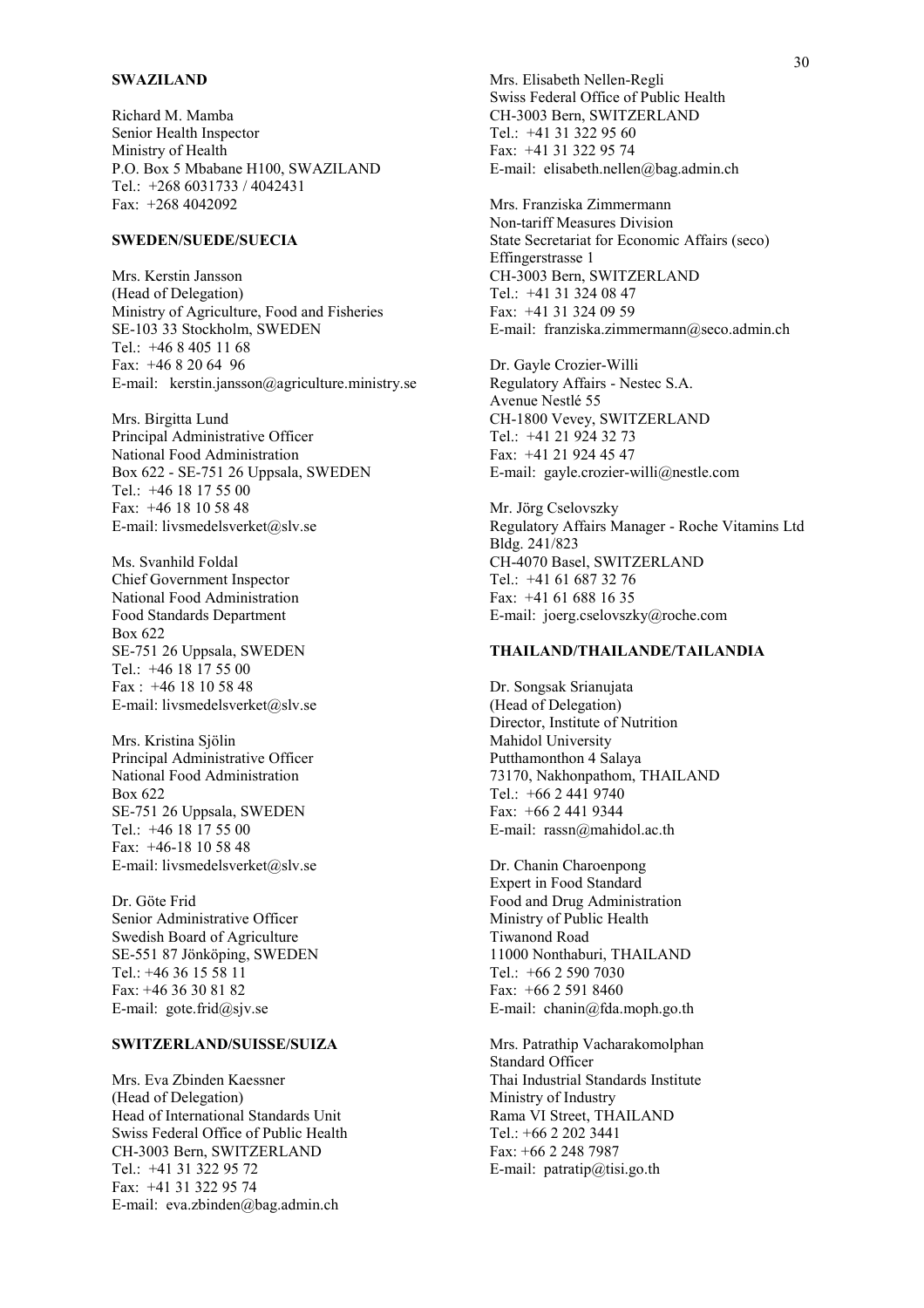**SWAZILAND**

Richard M. Mamba
Senior Health Inspector
Ministry of Health
P.O. Box 5 Mbabane H100, SWAZILAND
Tel.: +268 6031733 / 4042431
Fax: +268 4042092

**SWEDEN/SUEDE/SUECIA**

Mrs. Kerstin Jansson
(Head of Delegation)
Ministry of Agriculture, Food and Fisheries
SE-103 33 Stockholm, SWEDEN
Tel.: +46 8 405 11 68
Fax: +46 8 20 64 96
E-mail: kerstin.jansson@agriculture.ministry.se

Mrs. Birgitta Lund
Principal Administrative Officer
National Food Administration
Box 622 - SE-751 26 Uppsala, SWEDEN
Tel.: +46 18 17 55 00
Fax: +46 18 10 58 48
E-mail: livsmedelsverket@slv.se

Ms. Svanhild Foldal
Chief Government Inspector
National Food Administration
Food Standards Department
Box 622
SE-751 26 Uppsala, SWEDEN
Tel.: +46 18 17 55 00
Fax : +46 18 10 58 48
E-mail: livsmedelsverket@slv.se

Mrs. Kristina Sjölin
Principal Administrative Officer
National Food Administration
Box 622
SE-751 26 Uppsala, SWEDEN
Tel.: +46 18 17 55 00
Fax: +46-18 10 58 48
E-mail: livsmedelsverket@slv.se

Dr. Göte Frid
Senior Administrative Officer
Swedish Board of Agriculture
SE-551 87 Jönköping, SWEDEN
Tel.: +46 36 15 58 11
Fax: +46 36 30 81 82
E-mail: gote.frid@sjv.se

**SWITZERLAND/SUISSE/SUIZA**

Mrs. Eva Zbinden Kaessner
(Head of Delegation)
Head of International Standards Unit
Swiss Federal Office of Public Health
CH-3003 Bern, SWITZERLAND
Tel.: +41 31 322 95 72
Fax: +41 31 322 95 74
E-mail: eva.zbinden@bag.admin.ch

Mrs. Elisabeth Nellen-Regli
Swiss Federal Office of Public Health
CH-3003 Bern, SWITZERLAND
Tel.: +41 31 322 95 60
Fax: +41 31 322 95 74
E-mail: elisabeth.nellen@bag.admin.ch

Mrs. Franziska Zimmermann
Non-tariff Measures Division
State Secretariat for Economic Affairs (seco)
Effingerstrasse 1
CH-3003 Bern, SWITZERLAND
Tel.: +41 31 324 08 47
Fax: +41 31 324 09 59
E-mail: franziska.zimmermann@seco.admin.ch

Dr. Gayle Crozier-Willi
Regulatory Affairs - Nestec S.A.
Avenue Nestlé 55
CH-1800 Vevey, SWITZERLAND
Tel.: +41 21 924 32 73
Fax: +41 21 924 45 47
E-mail: gayle.crozier-willi@nestle.com

Mr. Jörg Cselovszky
Regulatory Affairs Manager - Roche Vitamins Ltd
Bldg. 241/823
CH-4070 Basel, SWITZERLAND
Tel.: +41 61 687 32 76
Fax: +41 61 688 16 35
E-mail: joerg.cselovszky@roche.com

**THAILAND/THAILANDE/TAILANDIA**

Dr. Songsak Srianujata
(Head of Delegation)
Director, Institute of Nutrition
Mahidol University
Putthamonthon 4 Salaya
73170, Nakhonpathom, THAILAND
Tel.: +66 2 441 9740
Fax: +66 2 441 9344
E-mail: rassn@mahidol.ac.th

Dr. Chanin Charoenpong
Expert in Food Standard
Food and Drug Administration
Ministry of Public Health
Tiwanond Road
11000 Nonthaburi, THAILAND
Tel.: +66 2 590 7030
Fax: +66 2 591 8460
E-mail: chanin@fda.moph.go.th

Mrs. Patrathip Vacharakomolphan
Standard Officer
Thai Industrial Standards Institute
Ministry of Industry
Rama VI Street, THAILAND
Tel.: +66 2 202 3441
Fax: +66 2 248 7987
E-mail: patratip@tisi.go.th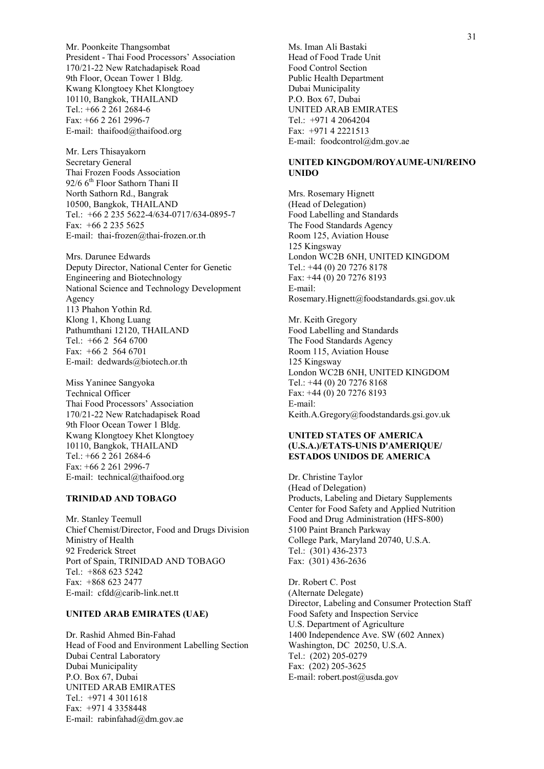Mr. Poonkeite Thangsombat
President - Thai Food Processors' Association
170/21-22 New Ratchadapisek Road
9th Floor, Ocean Tower 1 Bldg.
Kwang Klongtoey Khet Klongtoey
10110, Bangkok, THAILAND
Tel.: +66 2 261 2684-6
Fax: +66 2 261 2996-7
E-mail: thaifood@thaifood.org

Mr. Lers Thisayakorn
Secretary General
Thai Frozen Foods Association
92/6 6th Floor Sathorn Thani II
North Sathorn Rd., Bangrak
10500, Bangkok, THAILAND
Tel.: +66 2 235 5622-4/634-0717/634-0895-7
Fax: +66 2 235 5625
E-mail: thai-frozen@thai-frozen.or.th

Mrs. Darunee Edwards
Deputy Director, National Center for Genetic Engineering and Biotechnology
National Science and Technology Development Agency
113 Phahon Yothin Rd.
Klong 1, Khong Luang
Pathumthani 12120, THAILAND
Tel.: +66 2 564 6700
Fax: +66 2 564 6701
E-mail: dedwards@biotech.or.th

Miss Yaninee Sangyoka
Technical Officer
Thai Food Processors' Association
170/21-22 New Ratchadapisek Road
9th Floor Ocean Tower 1 Bldg.
Kwang Klongtoey Khet Klongtoey
10110, Bangkok, THAILAND
Tel.: +66 2 261 2684-6
Fax: +66 2 261 2996-7
E-mail: technical@thaifood.org

**TRINIDAD AND TOBAGO**

Mr. Stanley Teemull
Chief Chemist/Director, Food and Drugs Division
Ministry of Health
92 Frederick Street
Port of Spain, TRINIDAD AND TOBAGO
Tel.: +868 623 5242
Fax: +868 623 2477
E-mail: cfdd@carib-link.net.tt

**UNITED ARAB EMIRATES (UAE)**

Dr. Rashid Ahmed Bin-Fahad
Head of Food and Environment Labelling Section
Dubai Central Laboratory
Dubai Municipality
P.O. Box 67, Dubai
UNITED ARAB EMIRATES
Tel.: +971 4 3011618
Fax: +971 4 3358448
E-mail: rabinfahad@dm.gov.ae

Ms. Iman Ali Bastaki
Head of Food Trade Unit
Food Control Section
Public Health Department
Dubai Municipality
P.O. Box 67, Dubai
UNITED ARAB EMIRATES
Tel.: +971 4 2064204
Fax: +971 4 2221513
E-mail: foodcontrol@dm.gov.ae

**UNITED KINGDOM/ROYAUME-UNI/REINO UNIDO**

Mrs. Rosemary Hignett
(Head of Delegation)
Food Labelling and Standards
The Food Standards Agency
Room 125, Aviation House
125 Kingsway
London WC2B 6NH, UNITED KINGDOM
Tel.: +44 (0) 20 7276 8178
Fax: +44 (0) 20 7276 8193
E-mail:
Rosemary.Hignett@foodstandards.gsi.gov.uk

Mr. Keith Gregory
Food Labelling and Standards
The Food Standards Agency
Room 115, Aviation House
125 Kingsway
London WC2B 6NH, UNITED KINGDOM
Tel.: +44 (0) 20 7276 8168
Fax: +44 (0) 20 7276 8193
E-mail:
Keith.A.Gregory@foodstandards.gsi.gov.uk

**UNITED STATES OF AMERICA (U.S.A.)/ETATS-UNIS D'AMERIQUE/ ESTADOS UNIDOS DE AMERICA**

Dr. Christine Taylor
(Head of Delegation)
Products, Labeling and Dietary Supplements
Center for Food Safety and Applied Nutrition
Food and Drug Administration (HFS-800)
5100 Paint Branch Parkway
College Park, Maryland 20740, U.S.A.
Tel.: (301) 436-2373
Fax: (301) 436-2636

Dr. Robert C. Post
(Alternate Delegate)
Director, Labeling and Consumer Protection Staff
Food Safety and Inspection Service
U.S. Department of Agriculture
1400 Independence Ave. SW (602 Annex)
Washington, DC 20250, U.S.A.
Tel.: (202) 205-0279
Fax: (202) 205-3625
E-mail: robert.post@usda.gov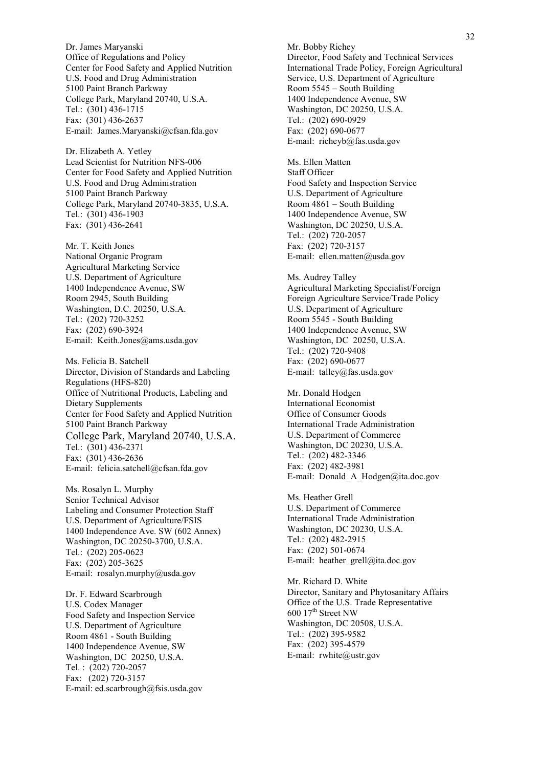Dr. James Maryanski
Office of Regulations and Policy
Center for Food Safety and Applied Nutrition
U.S. Food and Drug Administration
5100 Paint Branch Parkway
College Park, Maryland 20740, U.S.A.
Tel.: (301) 436-1715
Fax: (301) 436-2637
E-mail: James.Maryanski@cfsan.fda.gov

Dr. Elizabeth A. Yetley
Lead Scientist for Nutrition NFS-006
Center for Food Safety and Applied Nutrition
U.S. Food and Drug Administration
5100 Paint Branch Parkway
College Park, Maryland 20740-3835, U.S.A.
Tel.: (301) 436-1903
Fax: (301) 436-2641

Mr. T. Keith Jones
National Organic Program
Agricultural Marketing Service
U.S. Department of Agriculture
1400 Independence Avenue, SW
Room 2945, South Building
Washington, D.C. 20250, U.S.A.
Tel.: (202) 720-3252
Fax: (202) 690-3924
E-mail: Keith.Jones@ams.usda.gov

Ms. Felicia B. Satchell
Director, Division of Standards and Labeling Regulations (HFS-820)
Office of Nutritional Products, Labeling and Dietary Supplements
Center for Food Safety and Applied Nutrition
5100 Paint Branch Parkway
College Park, Maryland 20740, U.S.A.
Tel.: (301) 436-2371
Fax: (301) 436-2636
E-mail: felicia.satchell@cfsan.fda.gov

Ms. Rosalyn L. Murphy
Senior Technical Advisor
Labeling and Consumer Protection Staff
U.S. Department of Agriculture/FSIS
1400 Independence Ave. SW (602 Annex)
Washington, DC 20250-3700, U.S.A.
Tel.: (202) 205-0623
Fax: (202) 205-3625
E-mail: rosalyn.murphy@usda.gov

Dr. F. Edward Scarbrough
U.S. Codex Manager
Food Safety and Inspection Service
U.S. Department of Agriculture
Room 4861 - South Building
1400 Independence Avenue, SW
Washington, DC 20250, U.S.A.
Tel. : (202) 720-2057
Fax: (202) 720-3157
E-mail: ed.scarbrough@fsis.usda.gov

Mr. Bobby Richey
Director, Food Safety and Technical Services
International Trade Policy, Foreign Agricultural Service, U.S. Department of Agriculture
Room 5545 – South Building
1400 Independence Avenue, SW
Washington, DC 20250, U.S.A.
Tel.: (202) 690-0929
Fax: (202) 690-0677
E-mail: richeyb@fas.usda.gov

Ms. Ellen Matten
Staff Officer
Food Safety and Inspection Service
U.S. Department of Agriculture
Room 4861 – South Building
1400 Independence Avenue, SW
Washington, DC 20250, U.S.A.
Tel.: (202) 720-2057
Fax: (202) 720-3157
E-mail: ellen.matten@usda.gov

Ms. Audrey Talley
Agricultural Marketing Specialist/Foreign
Foreign Agriculture Service/Trade Policy
U.S. Department of Agriculture
Room 5545 - South Building
1400 Independence Avenue, SW
Washington, DC 20250, U.S.A.
Tel.: (202) 720-9408
Fax: (202) 690-0677
E-mail: talley@fas.usda.gov

Mr. Donald Hodgen
International Economist
Office of Consumer Goods
International Trade Administration
U.S. Department of Commerce
Washington, DC 20230, U.S.A.
Tel.: (202) 482-3346
Fax: (202) 482-3981
E-mail: Donald_A_Hodgen@ita.doc.gov

Ms. Heather Grell
U.S. Department of Commerce
International Trade Administration
Washington, DC 20230, U.S.A.
Tel.: (202) 482-2915
Fax: (202) 501-0674
E-mail: heather_grell@ita.doc.gov

Mr. Richard D. White
Director, Sanitary and Phytosanitary Affairs
Office of the U.S. Trade Representative
600 17th Street NW
Washington, DC 20508, U.S.A.
Tel.: (202) 395-9582
Fax: (202) 395-4579
E-mail: rwhite@ustr.gov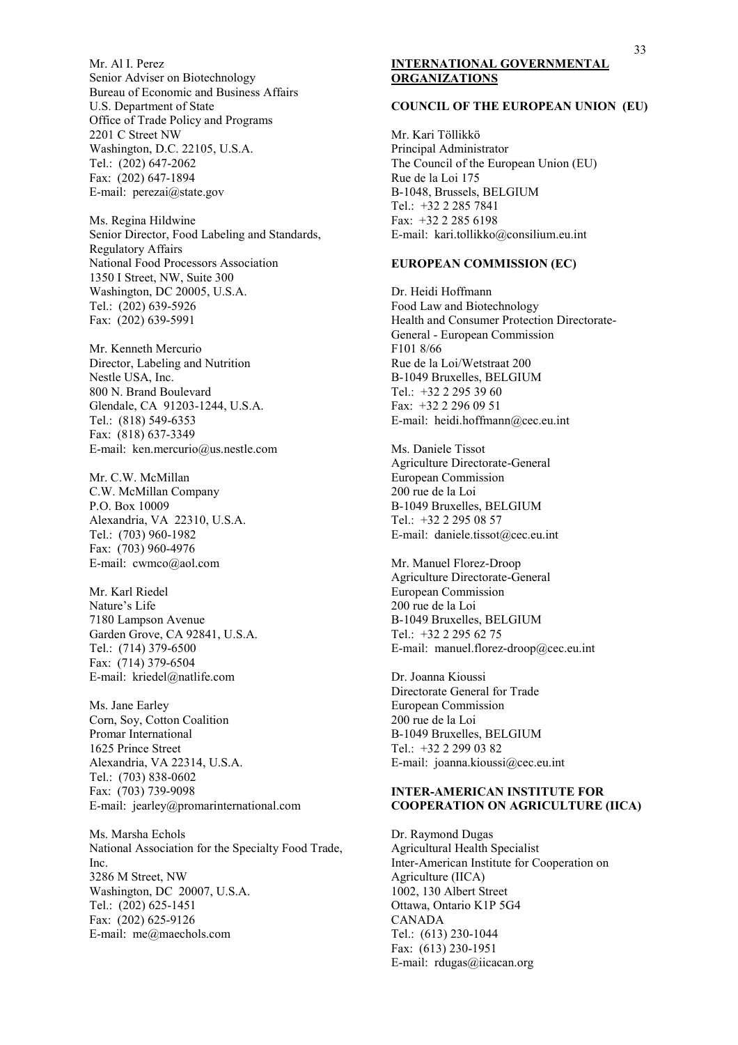Mr. Al I. Perez
Senior Adviser on Biotechnology
Bureau of Economic and Business Affairs
U.S. Department of State
Office of Trade Policy and Programs
2201 C Street NW
Washington, D.C. 22105, U.S.A.
Tel.: (202) 647-2062
Fax: (202) 647-1894
E-mail: perezai@state.gov

Ms. Regina Hildwine
Senior Director, Food Labeling and Standards,
Regulatory Affairs
National Food Processors Association
1350 I Street, NW, Suite 300
Washington, DC 20005, U.S.A.
Tel.: (202) 639-5926
Fax: (202) 639-5991

Mr. Kenneth Mercurio
Director, Labeling and Nutrition
Nestle USA, Inc.
800 N. Brand Boulevard
Glendale, CA 91203-1244, U.S.A.
Tel.: (818) 549-6353
Fax: (818) 637-3349
E-mail: ken.mercurio@us.nestle.com

Mr. C.W. McMillan
C.W. McMillan Company
P.O. Box 10009
Alexandria, VA 22310, U.S.A.
Tel.: (703) 960-1982
Fax: (703) 960-4976
E-mail: cwmco@aol.com

Mr. Karl Riedel
Nature's Life
7180 Lampson Avenue
Garden Grove, CA 92841, U.S.A.
Tel.: (714) 379-6500
Fax: (714) 379-6504
E-mail: kriedel@natlife.com

Ms. Jane Earley
Corn, Soy, Cotton Coalition
Promar International
1625 Prince Street
Alexandria, VA 22314, U.S.A.
Tel.: (703) 838-0602
Fax: (703) 739-9098
E-mail: jearley@promarinternational.com

Ms. Marsha Echols
National Association for the Specialty Food Trade, Inc.
3286 M Street, NW
Washington, DC 20007, U.S.A.
Tel.: (202) 625-1451
Fax: (202) 625-9126
E-mail: me@maechols.com

## INTERNATIONAL GOVERNMENTAL ORGANIZATIONS

### COUNCIL OF THE EUROPEAN UNION (EU)

Mr. Kari Töllikkö
Principal Administrator
The Council of the European Union (EU)
Rue de la Loi 175
B-1048, Brussels, BELGIUM
Tel.: +32 2 285 7841
Fax: +32 2 285 6198
E-mail: kari.tollikko@consilium.eu.int

### EUROPEAN COMMISSION (EC)

Dr. Heidi Hoffmann
Food Law and Biotechnology
Health and Consumer Protection Directorate-General - European Commission
F101 8/66
Rue de la Loi/Wetstraat 200
B-1049 Bruxelles, BELGIUM
Tel.: +32 2 295 39 60
Fax: +32 2 296 09 51
E-mail: heidi.hoffmann@cec.eu.int

Ms. Daniele Tissot
Agriculture Directorate-General
European Commission
200 rue de la Loi
B-1049 Bruxelles, BELGIUM
Tel.: +32 2 295 08 57
E-mail: daniele.tissot@cec.eu.int

Mr. Manuel Florez-Droop
Agriculture Directorate-General
European Commission
200 rue de la Loi
B-1049 Bruxelles, BELGIUM
Tel.: +32 2 295 62 75
E-mail: manuel.florez-droop@cec.eu.int

Dr. Joanna Kioussi
Directorate General for Trade
European Commission
200 rue de la Loi
B-1049 Bruxelles, BELGIUM
Tel.: +32 2 299 03 82
E-mail: joanna.kioussi@cec.eu.int

### INTER-AMERICAN INSTITUTE FOR COOPERATION ON AGRICULTURE (IICA)

Dr. Raymond Dugas
Agricultural Health Specialist
Inter-American Institute for Cooperation on Agriculture (IICA)
1002, 130 Albert Street
Ottawa, Ontario K1P 5G4
CANADA
Tel.: (613) 230-1044
Fax: (613) 230-1951
E-mail: rdugas@iicacan.org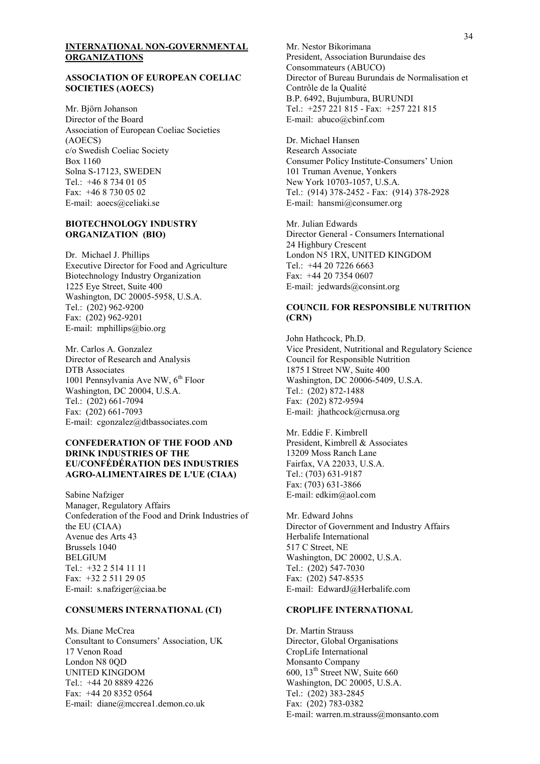## INTERNATIONAL NON-GOVERNMENTAL ORGANIZATIONS

### ASSOCIATION OF EUROPEAN COELIAC SOCIETIES (AOECS)

Mr. Björn Johanson
Director of the Board
Association of European Coeliac Societies (AOECS)
c/o Swedish Coeliac Society
Box 1160
Solna S-17123, SWEDEN
Tel.: +46 8 734 01 05
Fax: +46 8 730 05 02
E-mail: aoecs@celiaki.se

### BIOTECHNOLOGY INDUSTRY ORGANIZATION (BIO)

Dr. Michael J. Phillips
Executive Director for Food and Agriculture
Biotechnology Industry Organization
1225 Eye Street, Suite 400
Washington, DC 20005-5958, U.S.A.
Tel.: (202) 962-9200
Fax: (202) 962-9201
E-mail: mphillips@bio.org

Mr. Carlos A. Gonzalez
Director of Research and Analysis
DTB Associates
1001 Pennsylvania Ave NW, 6th Floor
Washington, DC 20004, U.S.A.
Tel.: (202) 661-7094
Fax: (202) 661-7093
E-mail: cgonzalez@dtbassociates.com

### CONFEDERATION OF THE FOOD AND DRINK INDUSTRIES OF THE EU/CONFÉDÉRATION DES INDUSTRIES AGRO-ALIMENTAIRES DE L'UE (CIAA)

Sabine Nafziger
Manager, Regulatory Affairs
Confederation of the Food and Drink Industries of the EU (CIAA)
Avenue des Arts 43
Brussels 1040
BELGIUM
Tel.: +32 2 514 11 11
Fax: +32 2 511 29 05
E-mail: s.nafziger@ciaa.be

### CONSUMERS INTERNATIONAL (CI)

Ms. Diane McCrea
Consultant to Consumers' Association, UK
17 Venon Road
London N8 0QD
UNITED KINGDOM
Tel.: +44 20 8889 4226
Fax: +44 20 8352 0564
E-mail: diane@mccrea1.demon.co.uk

Mr. Nestor Bikorimana
President, Association Burundaise des Consommateurs (ABUCO)
Director of Bureau Burundais de Normalisation et Contrôle de la Qualité
B.P. 6492, Bujumbura, BURUNDI
Tel.: +257 221 815 - Fax: +257 221 815
E-mail: abuco@cbinf.com

Dr. Michael Hansen
Research Associate
Consumer Policy Institute-Consumers' Union
101 Truman Avenue, Yonkers
New York 10703-1057, U.S.A.
Tel.: (914) 378-2452 - Fax: (914) 378-2928
E-mail: hansmi@consumer.org

Mr. Julian Edwards
Director General - Consumers International
24 Highbury Crescent
London N5 1RX, UNITED KINGDOM
Tel.: +44 20 7226 6663
Fax: +44 20 7354 0607
E-mail: jedwards@consint.org

### COUNCIL FOR RESPONSIBLE NUTRITION (CRN)

John Hathcock, Ph.D.
Vice President, Nutritional and Regulatory Science
Council for Responsible Nutrition
1875 I Street NW, Suite 400
Washington, DC 20006-5409, U.S.A.
Tel.: (202) 872-1488
Fax: (202) 872-9594
E-mail: jhathcock@crnusa.org

Mr. Eddie F. Kimbrell
President, Kimbrell & Associates
13209 Moss Ranch Lane
Fairfax, VA 22033, U.S.A.
Tel.: (703) 631-9187
Fax: (703) 631-3866
E-mail: edkim@aol.com

Mr. Edward Johns
Director of Government and Industry Affairs
Herbalife International
517 C Street, NE
Washington, DC 20002, U.S.A.
Tel.: (202) 547-7030
Fax: (202) 547-8535
E-mail: EdwardJ@Herbalife.com

### CROPLIFE INTERNATIONAL

Dr. Martin Strauss
Director, Global Organisations
CropLife International
Monsanto Company
600, 13th Street NW, Suite 660
Washington, DC 20005, U.S.A.
Tel.: (202) 383-2845
Fax: (202) 783-0382
E-mail: warren.m.strauss@monsanto.com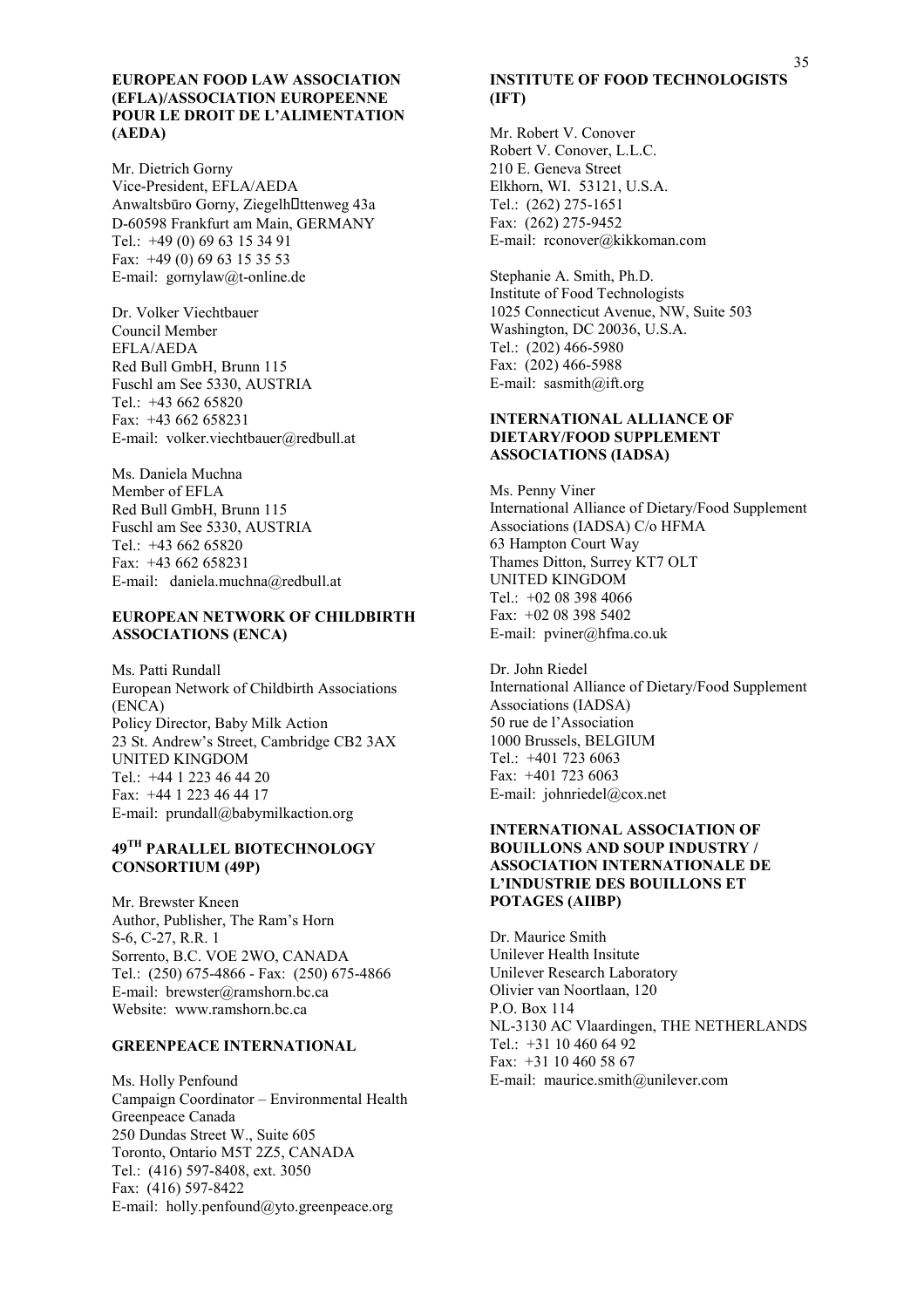**EUROPEAN FOOD LAW ASSOCIATION (EFLA)/ASSOCIATION EUROPEENNE POUR LE DROIT DE L'ALIMENTATION (AEDA)**

Mr. Dietrich Gorny
Vice-President, EFLA/AEDA
Anwaltsbūro Gorny, Ziegelh ttenweg 43a
D-60598 Frankfurt am Main, GERMANY
Tel.: +49 (0) 69 63 15 34 91
Fax: +49 (0) 69 63 15 35 53
E-mail: gornylaw@t-online.de

Dr. Volker Viechtbauer
Council Member
EFLA/AEDA
Red Bull GmbH, Brunn 115
Fuschl am See 5330, AUSTRIA
Tel.: +43 662 65820
Fax: +43 662 658231
E-mail: volker.viechtbauer@redbull.at

Ms. Daniela Muchna
Member of EFLA
Red Bull GmbH, Brunn 115
Fuschl am See 5330, AUSTRIA
Tel.: +43 662 65820
Fax: +43 662 658231
E-mail: daniela.muchna@redbull.at

**EUROPEAN NETWORK OF CHILDBIRTH ASSOCIATIONS (ENCA)**

Ms. Patti Rundall
European Network of Childbirth Associations (ENCA)
Policy Director, Baby Milk Action
23 St. Andrew's Street, Cambridge CB2 3AX
UNITED KINGDOM
Tel.: +44 1 223 46 44 20
Fax: +44 1 223 46 44 17
E-mail: prundall@babymilkaction.org

**49TH PARALLEL BIOTECHNOLOGY CONSORTIUM (49P)**

Mr. Brewster Kneen
Author, Publisher, The Ram's Horn
S-6, C-27, R.R. 1
Sorrento, B.C. VOE 2WO, CANADA
Tel.: (250) 675-4866 - Fax: (250) 675-4866
E-mail: brewster@ramshorn.bc.ca
Website: www.ramshorn.bc.ca

**GREENPEACE INTERNATIONAL**

Ms. Holly Penfound
Campaign Coordinator – Environmental Health
Greenpeace Canada
250 Dundas Street W., Suite 605
Toronto, Ontario M5T 2Z5, CANADA
Tel.: (416) 597-8408, ext. 3050
Fax: (416) 597-8422
E-mail: holly.penfound@yto.greenpeace.org

**INSTITUTE OF FOOD TECHNOLOGISTS (IFT)**

Mr. Robert V. Conover
Robert V. Conover, L.L.C.
210 E. Geneva Street
Elkhorn, WI. 53121, U.S.A.
Tel.: (262) 275-1651
Fax: (262) 275-9452
E-mail: rconover@kikkoman.com

Stephanie A. Smith, Ph.D.
Institute of Food Technologists
1025 Connecticut Avenue, NW, Suite 503
Washington, DC 20036, U.S.A.
Tel.: (202) 466-5980
Fax: (202) 466-5988
E-mail: sasmith@ift.org

**INTERNATIONAL ALLIANCE OF DIETARY/FOOD SUPPLEMENT ASSOCIATIONS (IADSA)**

Ms. Penny Viner
International Alliance of Dietary/Food Supplement Associations (IADSA) C/o HFMA
63 Hampton Court Way
Thames Ditton, Surrey KT7 OLT
UNITED KINGDOM
Tel.: +02 08 398 4066
Fax: +02 08 398 5402
E-mail: pviner@hfma.co.uk

Dr. John Riedel
International Alliance of Dietary/Food Supplement Associations (IADSA)
50 rue de l'Association
1000 Brussels, BELGIUM
Tel.: +401 723 6063
Fax: +401 723 6063
E-mail: johnriedel@cox.net

**INTERNATIONAL ASSOCIATION OF BOUILLONS AND SOUP INDUSTRY / ASSOCIATION INTERNATIONALE DE L'INDUSTRIE DES BOUILLONS ET POTAGES (AIIBP)**

Dr. Maurice Smith
Unilever Health Insitute
Unilever Research Laboratory
Olivier van Noortlaan, 120
P.O. Box 114
NL-3130 AC Vlaardingen, THE NETHERLANDS
Tel.: +31 10 460 64 92
Fax: +31 10 460 58 67
E-mail: maurice.smith@unilever.com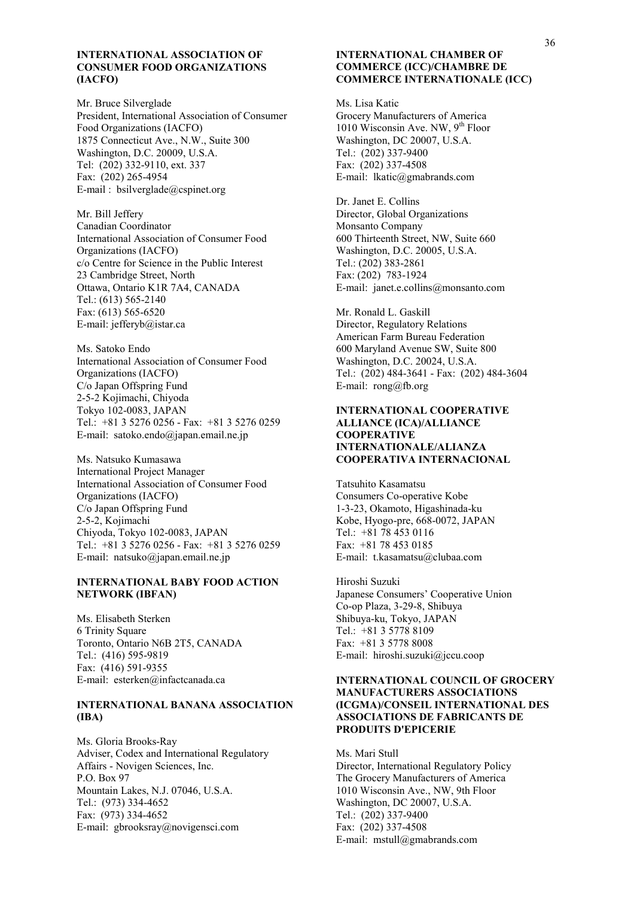**INTERNATIONAL ASSOCIATION OF CONSUMER FOOD ORGANIZATIONS (IACFO)**

Mr. Bruce Silverglade
President, International Association of Consumer Food Organizations (IACFO)
1875 Connecticut Ave., N.W., Suite 300
Washington, D.C. 20009, U.S.A.
Tel: (202) 332-9110, ext. 337
Fax: (202) 265-4954
E-mail : bsilverglade@cspinet.org

Mr. Bill Jeffery
Canadian Coordinator
International Association of Consumer Food Organizations (IACFO)
c/o Centre for Science in the Public Interest
23 Cambridge Street, North
Ottawa, Ontario K1R 7A4, CANADA
Tel.: (613) 565-2140
Fax: (613) 565-6520
E-mail: jefferyb@istar.ca

Ms. Satoko Endo
International Association of Consumer Food Organizations (IACFO)
C/o Japan Offspring Fund
2-5-2 Kojimachi, Chiyoda
Tokyo 102-0083, JAPAN
Tel.: +81 3 5276 0256 - Fax: +81 3 5276 0259
E-mail: satoko.endo@japan.email.ne.jp

Ms. Natsuko Kumasawa
International Project Manager
International Association of Consumer Food Organizations (IACFO)
C/o Japan Offspring Fund
2-5-2, Kojimachi
Chiyoda, Tokyo 102-0083, JAPAN
Tel.: +81 3 5276 0256 - Fax: +81 3 5276 0259
E-mail: natsuko@japan.email.ne.jp

**INTERNATIONAL BABY FOOD ACTION NETWORK (IBFAN)**

Ms. Elisabeth Sterken
6 Trinity Square
Toronto, Ontario N6B 2T5, CANADA
Tel.: (416) 595-9819
Fax: (416) 591-9355
E-mail: esterken@infactcanada.ca

**INTERNATIONAL BANANA ASSOCIATION (IBA)**

Ms. Gloria Brooks-Ray
Adviser, Codex and International Regulatory Affairs - Novigen Sciences, Inc.
P.O. Box 97
Mountain Lakes, N.J. 07046, U.S.A.
Tel.: (973) 334-4652
Fax: (973) 334-4652
E-mail: gbrooksray@novigensci.com

**INTERNATIONAL CHAMBER OF COMMERCE (ICC)/CHAMBRE DE COMMERCE INTERNATIONALE (ICC)**

Ms. Lisa Katic
Grocery Manufacturers of America
1010 Wisconsin Ave. NW, 9th Floor
Washington, DC 20007, U.S.A.
Tel.: (202) 337-9400
Fax: (202) 337-4508
E-mail: lkatic@gmabrands.com

Dr. Janet E. Collins
Director, Global Organizations
Monsanto Company
600 Thirteenth Street, NW, Suite 660
Washington, D.C. 20005, U.S.A.
Tel.: (202) 383-2861
Fax: (202) 783-1924
E-mail: janet.e.collins@monsanto.com

Mr. Ronald L. Gaskill
Director, Regulatory Relations
American Farm Bureau Federation
600 Maryland Avenue SW, Suite 800
Washington, D.C. 20024, U.S.A.
Tel.: (202) 484-3641 - Fax: (202) 484-3604
E-mail: rong@fb.org

**INTERNATIONAL COOPERATIVE ALLIANCE (ICA)/ALLIANCE COOPERATIVE INTERNATIONALE/ALIANZA COOPERATIVA INTERNACIONAL**

Tatsuhito Kasamatsu
Consumers Co-operative Kobe
1-3-23, Okamoto, Higashinada-ku
Kobe, Hyogo-pre, 668-0072, JAPAN
Tel.: +81 78 453 0116
Fax: +81 78 453 0185
E-mail: t.kasamatsu@clubaa.com

Hiroshi Suzuki
Japanese Consumers' Cooperative Union
Co-op Plaza, 3-29-8, Shibuya
Shibuya-ku, Tokyo, JAPAN
Tel.: +81 3 5778 8109
Fax: +81 3 5778 8008
E-mail: hiroshi.suzuki@jccu.coop

**INTERNATIONAL COUNCIL OF GROCERY MANUFACTURERS ASSOCIATIONS (ICGMA)/CONSEIL INTERNATIONAL DES ASSOCIATIONS DE FABRICANTS DE PRODUITS D'EPICERIE**

Ms. Mari Stull
Director, International Regulatory Policy
The Grocery Manufacturers of America
1010 Wisconsin Ave., NW, 9th Floor
Washington, DC 20007, U.S.A.
Tel.: (202) 337-9400
Fax: (202) 337-4508
E-mail: mstull@gmabrands.com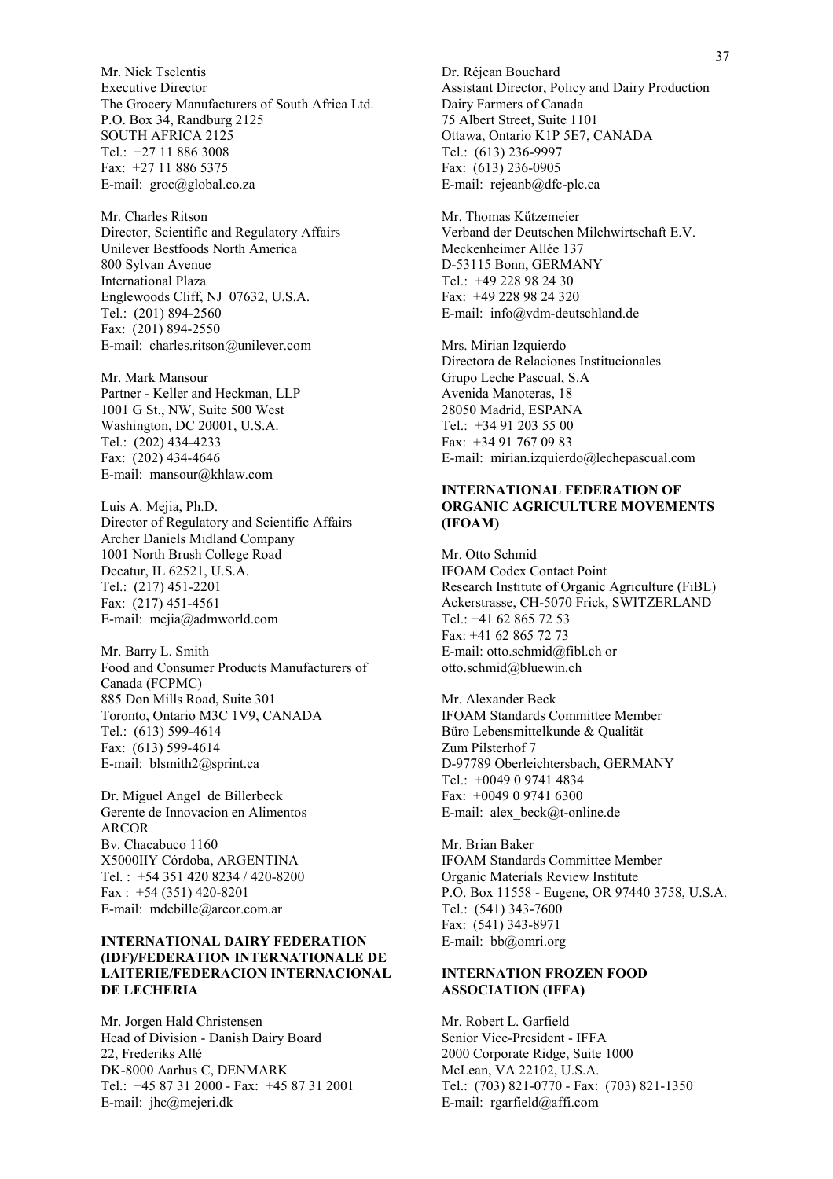Mr. Nick Tselentis
Executive Director
The Grocery Manufacturers of South Africa Ltd.
P.O. Box 34, Randburg 2125
SOUTH AFRICA 2125
Tel.: +27 11 886 3008
Fax: +27 11 886 5375
E-mail: groc@global.co.za

Mr. Charles Ritson
Director, Scientific and Regulatory Affairs
Unilever Bestfoods North America
800 Sylvan Avenue
International Plaza
Englewoods Cliff, NJ 07632, U.S.A.
Tel.: (201) 894-2560
Fax: (201) 894-2550
E-mail: charles.ritson@unilever.com

Mr. Mark Mansour
Partner - Keller and Heckman, LLP
1001 G St., NW, Suite 500 West
Washington, DC 20001, U.S.A.
Tel.: (202) 434-4233
Fax: (202) 434-4646
E-mail: mansour@khlaw.com

Luis A. Mejia, Ph.D.
Director of Regulatory and Scientific Affairs
Archer Daniels Midland Company
1001 North Brush College Road
Decatur, IL 62521, U.S.A.
Tel.: (217) 451-2201
Fax: (217) 451-4561
E-mail: mejia@admworld.com

Mr. Barry L. Smith
Food and Consumer Products Manufacturers of Canada (FCPMC)
885 Don Mills Road, Suite 301
Toronto, Ontario M3C 1V9, CANADA
Tel.: (613) 599-4614
Fax: (613) 599-4614
E-mail: blsmith2@sprint.ca

Dr. Miguel Angel de Billerbeck
Gerente de Innovacion en Alimentos
ARCOR
Bv. Chacabuco 1160
X5000IIY Córdoba, ARGENTINA
Tel. : +54 351 420 8234 / 420-8200
Fax : +54 (351) 420-8201
E-mail: mdebille@arcor.com.ar

**INTERNATIONAL DAIRY FEDERATION (IDF)/FEDERATION INTERNATIONALE DE LAITERIE/FEDERACION INTERNACIONAL DE LECHERIA**

Mr. Jorgen Hald Christensen
Head of Division - Danish Dairy Board
22, Frederiks Allé
DK-8000 Aarhus C, DENMARK
Tel.: +45 87 31 2000 - Fax: +45 87 31 2001
E-mail: jhc@mejeri.dk

Dr. Réjean Bouchard
Assistant Director, Policy and Dairy Production
Dairy Farmers of Canada
75 Albert Street, Suite 1101
Ottawa, Ontario K1P 5E7, CANADA
Tel.: (613) 236-9997
Fax: (613) 236-0905
E-mail: rejeanb@dfc-plc.ca

Mr. Thomas Kűtzemeier
Verband der Deutschen Milchwirtschaft E.V.
Meckenheimer Allée 137
D-53115 Bonn, GERMANY
Tel.: +49 228 98 24 30
Fax: +49 228 98 24 320
E-mail: info@vdm-deutschland.de

Mrs. Mirian Izquierdo
Directora de Relaciones Institucionales
Grupo Leche Pascual, S.A
Avenida Manoteras, 18
28050 Madrid, ESPANA
Tel.: +34 91 203 55 00
Fax: +34 91 767 09 83
E-mail: mirian.izquierdo@lechepascual.com

**INTERNATIONAL FEDERATION OF ORGANIC AGRICULTURE MOVEMENTS (IFOAM)**

Mr. Otto Schmid
IFOAM Codex Contact Point
Research Institute of Organic Agriculture (FiBL)
Ackerstrasse, CH-5070 Frick, SWITZERLAND
Tel.: +41 62 865 72 53
Fax: +41 62 865 72 73
E-mail: otto.schmid@fibl.ch or otto.schmid@bluewin.ch

Mr. Alexander Beck
IFOAM Standards Committee Member
Büro Lebensmittelkunde & Qualität
Zum Pilsterhof 7
D-97789 Oberleichtersbach, GERMANY
Tel.: +0049 0 9741 4834
Fax: +0049 0 9741 6300
E-mail: alex_beck@t-online.de

Mr. Brian Baker
IFOAM Standards Committee Member
Organic Materials Review Institute
P.O. Box 11558 - Eugene, OR 97440 3758, U.S.A.
Tel.: (541) 343-7600
Fax: (541) 343-8971
E-mail: bb@omri.org

**INTERNATION FROZEN FOOD ASSOCIATION (IFFA)**

Mr. Robert L. Garfield
Senior Vice-President - IFFA
2000 Corporate Ridge, Suite 1000
McLean, VA 22102, U.S.A.
Tel.: (703) 821-0770 - Fax: (703) 821-1350
E-mail: rgarfield@affi.com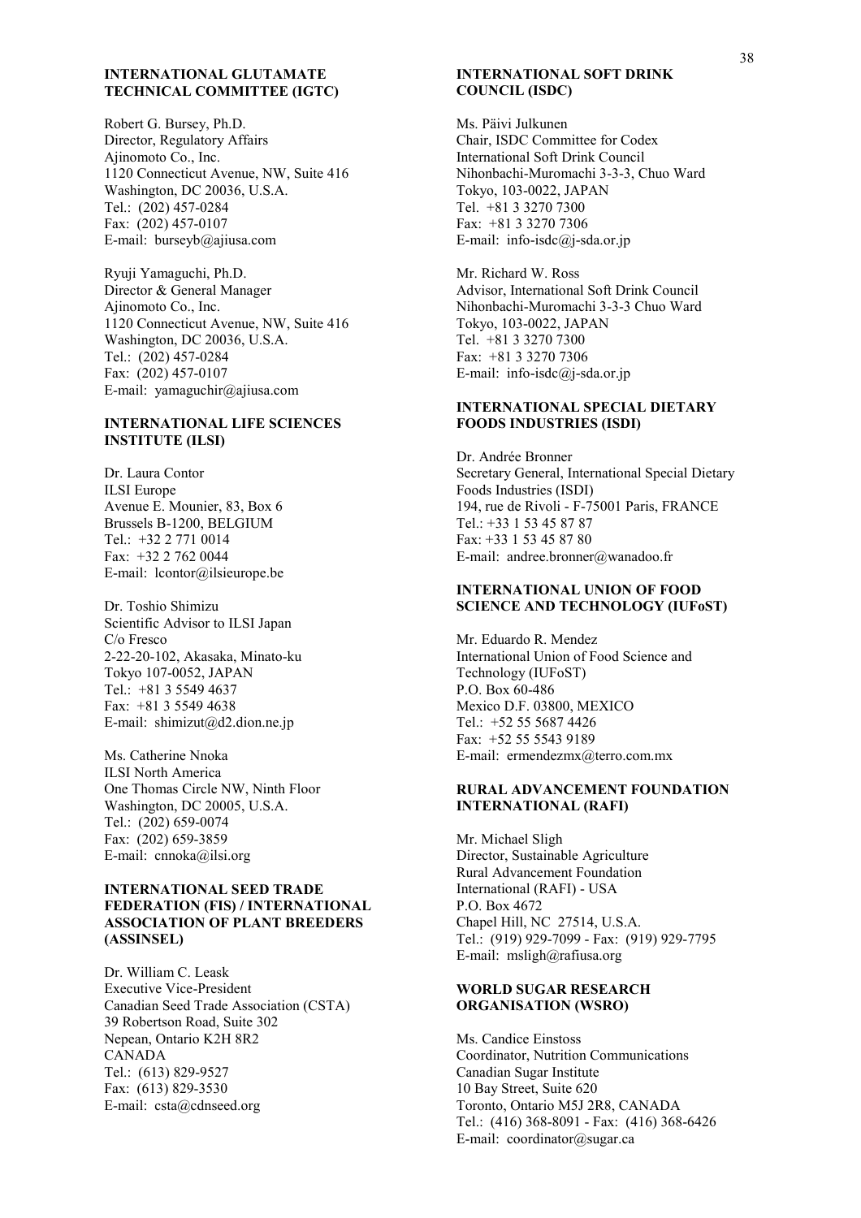**INTERNATIONAL GLUTAMATE TECHNICAL COMMITTEE (IGTC)**

Robert G. Bursey, Ph.D.
Director, Regulatory Affairs
Ajinomoto Co., Inc.
1120 Connecticut Avenue, NW, Suite 416
Washington, DC 20036, U.S.A.
Tel.: (202) 457-0284
Fax: (202) 457-0107
E-mail: burseyb@ajiusa.com

Ryuji Yamaguchi, Ph.D.
Director & General Manager
Ajinomoto Co., Inc.
1120 Connecticut Avenue, NW, Suite 416
Washington, DC 20036, U.S.A.
Tel.: (202) 457-0284
Fax: (202) 457-0107
E-mail: yamaguchir@ajiusa.com

**INTERNATIONAL LIFE SCIENCES INSTITUTE (ILSI)**

Dr. Laura Contor
ILSI Europe
Avenue E. Mounier, 83, Box 6
Brussels B-1200, BELGIUM
Tel.: +32 2 771 0014
Fax: +32 2 762 0044
E-mail: lcontor@ilsieurope.be

Dr. Toshio Shimizu
Scientific Advisor to ILSI Japan
C/o Fresco
2-22-20-102, Akasaka, Minato-ku
Tokyo 107-0052, JAPAN
Tel.: +81 3 5549 4637
Fax: +81 3 5549 4638
E-mail: shimizut@d2.dion.ne.jp

Ms. Catherine Nnoka
ILSI North America
One Thomas Circle NW, Ninth Floor
Washington, DC 20005, U.S.A.
Tel.: (202) 659-0074
Fax: (202) 659-3859
E-mail: cnnoka@ilsi.org

**INTERNATIONAL SEED TRADE FEDERATION (FIS) / INTERNATIONAL ASSOCIATION OF PLANT BREEDERS (ASSINSEL)**

Dr. William C. Leask
Executive Vice-President
Canadian Seed Trade Association (CSTA)
39 Robertson Road, Suite 302
Nepean, Ontario K2H 8R2
CANADA
Tel.: (613) 829-9527
Fax: (613) 829-3530
E-mail: csta@cdnseed.org

**INTERNATIONAL SOFT DRINK COUNCIL (ISDC)**

Ms. Päivi Julkunen
Chair, ISDC Committee for Codex
International Soft Drink Council
Nihonbachi-Muromachi 3-3-3, Chuo Ward
Tokyo, 103-0022, JAPAN
Tel. +81 3 3270 7300
Fax: +81 3 3270 7306
E-mail: info-isdc@j-sda.or.jp

Mr. Richard W. Ross
Advisor, International Soft Drink Council
Nihonbachi-Muromachi 3-3-3 Chuo Ward
Tokyo, 103-0022, JAPAN
Tel. +81 3 3270 7300
Fax: +81 3 3270 7306
E-mail: info-isdc@j-sda.or.jp

**INTERNATIONAL SPECIAL DIETARY FOODS INDUSTRIES (ISDI)**

Dr. Andrée Bronner
Secretary General, International Special Dietary Foods Industries (ISDI)
194, rue de Rivoli - F-75001 Paris, FRANCE
Tel.: +33 1 53 45 87 87
Fax: +33 1 53 45 87 80
E-mail: andree.bronner@wanadoo.fr

**INTERNATIONAL UNION OF FOOD SCIENCE AND TECHNOLOGY (IUFoST)**

Mr. Eduardo R. Mendez
International Union of Food Science and Technology (IUFoST)
P.O. Box 60-486
Mexico D.F. 03800, MEXICO
Tel.: +52 55 5687 4426
Fax: +52 55 5543 9189
E-mail: ermendezmx@terro.com.mx

**RURAL ADVANCEMENT FOUNDATION INTERNATIONAL (RAFI)**

Mr. Michael Sligh
Director, Sustainable Agriculture
Rural Advancement Foundation
International (RAFI) - USA
P.O. Box 4672
Chapel Hill, NC 27514, U.S.A.
Tel.: (919) 929-7099 - Fax: (919) 929-7795
E-mail: msligh@rafiusa.org

**WORLD SUGAR RESEARCH ORGANISATION (WSRO)**

Ms. Candice Einstoss
Coordinator, Nutrition Communications
Canadian Sugar Institute
10 Bay Street, Suite 620
Toronto, Ontario M5J 2R8, CANADA
Tel.: (416) 368-8091 - Fax: (416) 368-6426
E-mail: coordinator@sugar.ca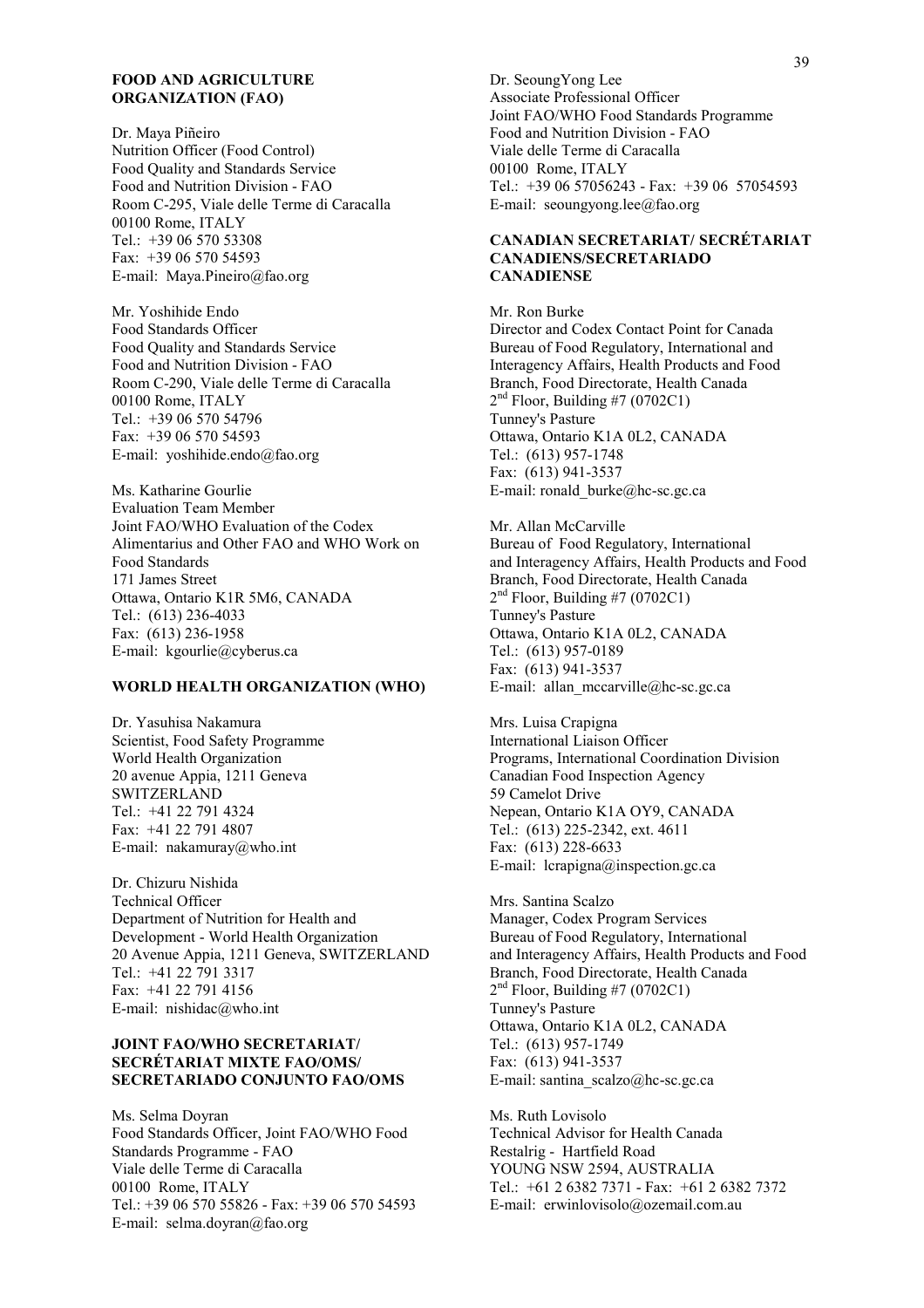**FOOD AND AGRICULTURE ORGANIZATION (FAO)**

Dr. Maya Piñeiro
Nutrition Officer (Food Control)
Food Quality and Standards Service
Food and Nutrition Division - FAO
Room C-295, Viale delle Terme di Caracalla
00100 Rome, ITALY
Tel.: +39 06 570 53308
Fax: +39 06 570 54593
E-mail: Maya.Pineiro@fao.org

Mr. Yoshihide Endo
Food Standards Officer
Food Quality and Standards Service
Food and Nutrition Division - FAO
Room C-290, Viale delle Terme di Caracalla
00100 Rome, ITALY
Tel.: +39 06 570 54796
Fax: +39 06 570 54593
E-mail: yoshihide.endo@fao.org

Ms. Katharine Gourlie
Evaluation Team Member
Joint FAO/WHO Evaluation of the Codex Alimentarius and Other FAO and WHO Work on Food Standards
171 James Street
Ottawa, Ontario K1R 5M6, CANADA
Tel.: (613) 236-4033
Fax: (613) 236-1958
E-mail: kgourlie@cyberus.ca

**WORLD HEALTH ORGANIZATION (WHO)**

Dr. Yasuhisa Nakamura
Scientist, Food Safety Programme
World Health Organization
20 avenue Appia, 1211 Geneva
SWITZERLAND
Tel.: +41 22 791 4324
Fax: +41 22 791 4807
E-mail: nakamuray@who.int

Dr. Chizuru Nishida
Technical Officer
Department of Nutrition for Health and Development - World Health Organization
20 Avenue Appia, 1211 Geneva, SWITZERLAND
Tel.: +41 22 791 3317
Fax: +41 22 791 4156
E-mail: nishidac@who.int

**JOINT FAO/WHO SECRETARIAT/ SECRÉTARIAT MIXTE FAO/OMS/ SECRETARIADO CONJUNTO FAO/OMS**

Ms. Selma Doyran
Food Standards Officer, Joint FAO/WHO Food Standards Programme - FAO
Viale delle Terme di Caracalla
00100 Rome, ITALY
Tel.: +39 06 570 55826 - Fax: +39 06 570 54593
E-mail: selma.doyran@fao.org

Dr. SeoungYong Lee
Associate Professional Officer
Joint FAO/WHO Food Standards Programme
Food and Nutrition Division - FAO
Viale delle Terme di Caracalla
00100 Rome, ITALY
Tel.: +39 06 57056243 - Fax: +39 06 57054593
E-mail: seoungyong.lee@fao.org

**CANADIAN SECRETARIAT/ SECRÉTARIAT CANADIENS/SECRETARIADO CANADIENSE**

Mr. Ron Burke
Director and Codex Contact Point for Canada
Bureau of Food Regulatory, International and Interagency Affairs, Health Products and Food Branch, Food Directorate, Health Canada
2nd Floor, Building #7 (0702C1)
Tunney's Pasture
Ottawa, Ontario K1A 0L2, CANADA
Tel.: (613) 957-1748
Fax: (613) 941-3537
E-mail: ronald_burke@hc-sc.gc.ca

Mr. Allan McCarville
Bureau of Food Regulatory, International and Interagency Affairs, Health Products and Food Branch, Food Directorate, Health Canada
2nd Floor, Building #7 (0702C1)
Tunney's Pasture
Ottawa, Ontario K1A 0L2, CANADA
Tel.: (613) 957-0189
Fax: (613) 941-3537
E-mail: allan_mccarville@hc-sc.gc.ca

Mrs. Luisa Crapigna
International Liaison Officer
Programs, International Coordination Division
Canadian Food Inspection Agency
59 Camelot Drive
Nepean, Ontario K1A OY9, CANADA
Tel.: (613) 225-2342, ext. 4611
Fax: (613) 228-6633
E-mail: lcrapigna@inspection.gc.ca

Mrs. Santina Scalzo
Manager, Codex Program Services
Bureau of Food Regulatory, International and Interagency Affairs, Health Products and Food Branch, Food Directorate, Health Canada
2nd Floor, Building #7 (0702C1)
Tunney's Pasture
Ottawa, Ontario K1A 0L2, CANADA
Tel.: (613) 957-1749
Fax: (613) 941-3537
E-mail: santina_scalzo@hc-sc.gc.ca

Ms. Ruth Lovisolo
Technical Advisor for Health Canada
Restalrig - Hartfield Road
YOUNG NSW 2594, AUSTRALIA
Tel.: +61 2 6382 7371 - Fax: +61 2 6382 7372
E-mail: erwinlovisolo@ozemail.com.au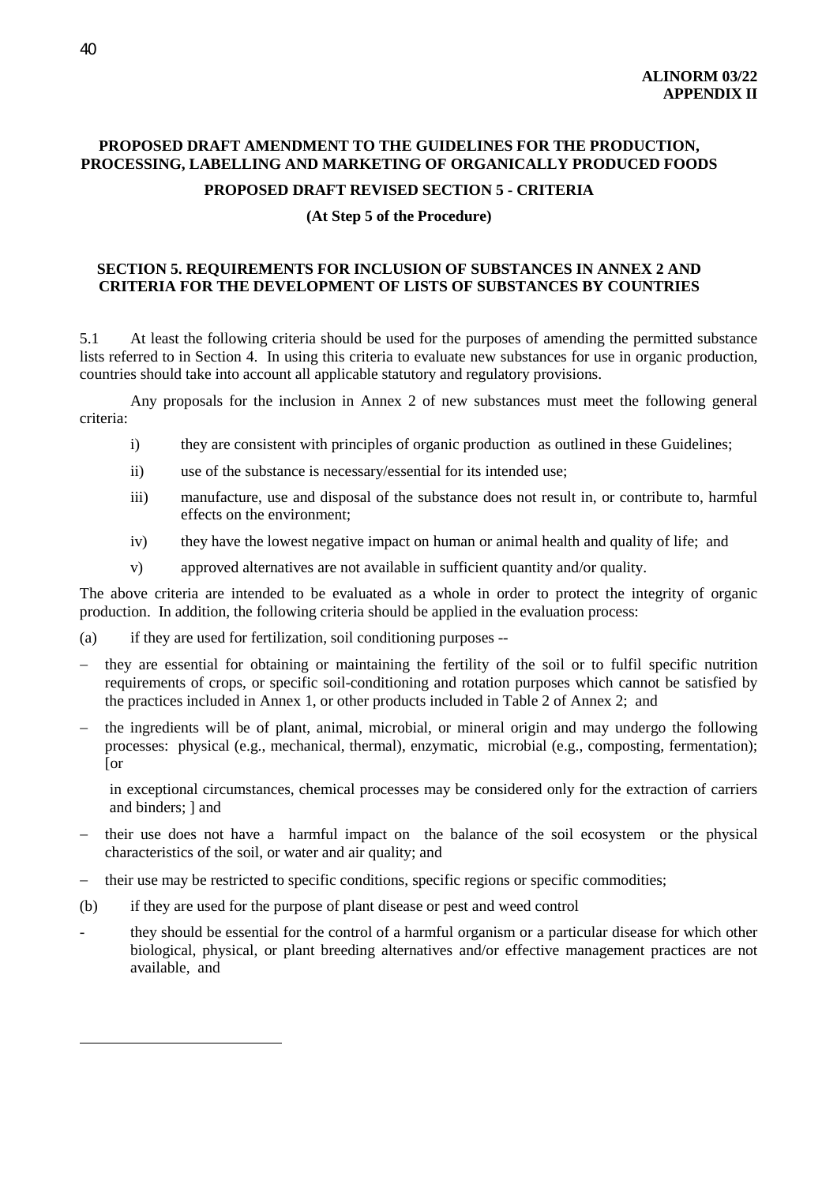**ALINORM 03/22**
**APPENDIX II**

## PROPOSED DRAFT AMENDMENT TO THE GUIDELINES FOR THE PRODUCTION, PROCESSING, LABELLING AND MARKETING OF ORGANICALLY PRODUCED FOODS

### PROPOSED DRAFT REVISED SECTION 5 - CRITERIA

**(At Step 5 of the Procedure)**

### SECTION 5. REQUIREMENTS FOR INCLUSION OF SUBSTANCES IN ANNEX 2 AND CRITERIA FOR THE DEVELOPMENT OF LISTS OF SUBSTANCES BY COUNTRIES

5.1 At least the following criteria should be used for the purposes of amending the permitted substance lists referred to in Section 4. In using this criteria to evaluate new substances for use in organic production, countries should take into account all applicable statutory and regulatory provisions.

Any proposals for the inclusion in Annex 2 of new substances must meet the following general criteria:

i) they are consistent with principles of organic production as outlined in these Guidelines;

ii) use of the substance is necessary/essential for its intended use;

iii) manufacture, use and disposal of the substance does not result in, or contribute to, harmful effects on the environment;

iv) they have the lowest negative impact on human or animal health and quality of life; and

v) approved alternatives are not available in sufficient quantity and/or quality.

The above criteria are intended to be evaluated as a whole in order to protect the integrity of organic production. In addition, the following criteria should be applied in the evaluation process:

(a) if they are used for fertilization, soil conditioning purposes --

- they are essential for obtaining or maintaining the fertility of the soil or to fulfil specific nutrition requirements of crops, or specific soil-conditioning and rotation purposes which cannot be satisfied by the practices included in Annex 1, or other products included in Table 2 of Annex 2; and
- the ingredients will be of plant, animal, microbial, or mineral origin and may undergo the following processes: physical (e.g., mechanical, thermal), enzymatic, microbial (e.g., composting, fermentation); [or

  in exceptional circumstances, chemical processes may be considered only for the extraction of carriers and binders; ] and
- their use does not have a harmful impact on the balance of the soil ecosystem or the physical characteristics of the soil, or water and air quality; and
- their use may be restricted to specific conditions, specific regions or specific commodities;

(b) if they are used for the purpose of plant disease or pest and weed control

- they should be essential for the control of a harmful organism or a particular disease for which other biological, physical, or plant breeding alternatives and/or effective management practices are not available, and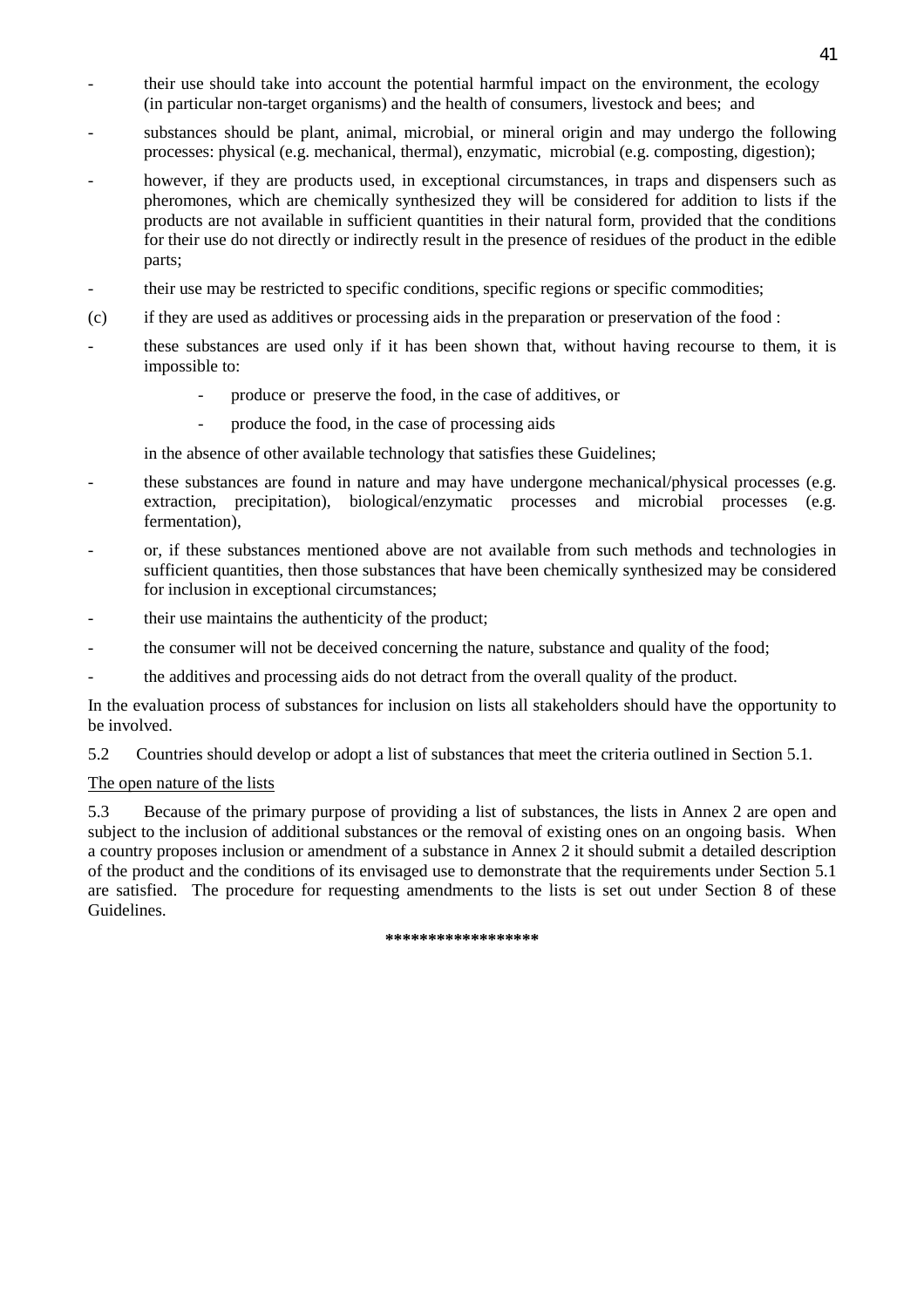- their use should take into account the potential harmful impact on the environment, the ecology (in particular non-target organisms) and the health of consumers, livestock and bees; and
- substances should be plant, animal, microbial, or mineral origin and may undergo the following processes: physical (e.g. mechanical, thermal), enzymatic, microbial (e.g. composting, digestion);
- however, if they are products used, in exceptional circumstances, in traps and dispensers such as pheromones, which are chemically synthesized they will be considered for addition to lists if the products are not available in sufficient quantities in their natural form, provided that the conditions for their use do not directly or indirectly result in the presence of residues of the product in the edible parts;
- their use may be restricted to specific conditions, specific regions or specific commodities;

(c) if they are used as additives or processing aids in the preparation or preservation of the food :

- these substances are used only if it has been shown that, without having recourse to them, it is impossible to:
    - produce or preserve the food, in the case of additives, or
    - produce the food, in the case of processing aids

  in the absence of other available technology that satisfies these Guidelines;
- these substances are found in nature and may have undergone mechanical/physical processes (e.g. extraction, precipitation), biological/enzymatic processes and microbial processes (e.g. fermentation),
- or, if these substances mentioned above are not available from such methods and technologies in sufficient quantities, then those substances that have been chemically synthesized may be considered for inclusion in exceptional circumstances;
- their use maintains the authenticity of the product;
- the consumer will not be deceived concerning the nature, substance and quality of the food;
- the additives and processing aids do not detract from the overall quality of the product.

In the evaluation process of substances for inclusion on lists all stakeholders should have the opportunity to be involved.

5.2 Countries should develop or adopt a list of substances that meet the criteria outlined in Section 5.1.

The open nature of the lists

5.3 Because of the primary purpose of providing a list of substances, the lists in Annex 2 are open and subject to the inclusion of additional substances or the removal of existing ones on an ongoing basis. When a country proposes inclusion or amendment of a substance in Annex 2 it should submit a detailed description of the product and the conditions of its envisaged use to demonstrate that the requirements under Section 5.1 are satisfied. The procedure for requesting amendments to the lists is set out under Section 8 of these Guidelines.

*****************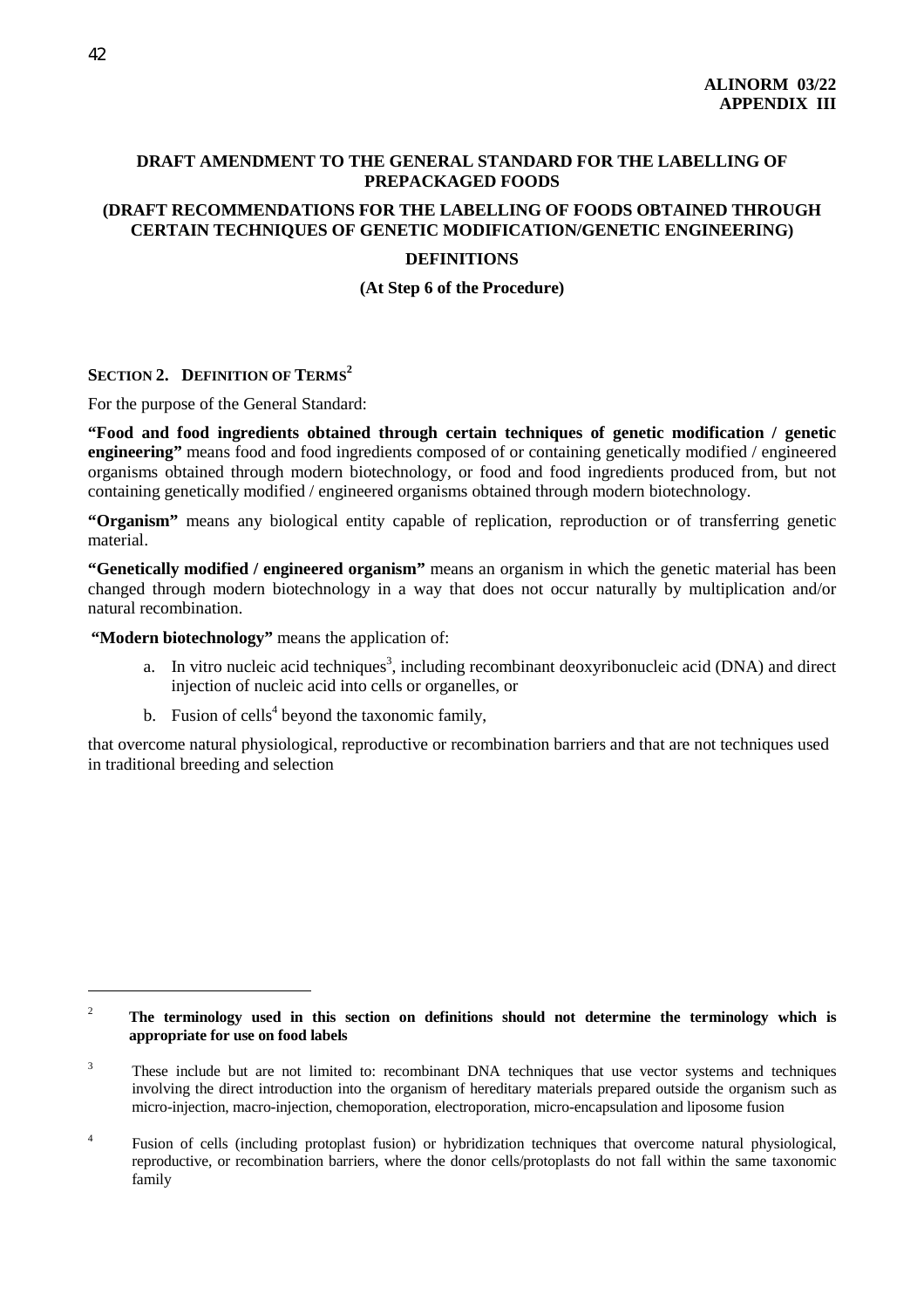**ALINORM 03/22**
**APPENDIX III**

## DRAFT AMENDMENT TO THE GENERAL STANDARD FOR THE LABELLING OF PREPACKAGED FOODS

## (DRAFT RECOMMENDATIONS FOR THE LABELLING OF FOODS OBTAINED THROUGH CERTAIN TECHNIQUES OF GENETIC MODIFICATION/GENETIC ENGINEERING)

## DEFINITIONS

**(At Step 6 of the Procedure)**

### SECTION 2. DEFINITION OF TERMS[2]

For the purpose of the General Standard:

**"Food and food ingredients obtained through certain techniques of genetic modification / genetic engineering"** means food and food ingredients composed of or containing genetically modified / engineered organisms obtained through modern biotechnology, or food and food ingredients produced from, but not containing genetically modified / engineered organisms obtained through modern biotechnology.

**"Organism"** means any biological entity capable of replication, reproduction or of transferring genetic material.

**"Genetically modified / engineered organism"** means an organism in which the genetic material has been changed through modern biotechnology in a way that does not occur naturally by multiplication and/or natural recombination.

**"Modern biotechnology"** means the application of:

a. In vitro nucleic acid techniques[3], including recombinant deoxyribonucleic acid (DNA) and direct injection of nucleic acid into cells or organelles, or

b. Fusion of cells[4] beyond the taxonomic family,

that overcome natural physiological, reproductive or recombination barriers and that are not techniques used in traditional breeding and selection

---

[2] **The terminology used in this section on definitions should not determine the terminology which is appropriate for use on food labels**

[3] These include but are not limited to: recombinant DNA techniques that use vector systems and techniques involving the direct introduction into the organism of hereditary materials prepared outside the organism such as micro-injection, macro-injection, chemoporation, electroporation, micro-encapsulation and liposome fusion

[4] Fusion of cells (including protoplast fusion) or hybridization techniques that overcome natural physiological, reproductive, or recombination barriers, where the donor cells/protoplasts do not fall within the same taxonomic family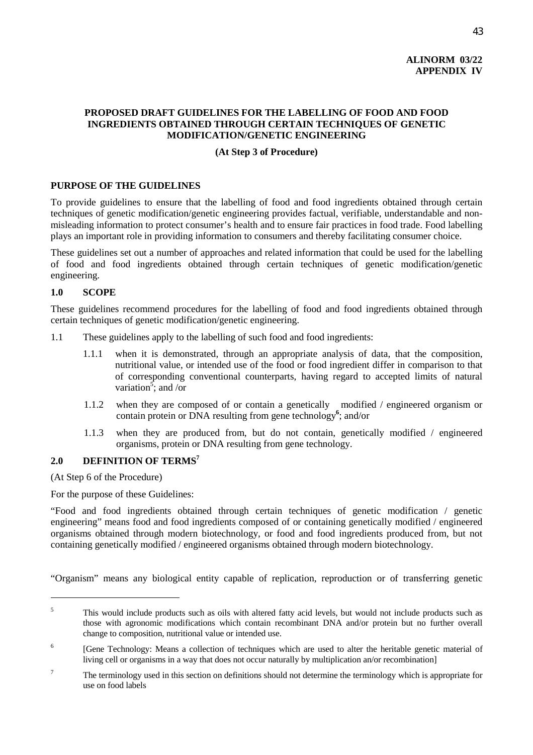**ALINORM 03/22**
**APPENDIX IV**

## PROPOSED DRAFT GUIDELINES FOR THE LABELLING OF FOOD AND FOOD INGREDIENTS OBTAINED THROUGH CERTAIN TECHNIQUES OF GENETIC MODIFICATION/GENETIC ENGINEERING

**(At Step 3 of Procedure)**

### PURPOSE OF THE GUIDELINES

To provide guidelines to ensure that the labelling of food and food ingredients obtained through certain techniques of genetic modification/genetic engineering provides factual, verifiable, understandable and non-misleading information to protect consumer's health and to ensure fair practices in food trade. Food labelling plays an important role in providing information to consumers and thereby facilitating consumer choice.

These guidelines set out a number of approaches and related information that could be used for the labelling of food and food ingredients obtained through certain techniques of genetic modification/genetic engineering.

### 1.0 SCOPE

These guidelines recommend procedures for the labelling of food and food ingredients obtained through certain techniques of genetic modification/genetic engineering.

1.1 These guidelines apply to the labelling of such food and food ingredients:

1.1.1 when it is demonstrated, through an appropriate analysis of data, that the composition, nutritional value, or intended use of the food or food ingredient differ in comparison to that of corresponding conventional counterparts, having regard to accepted limits of natural variation[5]; and /or

1.1.2 when they are composed of or contain a genetically modified / engineered organism or contain protein or DNA resulting from gene technology[6]; and/or

1.1.3 when they are produced from, but do not contain, genetically modified / engineered organisms, protein or DNA resulting from gene technology.

### 2.0 DEFINITION OF TERMS[7]

(At Step 6 of the Procedure)

For the purpose of these Guidelines:

"Food and food ingredients obtained through certain techniques of genetic modification / genetic engineering" means food and food ingredients composed of or containing genetically modified / engineered organisms obtained through modern biotechnology, or food and food ingredients produced from, but not containing genetically modified / engineered organisms obtained through modern biotechnology.

"Organism" means any biological entity capable of replication, reproduction or of transferring genetic

---

[5] This would include products such as oils with altered fatty acid levels, but would not include products such as those with agronomic modifications which contain recombinant DNA and/or protein but no further overall change to composition, nutritional value or intended use.

[6] [Gene Technology: Means a collection of techniques which are used to alter the heritable genetic material of living cell or organisms in a way that does not occur naturally by multiplication an/or recombination]

[7] The terminology used in this section on definitions should not determine the terminology which is appropriate for use on food labels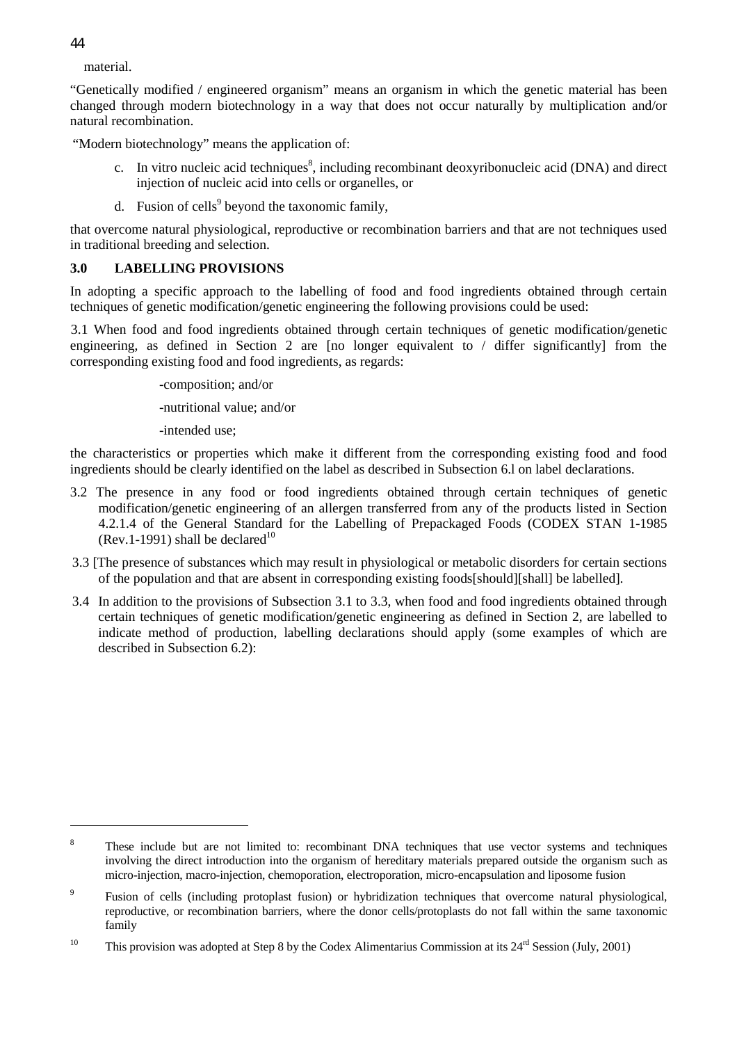material.

“Genetically modified / engineered organism” means an organism in which the genetic material has been changed through modern biotechnology in a way that does not occur naturally by multiplication and/or natural recombination.

“Modern biotechnology” means the application of:

c. In vitro nucleic acid techniques[8], including recombinant deoxyribonucleic acid (DNA) and direct injection of nucleic acid into cells or organelles, or

d. Fusion of cells[9] beyond the taxonomic family,

that overcome natural physiological, reproductive or recombination barriers and that are not techniques used in traditional breeding and selection.

### 3.0 LABELLING PROVISIONS

In adopting a specific approach to the labelling of food and food ingredients obtained through certain techniques of genetic modification/genetic engineering the following provisions could be used:

3.1 When food and food ingredients obtained through certain techniques of genetic modification/genetic engineering, as defined in Section 2 are [no longer equivalent to / differ significantly] from the corresponding existing food and food ingredients, as regards:

-composition; and/or

-nutritional value; and/or

-intended use;

the characteristics or properties which make it different from the corresponding existing food and food ingredients should be clearly identified on the label as described in Subsection 6.l on label declarations.

3.2 The presence in any food or food ingredients obtained through certain techniques of genetic modification/genetic engineering of an allergen transferred from any of the products listed in Section 4.2.1.4 of the General Standard for the Labelling of Prepackaged Foods (CODEX STAN 1-1985 (Rev.1-1991) shall be declared[10]

3.3 [The presence of substances which may result in physiological or metabolic disorders for certain sections of the population and that are absent in corresponding existing foods[should][shall] be labelled].

3.4 In addition to the provisions of Subsection 3.1 to 3.3, when food and food ingredients obtained through certain techniques of genetic modification/genetic engineering as defined in Section 2, are labelled to indicate method of production, labelling declarations should apply (some examples of which are described in Subsection 6.2):

---

[8] These include but are not limited to: recombinant DNA techniques that use vector systems and techniques involving the direct introduction into the organism of hereditary materials prepared outside the organism such as micro-injection, macro-injection, chemoporation, electroporation, micro-encapsulation and liposome fusion

[9] Fusion of cells (including protoplast fusion) or hybridization techniques that overcome natural physiological, reproductive, or recombination barriers, where the donor cells/protoplasts do not fall within the same taxonomic family

[10] This provision was adopted at Step 8 by the Codex Alimentarius Commission at its 24[rd] Session (July, 2001)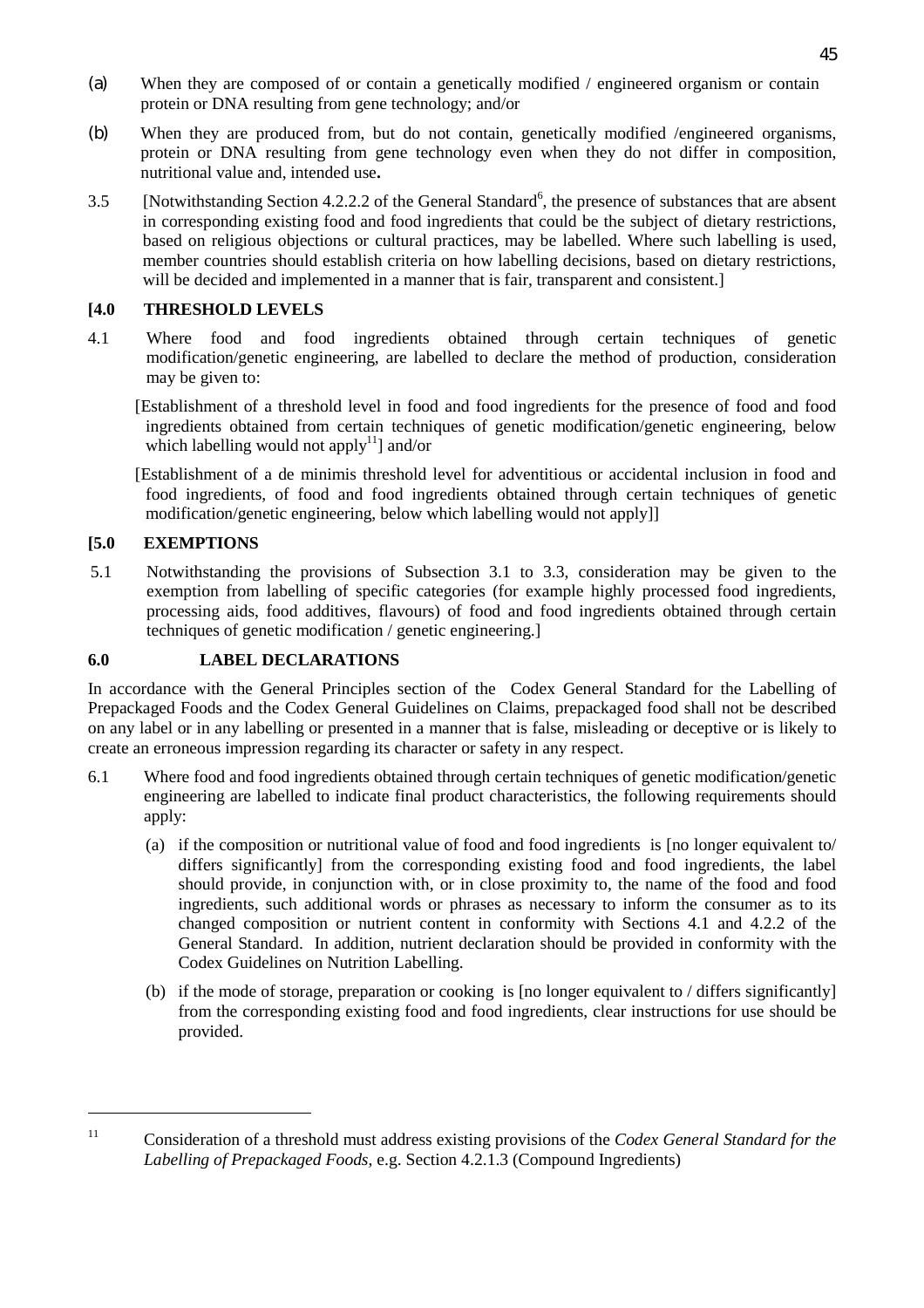(a) When they are composed of or contain a genetically modified / engineered organism or contain protein or DNA resulting from gene technology; and/or

(b) When they are produced from, but do not contain, genetically modified /engineered organisms, protein or DNA resulting from gene technology even when they do not differ in composition, nutritional value and, intended use**.**

3.5 [Notwithstanding Section 4.2.2.2 of the General Standard[6], the presence of substances that are absent in corresponding existing food and food ingredients that could be the subject of dietary restrictions, based on religious objections or cultural practices, may be labelled. Where such labelling is used, member countries should establish criteria on how labelling decisions, based on dietary restrictions, will be decided and implemented in a manner that is fair, transparent and consistent.]

**[4.0 THRESHOLD LEVELS**

4.1 Where food and food ingredients obtained through certain techniques of genetic modification/genetic engineering, are labelled to declare the method of production, consideration may be given to:

[Establishment of a threshold level in food and food ingredients for the presence of food and food ingredients obtained from certain techniques of genetic modification/genetic engineering, below which labelling would not apply[11]] and/or

[Establishment of a de minimis threshold level for adventitious or accidental inclusion in food and food ingredients, of food and food ingredients obtained through certain techniques of genetic modification/genetic engineering, below which labelling would not apply]]

**[5.0 EXEMPTIONS**

5.1 Notwithstanding the provisions of Subsection 3.1 to 3.3, consideration may be given to the exemption from labelling of specific categories (for example highly processed food ingredients, processing aids, food additives, flavours) of food and food ingredients obtained through certain techniques of genetic modification / genetic engineering.]

**6.0 LABEL DECLARATIONS**

In accordance with the General Principles section of the Codex General Standard for the Labelling of Prepackaged Foods and the Codex General Guidelines on Claims, prepackaged food shall not be described on any label or in any labelling or presented in a manner that is false, misleading or deceptive or is likely to create an erroneous impression regarding its character or safety in any respect.

6.1 Where food and food ingredients obtained through certain techniques of genetic modification/genetic engineering are labelled to indicate final product characteristics, the following requirements should apply:

(a) if the composition or nutritional value of food and food ingredients is [no longer equivalent to/ differs significantly] from the corresponding existing food and food ingredients, the label should provide, in conjunction with, or in close proximity to, the name of the food and food ingredients, such additional words or phrases as necessary to inform the consumer as to its changed composition or nutrient content in conformity with Sections 4.1 and 4.2.2 of the General Standard. In addition, nutrient declaration should be provided in conformity with the Codex Guidelines on Nutrition Labelling.

(b) if the mode of storage, preparation or cooking is [no longer equivalent to / differs significantly] from the corresponding existing food and food ingredients, clear instructions for use should be provided.

---

[11] Consideration of a threshold must address existing provisions of the *Codex General Standard for the Labelling of Prepackaged Foods*, e.g. Section 4.2.1.3 (Compound Ingredients)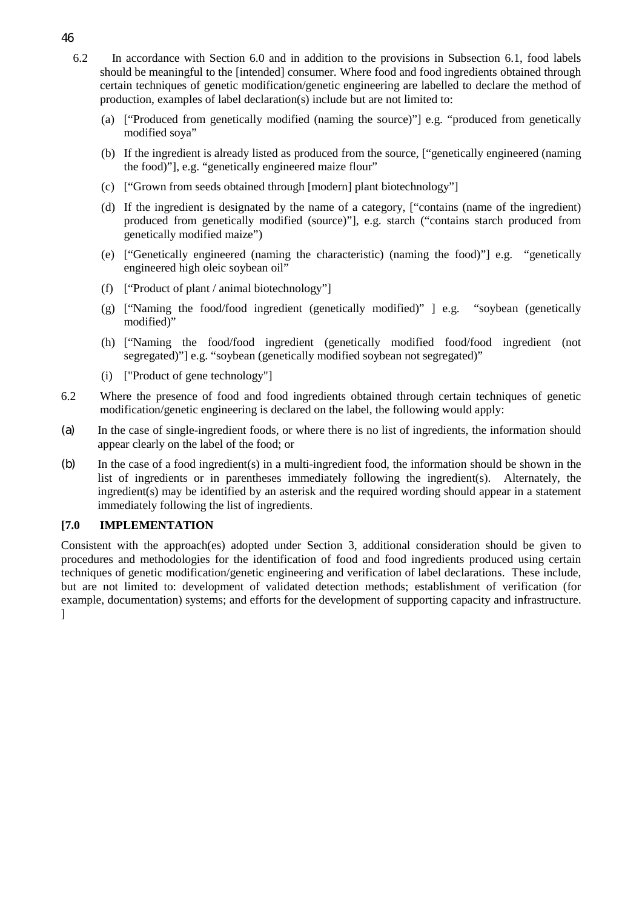6.2 In accordance with Section 6.0 and in addition to the provisions in Subsection 6.1, food labels should be meaningful to the [intended] consumer. Where food and food ingredients obtained through certain techniques of genetic modification/genetic engineering are labelled to declare the method of production, examples of label declaration(s) include but are not limited to:

(a) ["Produced from genetically modified (naming the source)"] e.g. "produced from genetically modified soya"

(b) If the ingredient is already listed as produced from the source, ["genetically engineered (naming the food)"], e.g. "genetically engineered maize flour"

(c) ["Grown from seeds obtained through [modern] plant biotechnology"]

(d) If the ingredient is designated by the name of a category, ["contains (name of the ingredient) produced from genetically modified (source)"], e.g. starch ("contains starch produced from genetically modified maize")

(e) ["Genetically engineered (naming the characteristic) (naming the food)"] e.g. "genetically engineered high oleic soybean oil"

(f) ["Product of plant / animal biotechnology"]

(g) ["Naming the food/food ingredient (genetically modified)" ] e.g. "soybean (genetically modified)"

(h) ["Naming the food/food ingredient (genetically modified food/food ingredient (not segregated)"] e.g. "soybean (genetically modified soybean not segregated)"

(i) ["Product of gene technology"]

6.2 Where the presence of food and food ingredients obtained through certain techniques of genetic modification/genetic engineering is declared on the label, the following would apply:

(a) In the case of single-ingredient foods, or where there is no list of ingredients, the information should appear clearly on the label of the food; or

(b) In the case of a food ingredient(s) in a multi-ingredient food, the information should be shown in the list of ingredients or in parentheses immediately following the ingredient(s). Alternately, the ingredient(s) may be identified by an asterisk and the required wording should appear in a statement immediately following the list of ingredients.

**[7.0 IMPLEMENTATION**

Consistent with the approach(es) adopted under Section 3, additional consideration should be given to procedures and methodologies for the identification of food and food ingredients produced using certain techniques of genetic modification/genetic engineering and verification of label declarations. These include, but are not limited to: development of validated detection methods; establishment of verification (for example, documentation) systems; and efforts for the development of supporting capacity and infrastructure. ]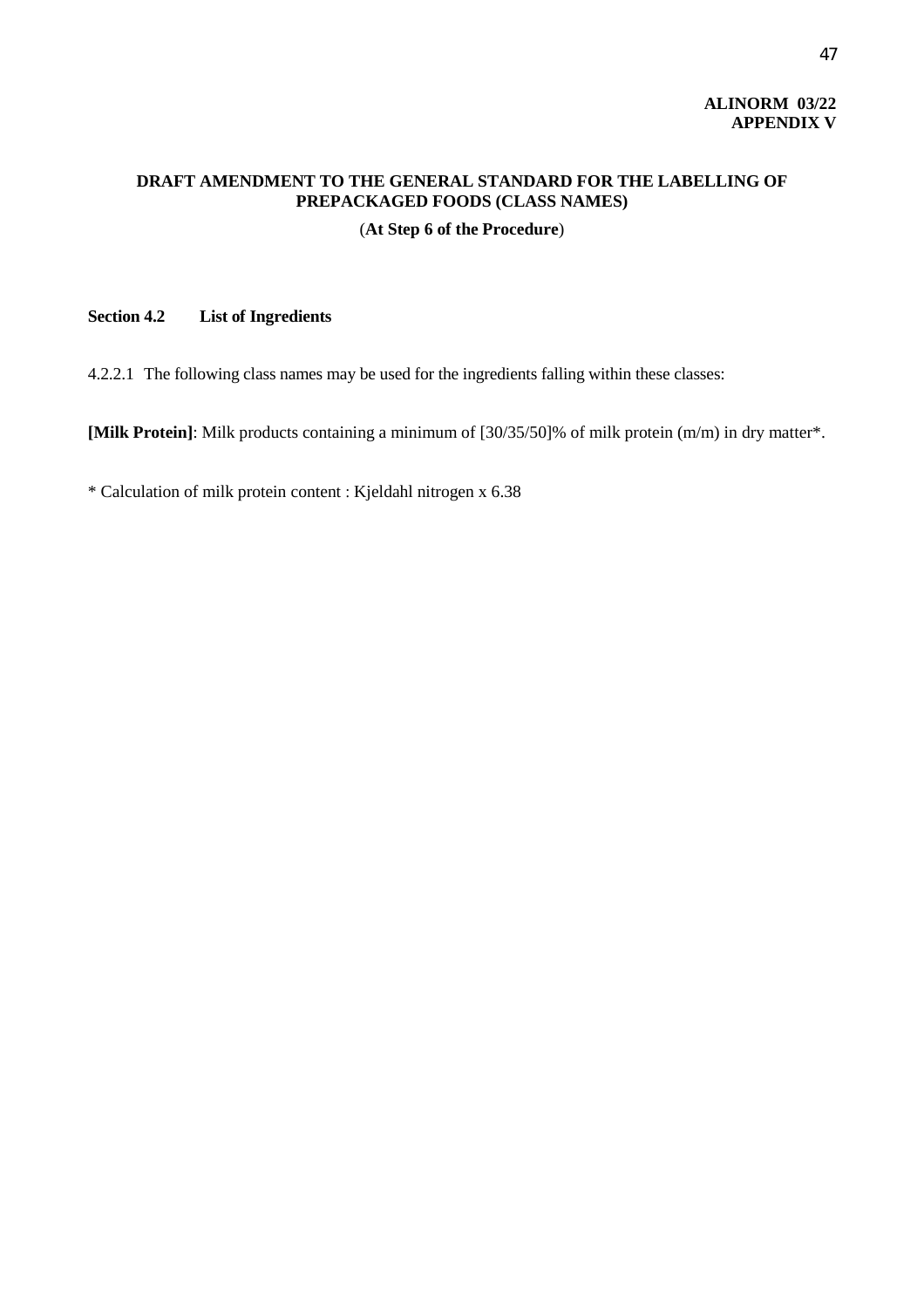**ALINORM 03/22**
**APPENDIX V**

# DRAFT AMENDMENT TO THE GENERAL STANDARD FOR THE LABELLING OF PREPACKAGED FOODS (CLASS NAMES)

(**At Step 6 of the Procedure**)

## Section 4.2 List of Ingredients

4.2.2.1 The following class names may be used for the ingredients falling within these classes:

**[Milk Protein]**: Milk products containing a minimum of [30/35/50]% of milk protein (m/m) in dry matter*.

* Calculation of milk protein content : Kjeldahl nitrogen x 6.38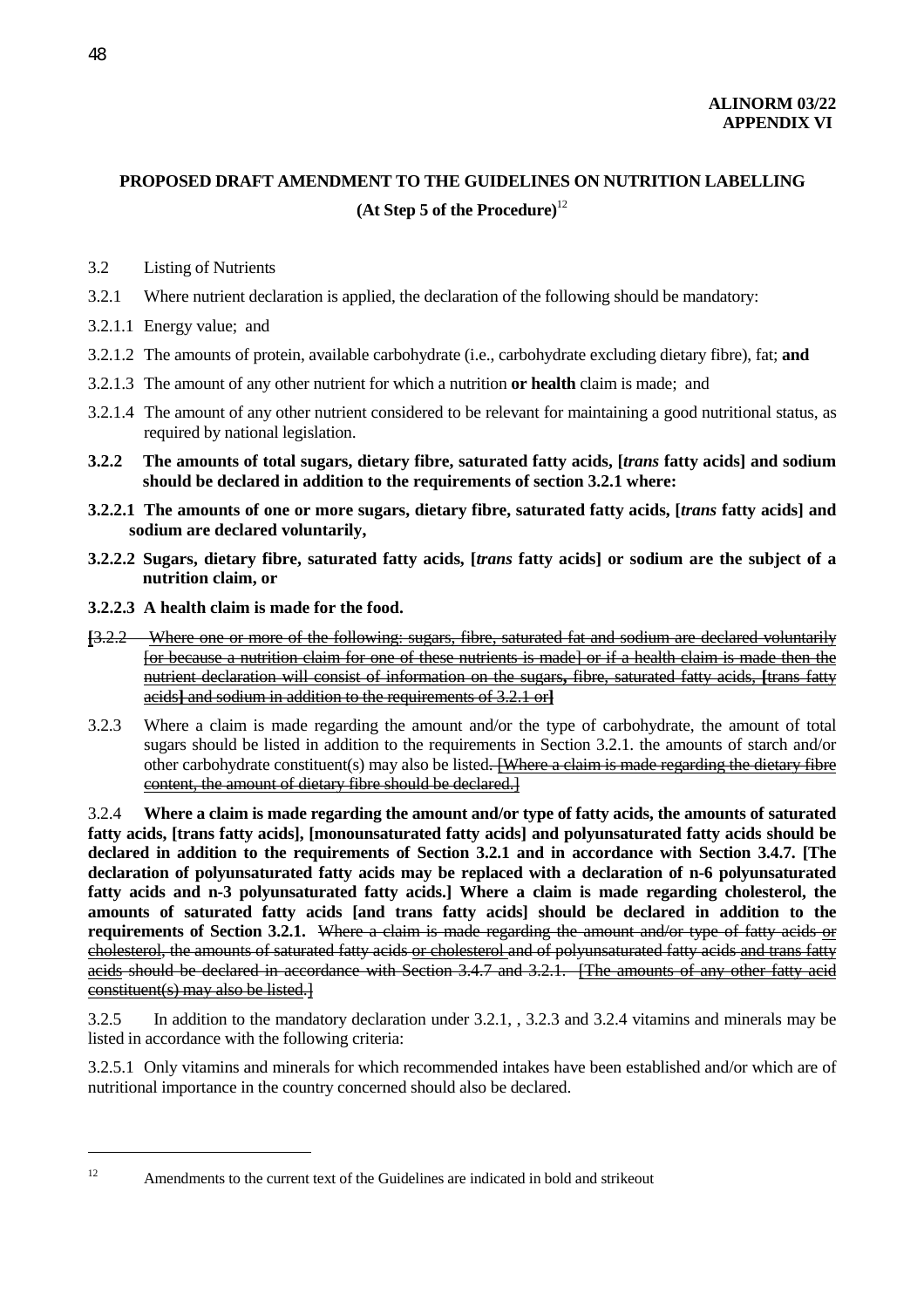**ALINORM 03/22**
**APPENDIX VI**

## PROPOSED DRAFT AMENDMENT TO THE GUIDELINES ON NUTRITION LABELLING

**(At Step 5 of the Procedure)**[12]

3.2 Listing of Nutrients

3.2.1 Where nutrient declaration is applied, the declaration of the following should be mandatory:

3.2.1.1 Energy value; and

3.2.1.2 The amounts of protein, available carbohydrate (i.e., carbohydrate excluding dietary fibre), fat; **and**

3.2.1.3 The amount of any other nutrient for which a nutrition **or health** claim is made; and

3.2.1.4 The amount of any other nutrient considered to be relevant for maintaining a good nutritional status, as required by national legislation.

**3.2.2 The amounts of total sugars, dietary fibre, saturated fatty acids, [*trans* fatty acids] and sodium should be declared in addition to the requirements of section 3.2.1 where:**

**3.2.2.1 The amounts of one or more sugars, dietary fibre, saturated fatty acids, [*trans* fatty acids] and sodium are declared voluntarily,**

**3.2.2.2 Sugars, dietary fibre, saturated fatty acids, [*trans* fatty acids] or sodium are the subject of a nutrition claim, or**

**3.2.2.3 A health claim is made for the food.**

~~[3.2.2 Where one or more of the following: sugars, fibre, saturated fat and sodium are declared voluntarily [or because a nutrition claim for one of these nutrients is made] or if a health claim is made then the nutrient declaration will consist of information on the sugars, fibre, saturated fatty acids, [trans fatty acids] and sodium in addition to the requirements of 3.2.1 or]~~

3.2.3 Where a claim is made regarding the amount and/or the type of carbohydrate, the amount of total sugars should be listed in addition to the requirements in Section 3.2.1. the amounts of starch and/or other carbohydrate constituent(s) may also be listed~~. [Where a claim is made regarding the dietary fibre content, the amount of dietary fibre should be declared.]~~

3.2.4 **Where a claim is made regarding the amount and/or type of fatty acids, the amounts of saturated fatty acids, [trans fatty acids], [monounsaturated fatty acids] and polyunsaturated fatty acids should be declared in addition to the requirements of Section 3.2.1 and in accordance with Section 3.4.7. [The declaration of polyunsaturated fatty acids may be replaced with a declaration of n-6 polyunsaturated fatty acids and n-3 polyunsaturated fatty acids.] Where a claim is made regarding cholesterol, the amounts of saturated fatty acids [and trans fatty acids] should be declared in addition to the requirements of Section 3.2.1.** ~~Where a claim is made regarding the amount and/or type of fatty acids or cholesterol, the amounts of saturated fatty acids or cholesterol and of polyunsaturated fatty acids and trans fatty acids should be declared in accordance with Section 3.4.7 and 3.2.1. [The amounts of any other fatty acid constituent(s) may also be listed.]~~

3.2.5 In addition to the mandatory declaration under 3.2.1, , 3.2.3 and 3.2.4 vitamins and minerals may be listed in accordance with the following criteria:

3.2.5.1 Only vitamins and minerals for which recommended intakes have been established and/or which are of nutritional importance in the country concerned should also be declared.

---

[12] Amendments to the current text of the Guidelines are indicated in bold and strikeout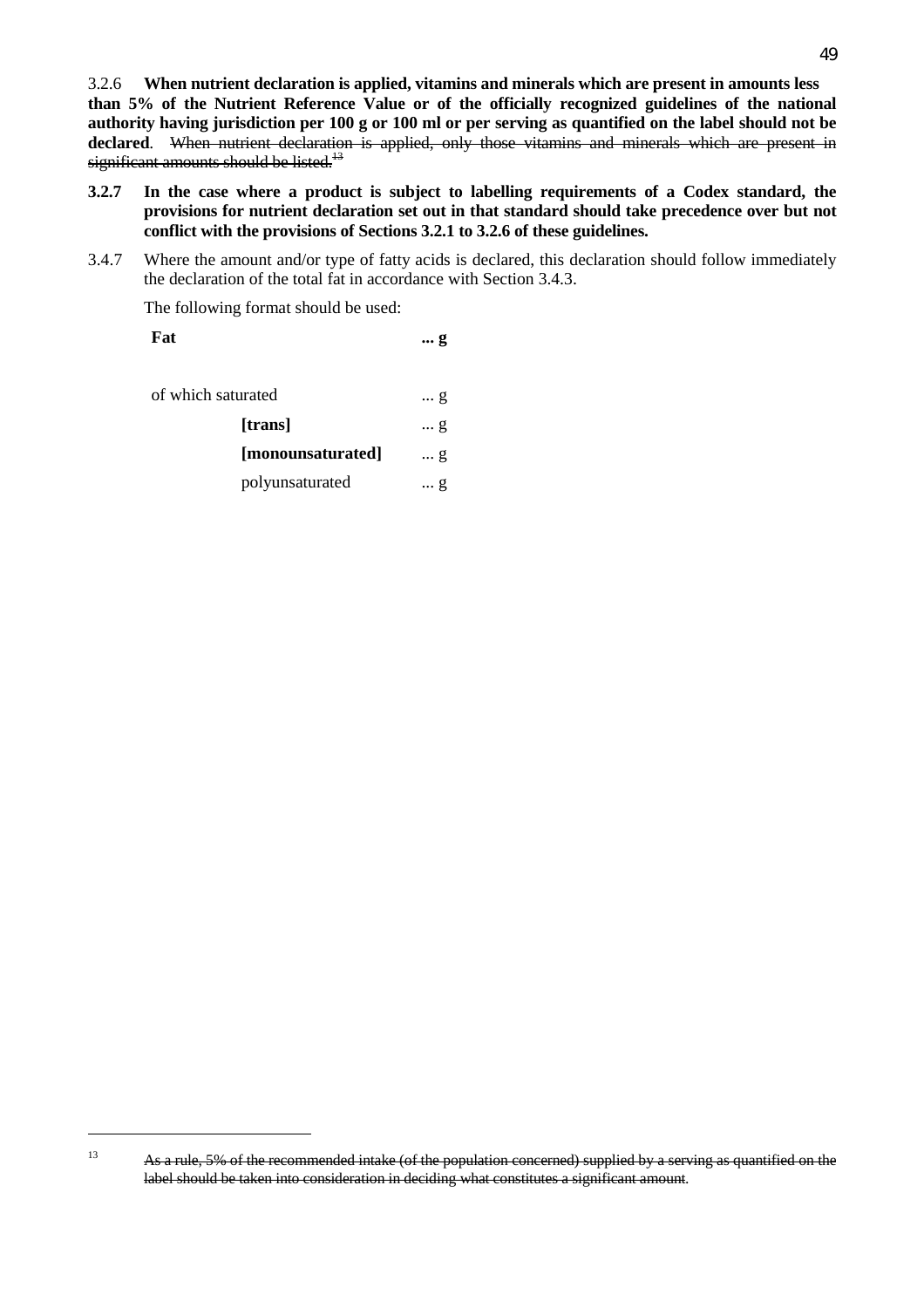3.2.6 **When nutrient declaration is applied, vitamins and minerals which are present in amounts less than 5% of the Nutrient Reference Value or of the officially recognized guidelines of the national authority having jurisdiction per 100 g or 100 ml or per serving as quantified on the label should not be declared**. ~~When nutrient declaration is applied, only those vitamins and minerals which are present in significant amounts should be listed.[13]~~

**3.2.7 In the case where a product is subject to labelling requirements of a Codex standard, the provisions for nutrient declaration set out in that standard should take precedence over but not conflict with the provisions of Sections 3.2.1 to 3.2.6 of these guidelines.**

3.4.7 Where the amount and/or type of fatty acids is declared, this declaration should follow immediately the declaration of the total fat in accordance with Section 3.4.3.

The following format should be used:

| | |
|---|---|
| **Fat** | **... g** |
| of which saturated | ... g |
| **[trans]** | ... g |
| **[monounsaturated]** | ... g |
| polyunsaturated | ... g |

---

[13] ~~As a rule, 5% of the recommended intake (of the population concerned) supplied by a serving as quantified on the label should be taken into consideration in deciding what constitutes a significant amount.~~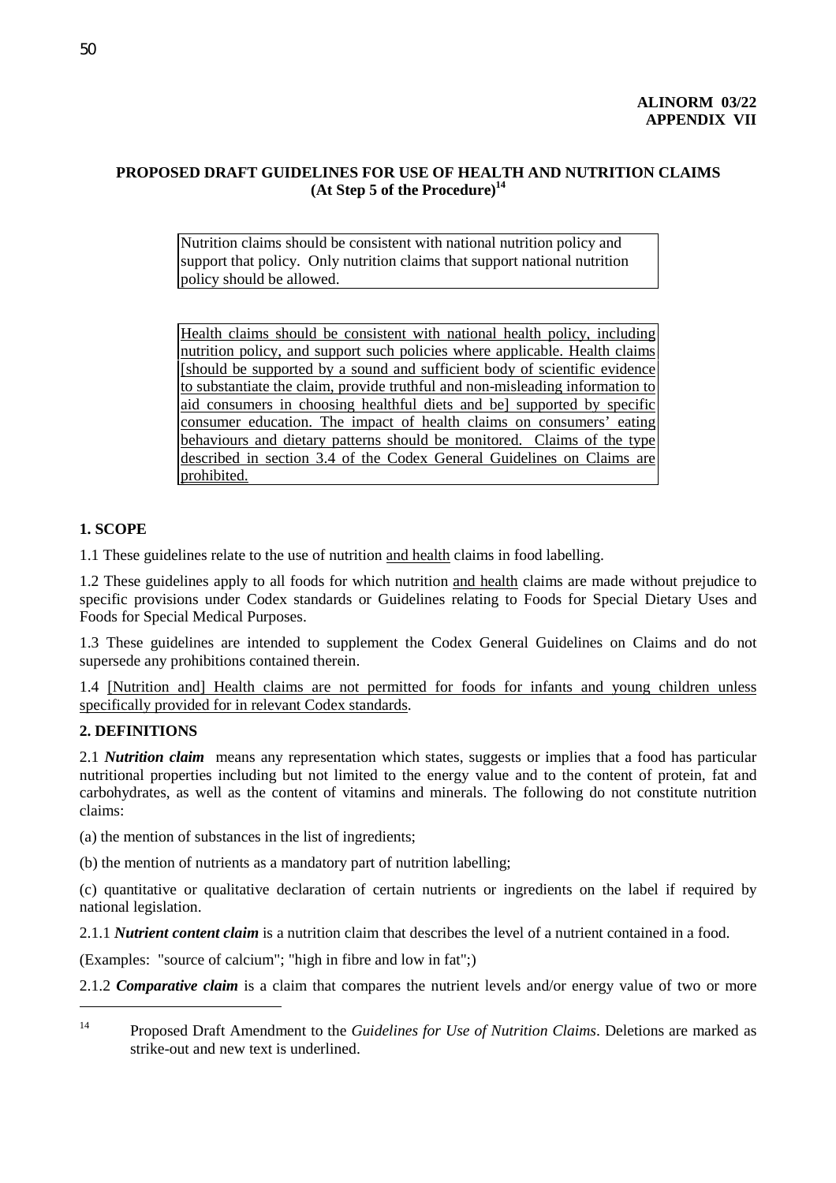**ALINORM 03/22**
**APPENDIX VII**

## PROPOSED DRAFT GUIDELINES FOR USE OF HEALTH AND NUTRITION CLAIMS (At Step 5 of the Procedure)[14]

> Nutrition claims should be consistent with national nutrition policy and support that policy. Only nutrition claims that support national nutrition policy should be allowed.

> Health claims should be consistent with national health policy, including nutrition policy, and support such policies where applicable. Health claims [should be supported by a sound and sufficient body of scientific evidence to substantiate the claim, provide truthful and non-misleading information to aid consumers in choosing healthful diets and be] supported by specific consumer education. The impact of health claims on consumers' eating behaviours and dietary patterns should be monitored. Claims of the type described in section 3.4 of the Codex General Guidelines on Claims are prohibited.

### 1. SCOPE

1.1 These guidelines relate to the use of nutrition and health claims in food labelling.

1.2 These guidelines apply to all foods for which nutrition and health claims are made without prejudice to specific provisions under Codex standards or Guidelines relating to Foods for Special Dietary Uses and Foods for Special Medical Purposes.

1.3 These guidelines are intended to supplement the Codex General Guidelines on Claims and do not supersede any prohibitions contained therein.

1.4 [Nutrition and] Health claims are not permitted for foods for infants and young children unless specifically provided for in relevant Codex standards.

### 2. DEFINITIONS

2.1 ***Nutrition claim*** means any representation which states, suggests or implies that a food has particular nutritional properties including but not limited to the energy value and to the content of protein, fat and carbohydrates, as well as the content of vitamins and minerals. The following do not constitute nutrition claims:

(a) the mention of substances in the list of ingredients;

(b) the mention of nutrients as a mandatory part of nutrition labelling;

(c) quantitative or qualitative declaration of certain nutrients or ingredients on the label if required by national legislation.

2.1.1 ***Nutrient content claim*** is a nutrition claim that describes the level of a nutrient contained in a food.

(Examples: "source of calcium"; "high in fibre and low in fat";)

2.1.2 ***Comparative claim*** is a claim that compares the nutrient levels and/or energy value of two or more

---

[14] Proposed Draft Amendment to the *Guidelines for Use of Nutrition Claims*. Deletions are marked as strike-out and new text is underlined.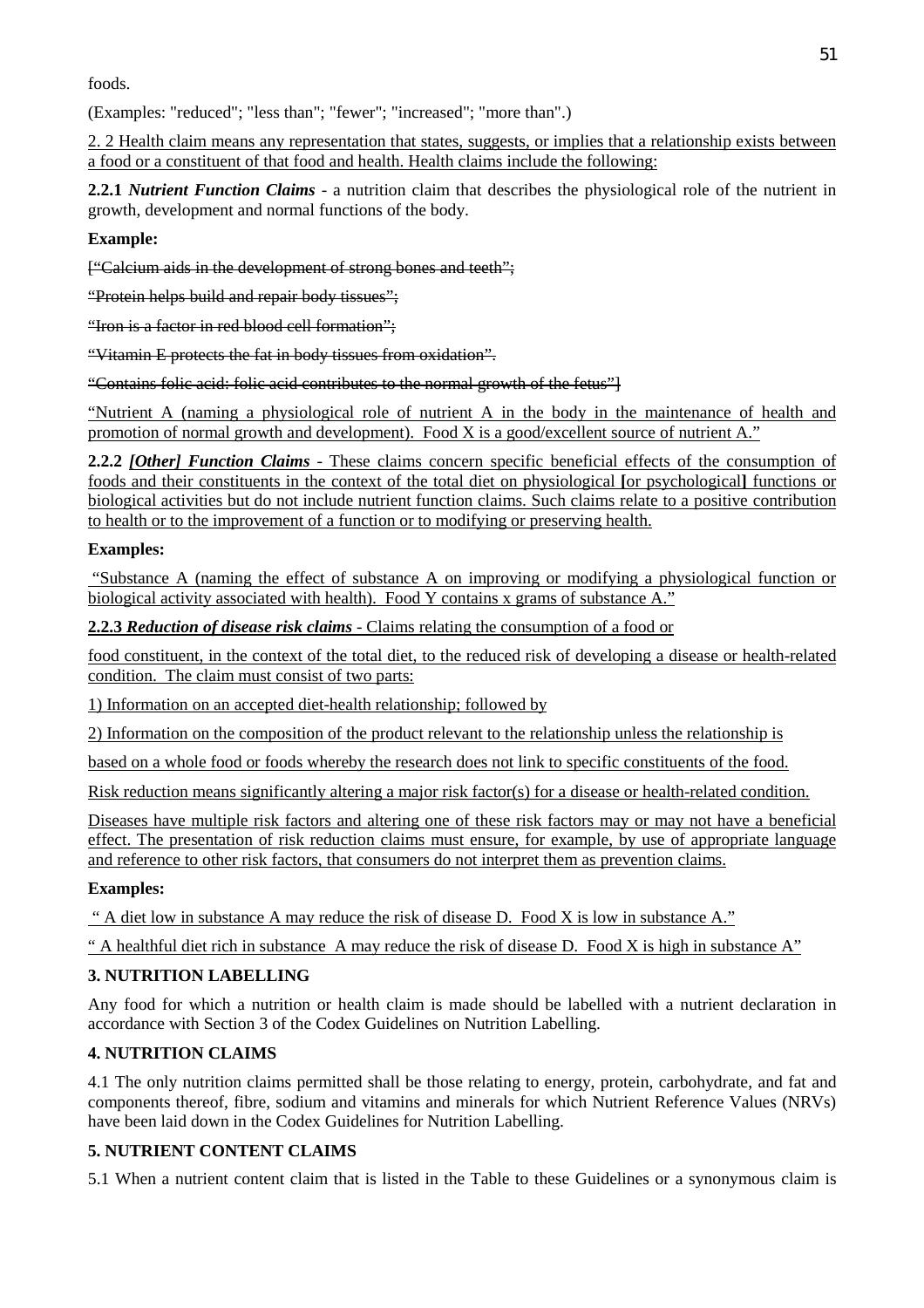foods.

(Examples: "reduced"; "less than"; "fewer"; "increased"; "more than".)

<u>2. 2 Health claim means any representation that states, suggests, or implies that a relationship exists between a food or a constituent of that food and health. Health claims include the following:</u>

**2.2.1** ***Nutrient Function Claims*** - a nutrition claim that describes the physiological role of the nutrient in growth, development and normal functions of the body.

**Example:**

~~["Calcium aids in the development of strong bones and teeth";~~

~~"Protein helps build and repair body tissues";~~

~~"Iron is a factor in red blood cell formation";~~

~~"Vitamin E protects the fat in body tissues from oxidation".~~

~~"Contains folic acid: folic acid contributes to the normal growth of the fetus"]~~

<u>"Nutrient A (naming a physiological role of nutrient A in the body in the maintenance of health and promotion of normal growth and development). Food X is a good/excellent source of nutrient A."</u>

**2.2.2** ***[Other] Function Claims*** - <u>These claims concern specific beneficial effects of the consumption of foods and their constituents in the context of the total diet on physiological</u> **[**<u>or psychological</u>**]** <u>functions or biological activities but do not include nutrient function claims. Such claims relate to a positive contribution to health or to the improvement of a function or to modifying or preserving health.</u>

**Examples:**

<u>"Substance A (naming the effect of substance A on improving or modifying a physiological function or biological activity associated with health). Food Y contains x grams of substance A."</u>

<u>**2.2.3** ***Reduction of disease risk claims*** - Claims relating the consumption of a food or</u>

<u>food constituent, in the context of the total diet, to the reduced risk of developing a disease or health-related condition. The claim must consist of two parts:</u>

<u>1) Information on an accepted diet-health relationship; followed by</u>

<u>2) Information on the composition of the product relevant to the relationship unless the relationship is</u>

<u>based on a whole food or foods whereby the research does not link to specific constituents of the food.</u>

<u>Risk reduction means significantly altering a major risk factor(s) for a disease or health-related condition.</u>

<u>Diseases have multiple risk factors and altering one of these risk factors may or may not have a beneficial effect. The presentation of risk reduction claims must ensure, for example, by use of appropriate language and reference to other risk factors, that consumers do not interpret them as prevention claims.</u>

**Examples:**

<u>" A diet low in substance A may reduce the risk of disease D. Food X is low in substance A."</u>

<u>" A healthful diet rich in substance A may reduce the risk of disease D. Food X is high in substance A"</u>

## 3. NUTRITION LABELLING

Any food for which a nutrition or health claim is made should be labelled with a nutrient declaration in accordance with Section 3 of the Codex Guidelines on Nutrition Labelling.

## 4. NUTRITION CLAIMS

4.1 The only nutrition claims permitted shall be those relating to energy, protein, carbohydrate, and fat and components thereof, fibre, sodium and vitamins and minerals for which Nutrient Reference Values (NRVs) have been laid down in the Codex Guidelines for Nutrition Labelling.

## 5. NUTRIENT CONTENT CLAIMS

5.1 When a nutrient content claim that is listed in the Table to these Guidelines or a synonymous claim is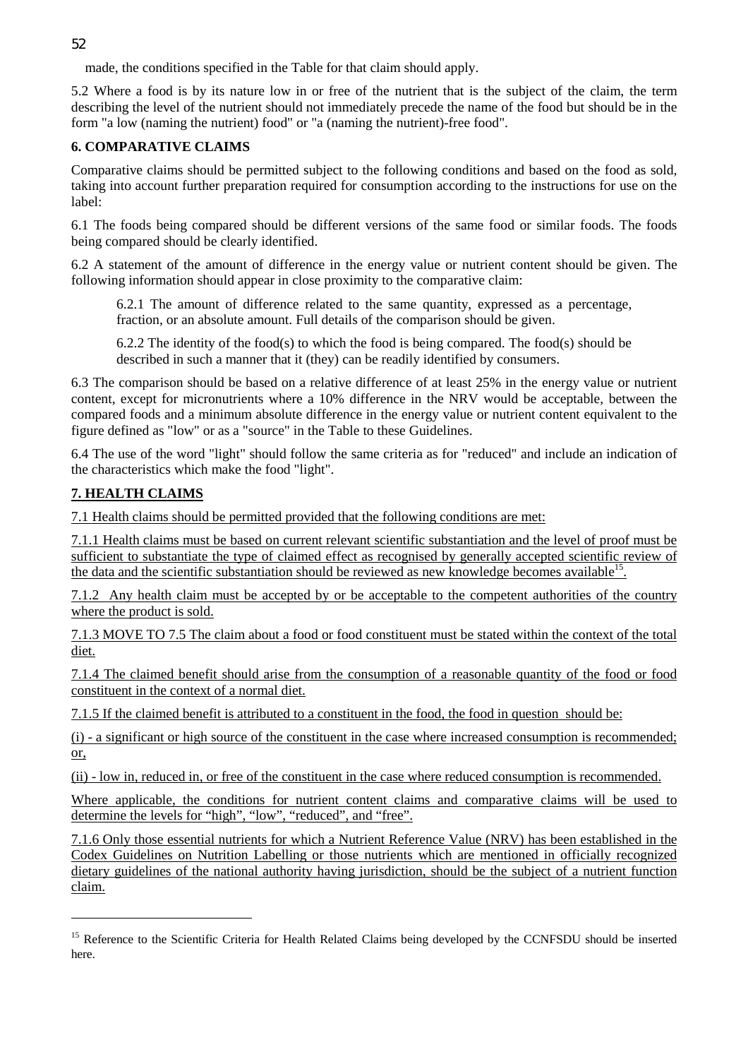made, the conditions specified in the Table for that claim should apply.

5.2 Where a food is by its nature low in or free of the nutrient that is the subject of the claim, the term describing the level of the nutrient should not immediately precede the name of the food but should be in the form "a low (naming the nutrient) food" or "a (naming the nutrient)-free food".

**6. COMPARATIVE CLAIMS**

Comparative claims should be permitted subject to the following conditions and based on the food as sold, taking into account further preparation required for consumption according to the instructions for use on the label:

6.1 The foods being compared should be different versions of the same food or similar foods. The foods being compared should be clearly identified.

6.2 A statement of the amount of difference in the energy value or nutrient content should be given. The following information should appear in close proximity to the comparative claim:

> 6.2.1 The amount of difference related to the same quantity, expressed as a percentage, fraction, or an absolute amount. Full details of the comparison should be given.
>
> 6.2.2 The identity of the food(s) to which the food is being compared. The food(s) should be described in such a manner that it (they) can be readily identified by consumers.

6.3 The comparison should be based on a relative difference of at least 25% in the energy value or nutrient content, except for micronutrients where a 10% difference in the NRV would be acceptable, between the compared foods and a minimum absolute difference in the energy value or nutrient content equivalent to the figure defined as "low" or as a "source" in the Table to these Guidelines.

6.4 The use of the word "light" should follow the same criteria as for "reduced" and include an indication of the characteristics which make the food "light".

**7. HEALTH CLAIMS**

7.1 Health claims should be permitted provided that the following conditions are met:

7.1.1 Health claims must be based on current relevant scientific substantiation and the level of proof must be sufficient to substantiate the type of claimed effect as recognised by generally accepted scientific review of the data and the scientific substantiation should be reviewed as new knowledge becomes available[15].

7.1.2 Any health claim must be accepted by or be acceptable to the competent authorities of the country where the product is sold.

7.1.3 MOVE TO 7.5 The claim about a food or food constituent must be stated within the context of the total diet.

7.1.4 The claimed benefit should arise from the consumption of a reasonable quantity of the food or food constituent in the context of a normal diet.

7.1.5 If the claimed benefit is attributed to a constituent in the food, the food in question should be:

(i) - a significant or high source of the constituent in the case where increased consumption is recommended; or,

(ii) - low in, reduced in, or free of the constituent in the case where reduced consumption is recommended.

Where applicable, the conditions for nutrient content claims and comparative claims will be used to determine the levels for "high", "low", "reduced", and "free".

7.1.6 Only those essential nutrients for which a Nutrient Reference Value (NRV) has been established in the Codex Guidelines on Nutrition Labelling or those nutrients which are mentioned in officially recognized dietary guidelines of the national authority having jurisdiction, should be the subject of a nutrient function claim.

---

[15] Reference to the Scientific Criteria for Health Related Claims being developed by the CCNFSDU should be inserted here.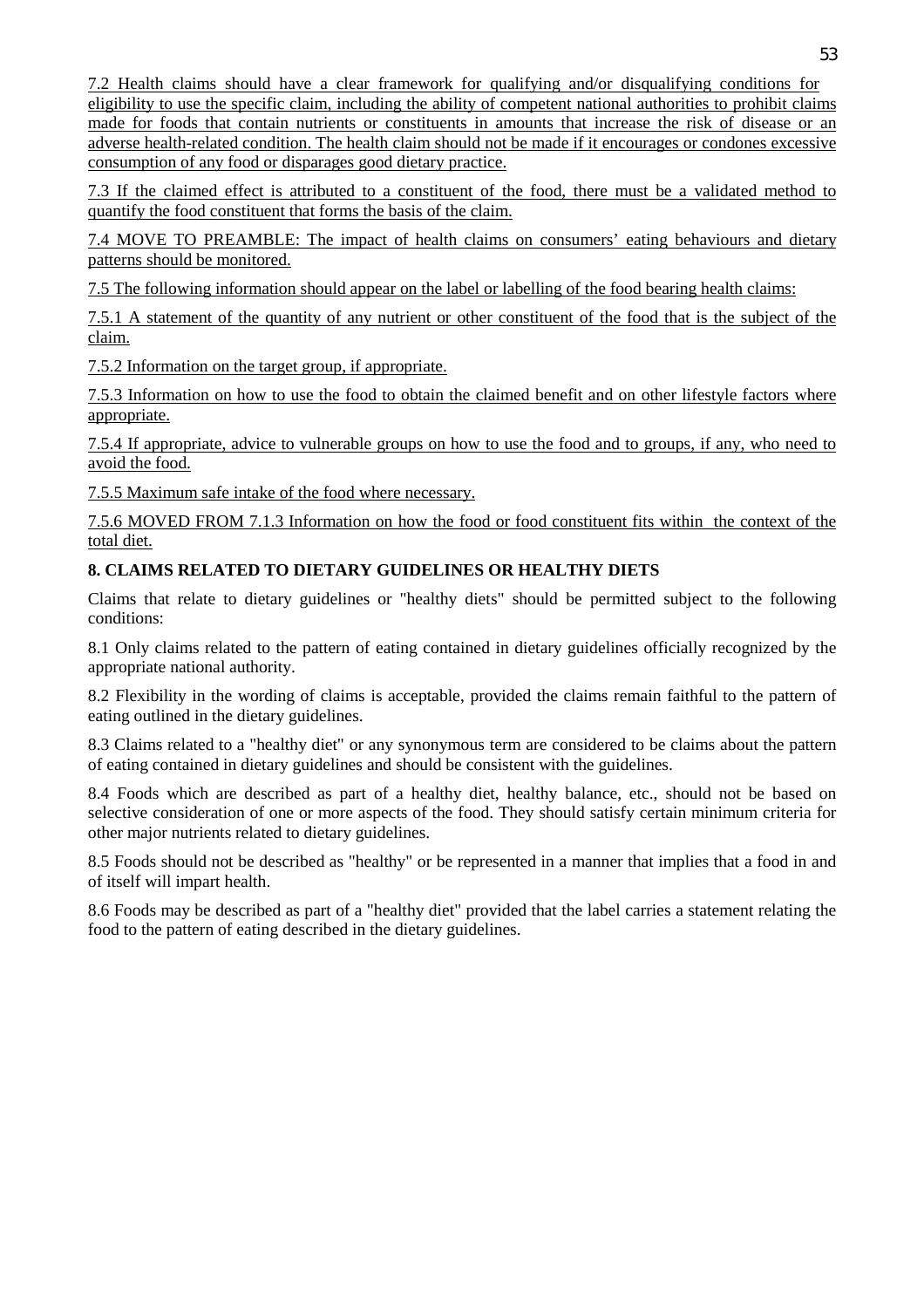7.2 Health claims should have a clear framework for qualifying and/or disqualifying conditions for eligibility to use the specific claim, including the ability of competent national authorities to prohibit claims made for foods that contain nutrients or constituents in amounts that increase the risk of disease or an adverse health-related condition. The health claim should not be made if it encourages or condones excessive consumption of any food or disparages good dietary practice.

7.3 If the claimed effect is attributed to a constituent of the food, there must be a validated method to quantify the food constituent that forms the basis of the claim.

7.4 MOVE TO PREAMBLE: The impact of health claims on consumers' eating behaviours and dietary patterns should be monitored.

7.5 The following information should appear on the label or labelling of the food bearing health claims:

7.5.1 A statement of the quantity of any nutrient or other constituent of the food that is the subject of the claim.

7.5.2 Information on the target group, if appropriate.

7.5.3 Information on how to use the food to obtain the claimed benefit and on other lifestyle factors where appropriate.

7.5.4 If appropriate, advice to vulnerable groups on how to use the food and to groups, if any, who need to avoid the food.

7.5.5 Maximum safe intake of the food where necessary.

7.5.6 MOVED FROM 7.1.3 Information on how the food or food constituent fits within the context of the total diet.

**8. CLAIMS RELATED TO DIETARY GUIDELINES OR HEALTHY DIETS**

Claims that relate to dietary guidelines or "healthy diets" should be permitted subject to the following conditions:

8.1 Only claims related to the pattern of eating contained in dietary guidelines officially recognized by the appropriate national authority.

8.2 Flexibility in the wording of claims is acceptable, provided the claims remain faithful to the pattern of eating outlined in the dietary guidelines.

8.3 Claims related to a "healthy diet" or any synonymous term are considered to be claims about the pattern of eating contained in dietary guidelines and should be consistent with the guidelines.

8.4 Foods which are described as part of a healthy diet, healthy balance, etc., should not be based on selective consideration of one or more aspects of the food. They should satisfy certain minimum criteria for other major nutrients related to dietary guidelines.

8.5 Foods should not be described as "healthy" or be represented in a manner that implies that a food in and of itself will impart health.

8.6 Foods may be described as part of a "healthy diet" provided that the label carries a statement relating the food to the pattern of eating described in the dietary guidelines.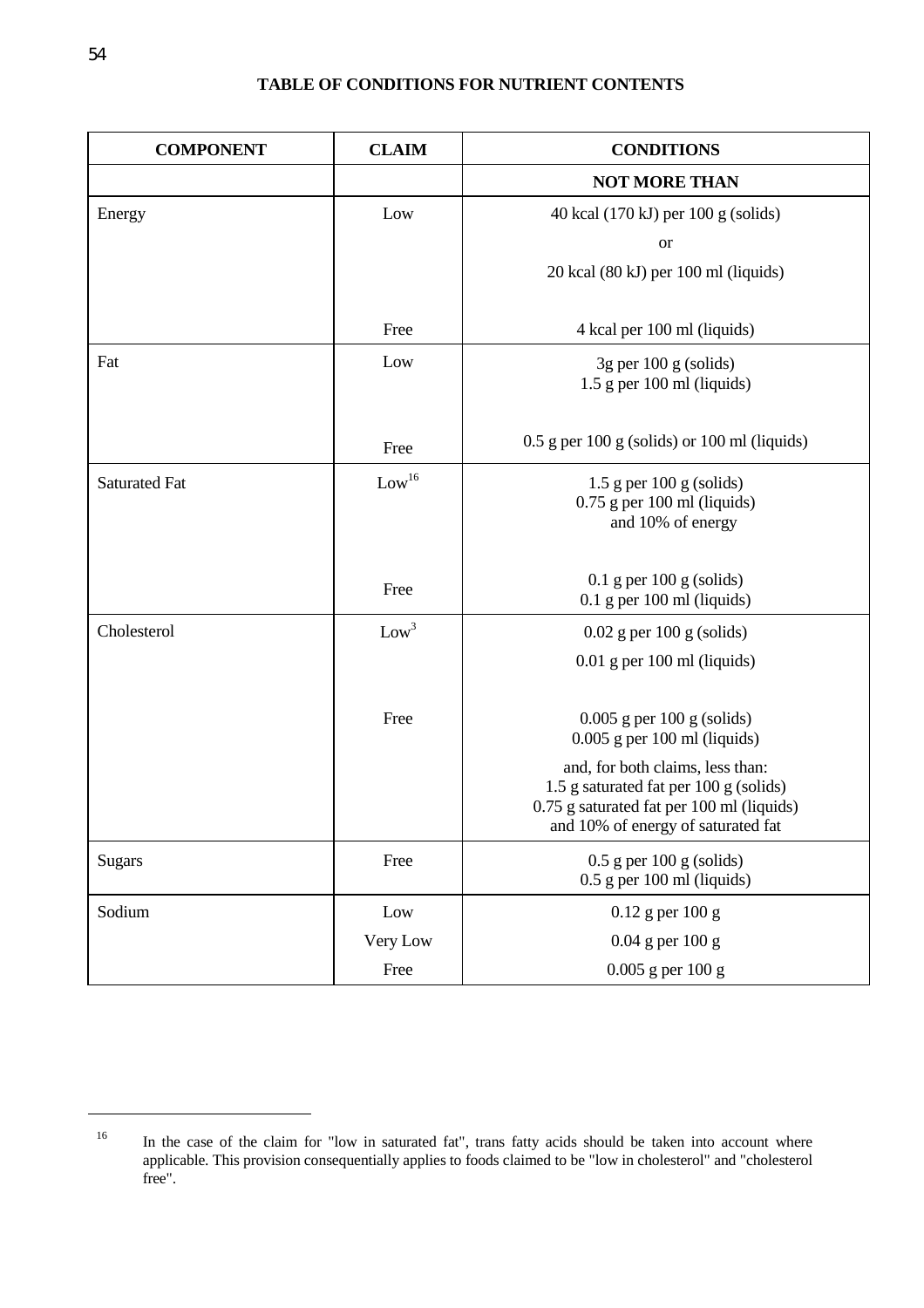**TABLE OF CONDITIONS FOR NUTRIENT CONTENTS**

| COMPONENT | CLAIM | CONDITIONS |
|---|---|---|
| | | **NOT MORE THAN** |
| Energy | Low | 40 kcal (170 kJ) per 100 g (solids)<br>or<br>20 kcal (80 kJ) per 100 ml (liquids) |
| | Free | 4 kcal per 100 ml (liquids) |
| Fat | Low | 3g per 100 g (solids)<br>1.5 g per 100 ml (liquids) |
| | Free | 0.5 g per 100 g (solids) or 100 ml (liquids) |
| Saturated Fat | Low[16] | 1.5 g per 100 g (solids)<br>0.75 g per 100 ml (liquids)<br>and 10% of energy |
| | Free | 0.1 g per 100 g (solids)<br>0.1 g per 100 ml (liquids) |
| Cholesterol | Low[3] | 0.02 g per 100 g (solids)<br>0.01 g per 100 ml (liquids) |
| | Free | 0.005 g per 100 g (solids)<br>0.005 g per 100 ml (liquids)<br><br>and, for both claims, less than:<br>1.5 g saturated fat per 100 g (solids)<br>0.75 g saturated fat per 100 ml (liquids)<br>and 10% of energy of saturated fat |
| Sugars | Free | 0.5 g per 100 g (solids)<br>0.5 g per 100 ml (liquids) |
| Sodium | Low | 0.12 g per 100 g |
| | Very Low | 0.04 g per 100 g |
| | Free | 0.005 g per 100 g |

[16] In the case of the claim for "low in saturated fat", trans fatty acids should be taken into account where applicable. This provision consequentially applies to foods claimed to be "low in cholesterol" and "cholesterol free".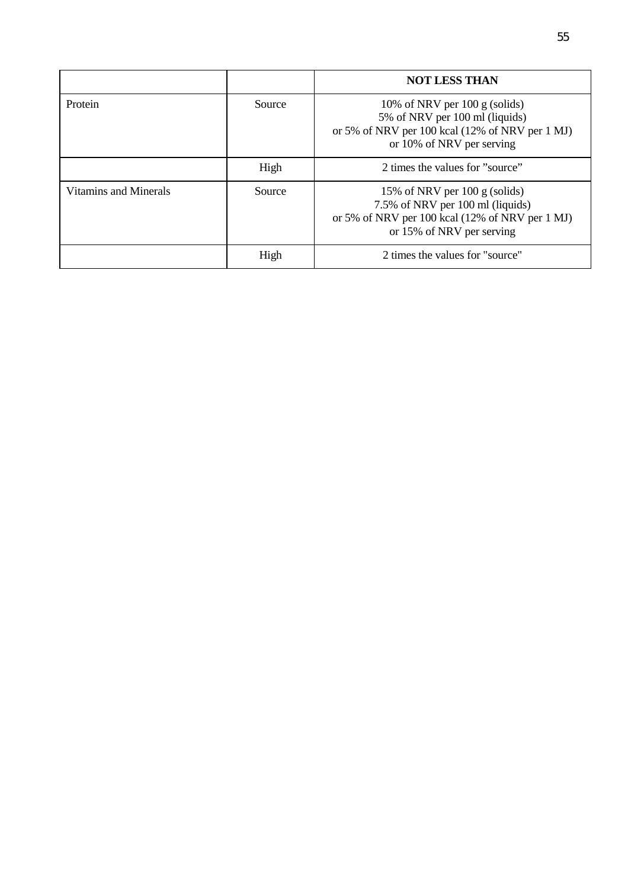| | | **NOT LESS THAN** |
|---|---|---|
| Protein | Source | 10% of NRV per 100 g (solids)<br>5% of NRV per 100 ml (liquids)<br>or 5% of NRV per 100 kcal (12% of NRV per 1 MJ)<br>or 10% of NRV per serving |
| | High | 2 times the values for ”source” |
| Vitamins and Minerals | Source | 15% of NRV per 100 g (solids)<br>7.5% of NRV per 100 ml (liquids)<br>or 5% of NRV per 100 kcal (12% of NRV per 1 MJ)<br>or 15% of NRV per serving |
| | High | 2 times the values for "source" |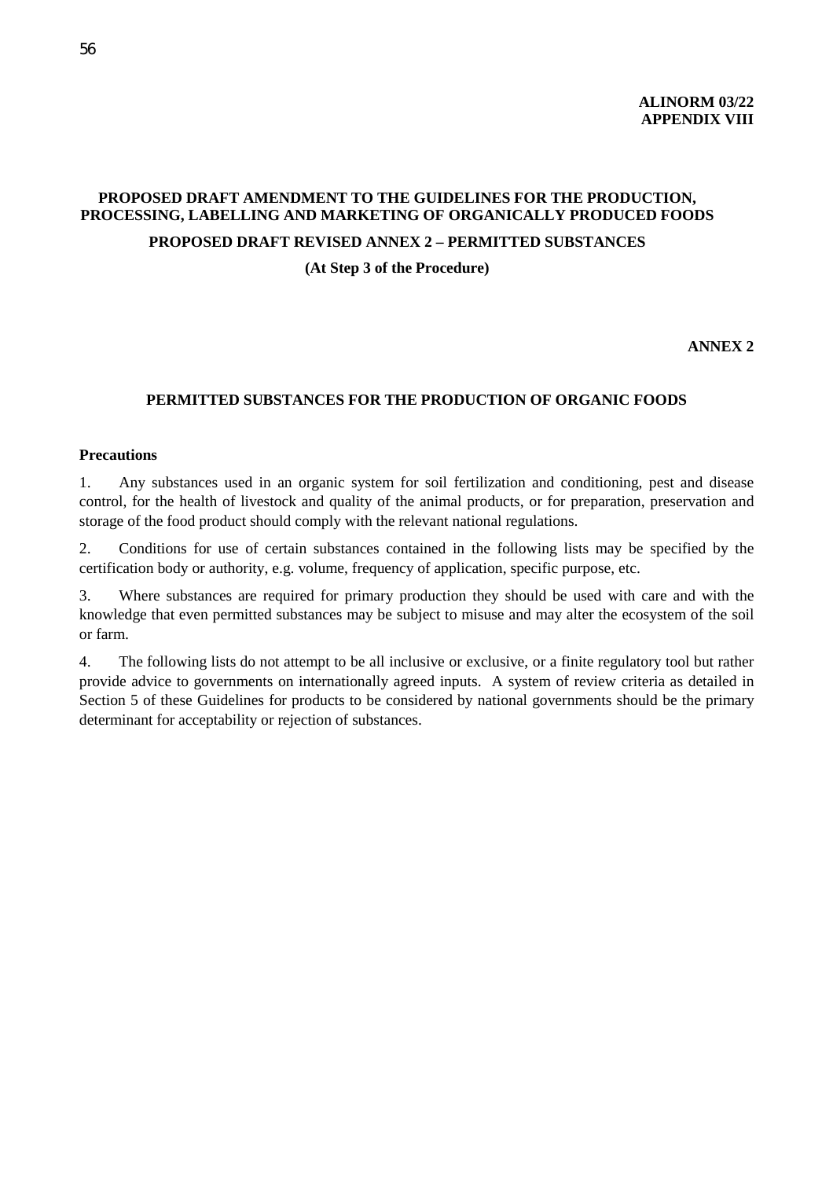**ALINORM 03/22**
**APPENDIX VIII**

# PROPOSED DRAFT AMENDMENT TO THE GUIDELINES FOR THE PRODUCTION, PROCESSING, LABELLING AND MARKETING OF ORGANICALLY PRODUCED FOODS

## PROPOSED DRAFT REVISED ANNEX 2 – PERMITTED SUBSTANCES

**(At Step 3 of the Procedure)**

**ANNEX 2**

## PERMITTED SUBSTANCES FOR THE PRODUCTION OF ORGANIC FOODS

**Precautions**

1. Any substances used in an organic system for soil fertilization and conditioning, pest and disease control, for the health of livestock and quality of the animal products, or for preparation, preservation and storage of the food product should comply with the relevant national regulations.

2. Conditions for use of certain substances contained in the following lists may be specified by the certification body or authority, e.g. volume, frequency of application, specific purpose, etc.

3. Where substances are required for primary production they should be used with care and with the knowledge that even permitted substances may be subject to misuse and may alter the ecosystem of the soil or farm.

4. The following lists do not attempt to be all inclusive or exclusive, or a finite regulatory tool but rather provide advice to governments on internationally agreed inputs. A system of review criteria as detailed in Section 5 of these Guidelines for products to be considered by national governments should be the primary determinant for acceptability or rejection of substances.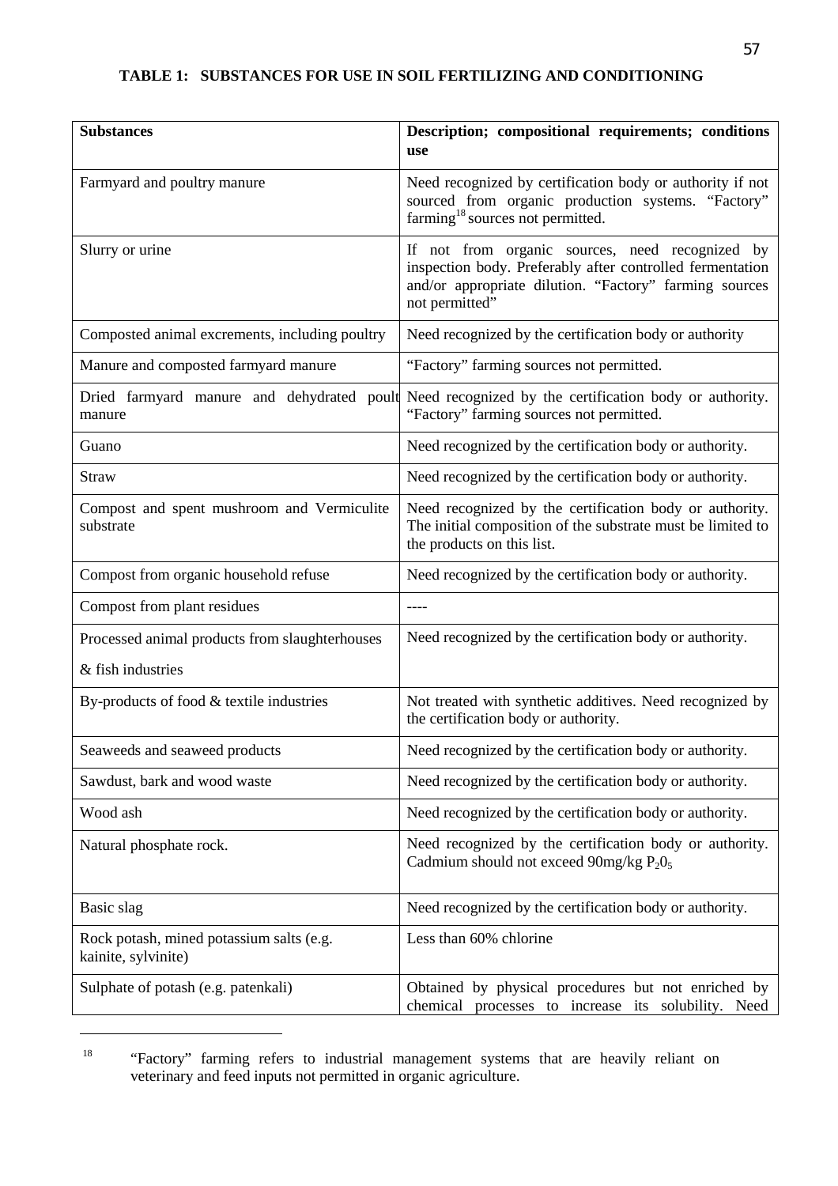**TABLE 1: SUBSTANCES FOR USE IN SOIL FERTILIZING AND CONDITIONING**

| Substances | Description; compositional requirements; conditions use |
|---|---|
| Farmyard and poultry manure | Need recognized by certification body or authority if not sourced from organic production systems. "Factory" farming[18] sources not permitted. |
| Slurry or urine | If not from organic sources, need recognized by inspection body. Preferably after controlled fermentation and/or appropriate dilution. "Factory" farming sources not permitted" |
| Composted animal excrements, including poultry | Need recognized by the certification body or authority |
| Manure and composted farmyard manure | "Factory" farming sources not permitted. |
| Dried farmyard manure and dehydrated poult manure | Need recognized by the certification body or authority. "Factory" farming sources not permitted. |
| Guano | Need recognized by the certification body or authority. |
| Straw | Need recognized by the certification body or authority. |
| Compost and spent mushroom and Vermiculite substrate | Need recognized by the certification body or authority. The initial composition of the substrate must be limited to the products on this list. |
| Compost from organic household refuse | Need recognized by the certification body or authority. |
| Compost from plant residues | ---- |
| Processed animal products from slaughterhouses & fish industries | Need recognized by the certification body or authority. |
| By-products of food & textile industries | Not treated with synthetic additives. Need recognized by the certification body or authority. |
| Seaweeds and seaweed products | Need recognized by the certification body or authority. |
| Sawdust, bark and wood waste | Need recognized by the certification body or authority. |
| Wood ash | Need recognized by the certification body or authority. |
| Natural phosphate rock. | Need recognized by the certification body or authority. Cadmium should not exceed 90mg/kg $P_2O_5$ |
| Basic slag | Need recognized by the certification body or authority. |
| Rock potash, mined potassium salts (e.g. kainite, sylvinite) | Less than 60% chlorine |
| Sulphate of potash (e.g. patenkali) | Obtained by physical procedures but not enriched by chemical processes to increase its solubility. Need |

[18] "Factory" farming refers to industrial management systems that are heavily reliant on veterinary and feed inputs not permitted in organic agriculture.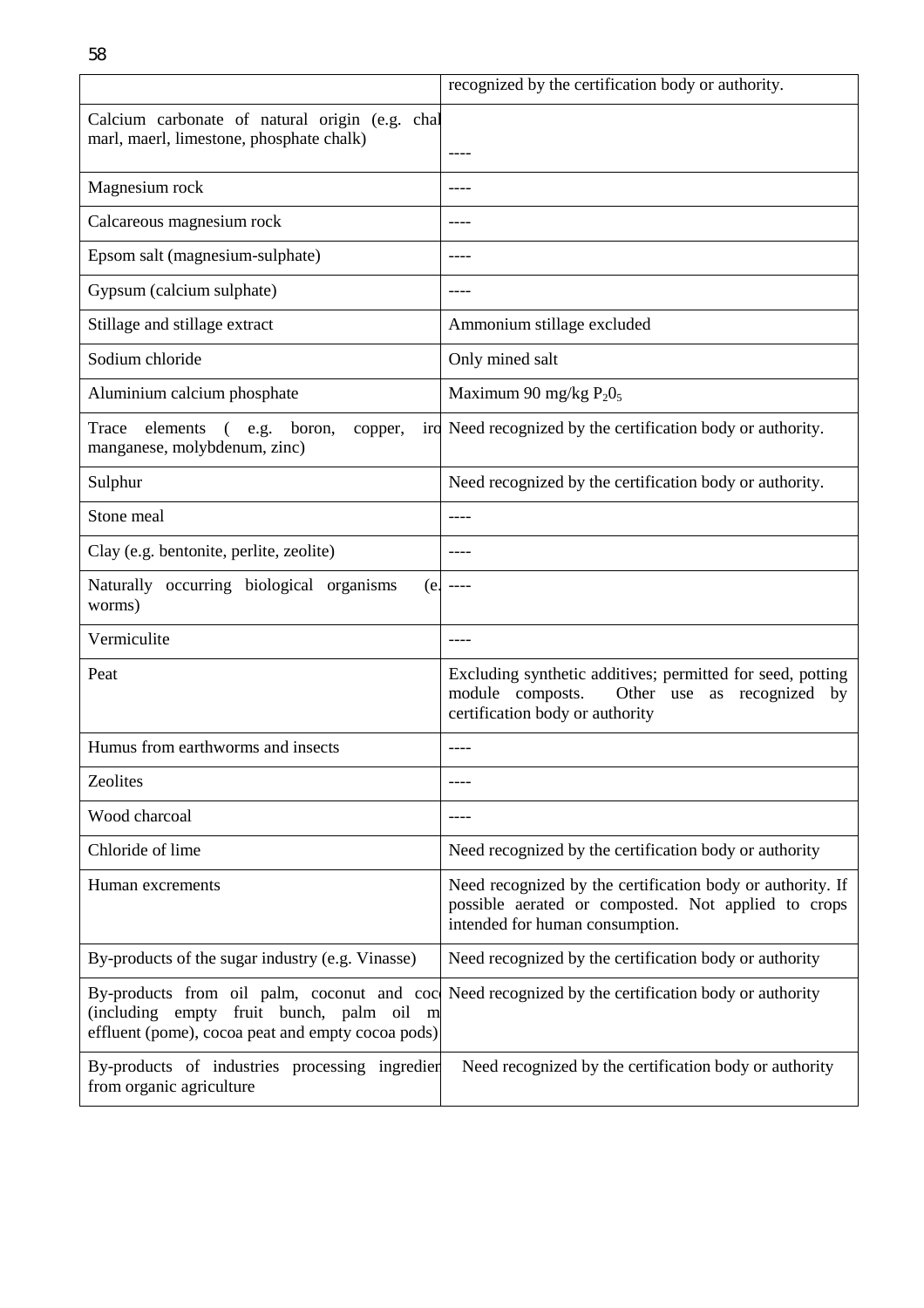| | |
|---|---|
| | recognized by the certification body or authority. |
| Calcium carbonate of natural origin (e.g. chal marl, maerl, limestone, phosphate chalk) | ---- |
| Magnesium rock | ---- |
| Calcareous magnesium rock | ---- |
| Epsom salt (magnesium-sulphate) | ---- |
| Gypsum (calcium sulphate) | ---- |
| Stillage and stillage extract | Ammonium stillage excluded |
| Sodium chloride | Only mined salt |
| Aluminium calcium phosphate | Maximum 90 mg/kg $P_20_5$ |
| Trace elements ( e.g. boron, copper, iro manganese, molybdenum, zinc) | Need recognized by the certification body or authority. |
| Sulphur | Need recognized by the certification body or authority. |
| Stone meal | ---- |
| Clay (e.g. bentonite, perlite, zeolite) | ---- |
| Naturally occurring biological organisms (e. worms) | ---- |
| Vermiculite | ---- |
| Peat | Excluding synthetic additives; permitted for seed, potting module composts. Other use as recognized by certification body or authority |
| Humus from earthworms and insects | ---- |
| Zeolites | ---- |
| Wood charcoal | ---- |
| Chloride of lime | Need recognized by the certification body or authority |
| Human excrements | Need recognized by the certification body or authority. If possible aerated or composted. Not applied to crops intended for human consumption. |
| By-products of the sugar industry (e.g. Vinasse) | Need recognized by the certification body or authority |
| By-products from oil palm, coconut and coc (including empty fruit bunch, palm oil m effluent (pome), cocoa peat and empty cocoa pods) | Need recognized by the certification body or authority |
| By-products of industries processing ingredier from organic agriculture | Need recognized by the certification body or authority |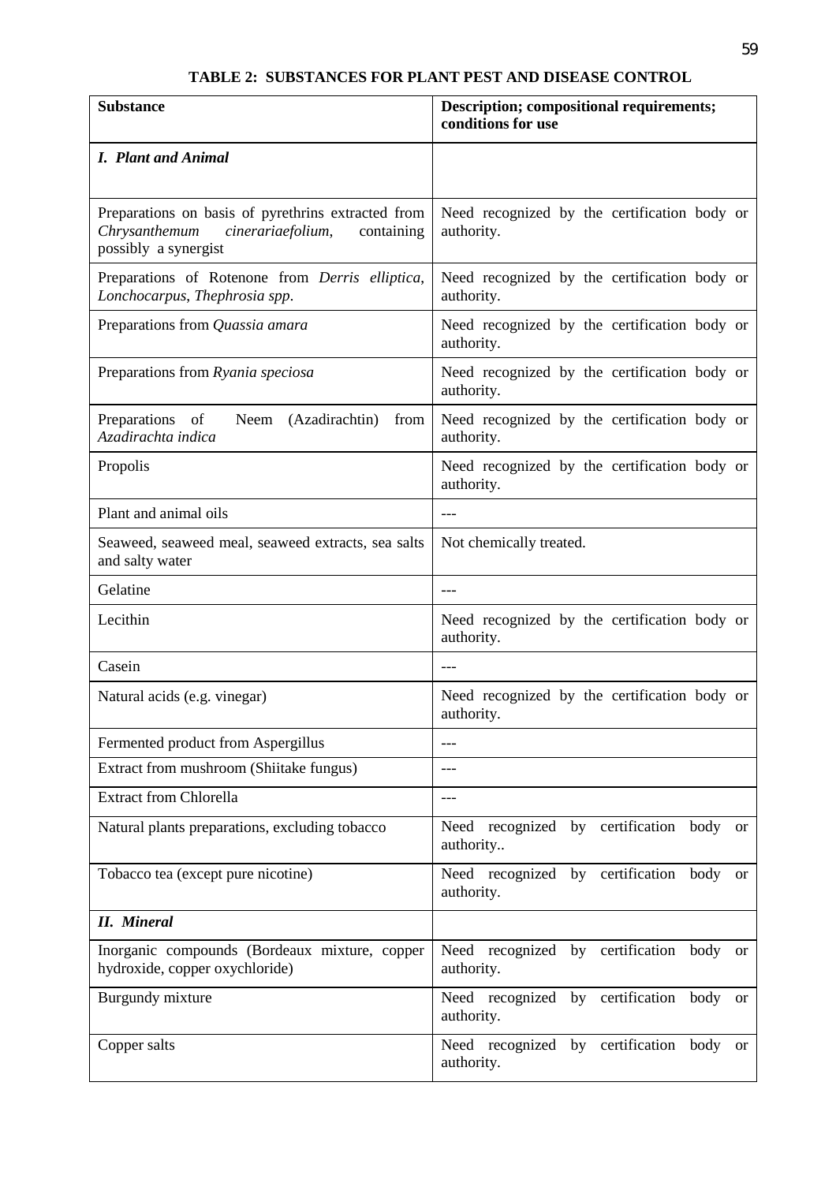### TABLE 2: SUBSTANCES FOR PLANT PEST AND DISEASE CONTROL

| Substance | Description; compositional requirements; conditions for use |
|---|---|
| ***I. Plant and Animal*** | |
| Preparations on basis of pyrethrins extracted from *Chrysanthemum cinerariaefolium*, containing possibly a synergist | Need recognized by the certification body or authority. |
| Preparations of Rotenone from *Derris elliptica*, *Lonchocarpus*, *Thephrosia spp*. | Need recognized by the certification body or authority. |
| Preparations from *Quassia amara* | Need recognized by the certification body or authority. |
| Preparations from *Ryania speciosa* | Need recognized by the certification body or authority. |
| Preparations of Neem (Azadirachtin) from *Azadirachta indica* | Need recognized by the certification body or authority. |
| Propolis | Need recognized by the certification body or authority. |
| Plant and animal oils | --- |
| Seaweed, seaweed meal, seaweed extracts, sea salts and salty water | Not chemically treated. |
| Gelatine | --- |
| Lecithin | Need recognized by the certification body or authority. |
| Casein | --- |
| Natural acids (e.g. vinegar) | Need recognized by the certification body or authority. |
| Fermented product from Aspergillus | --- |
| Extract from mushroom (Shiitake fungus) | --- |
| Extract from Chlorella | --- |
| Natural plants preparations, excluding tobacco | Need recognized by certification body or authority.. |
| Tobacco tea (except pure nicotine) | Need recognized by certification body or authority. |
| ***II. Mineral*** | |
| Inorganic compounds (Bordeaux mixture, copper hydroxide, copper oxychloride) | Need recognized by certification body or authority. |
| Burgundy mixture | Need recognized by certification body or authority. |
| Copper salts | Need recognized by certification body or authority. |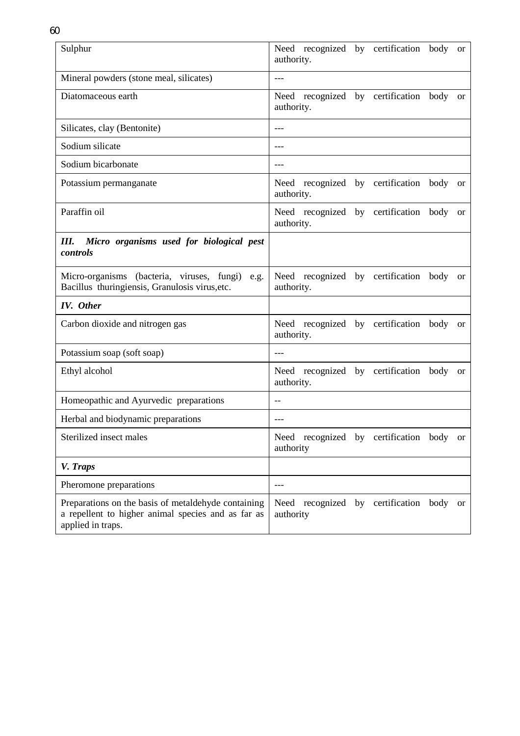| Sulphur | Need recognized by certification body or authority. |
|---|---|
| Mineral powders (stone meal, silicates) | --- |
| Diatomaceous earth | Need recognized by certification body or authority. |
| Silicates, clay (Bentonite) | --- |
| Sodium silicate | --- |
| Sodium bicarbonate | --- |
| Potassium permanganate | Need recognized by certification body or authority. |
| Paraffin oil | Need recognized by certification body or authority. |
| ***III. Micro organisms used for biological pest controls*** | |
| Micro-organisms (bacteria, viruses, fungi) e.g. Bacillus thuringiensis, Granulosis virus,etc. | Need recognized by certification body or authority. |
| ***IV. Other*** | |
| Carbon dioxide and nitrogen gas | Need recognized by certification body or authority. |
| Potassium soap (soft soap) | --- |
| Ethyl alcohol | Need recognized by certification body or authority. |
| Homeopathic and Ayurvedic preparations | -- |
| Herbal and biodynamic preparations | --- |
| Sterilized insect males | Need recognized by certification body or authority |
| ***V. Traps*** | |
| Pheromone preparations | --- |
| Preparations on the basis of metaldehyde containing a repellent to higher animal species and as far as applied in traps. | Need recognized by certification body or authority |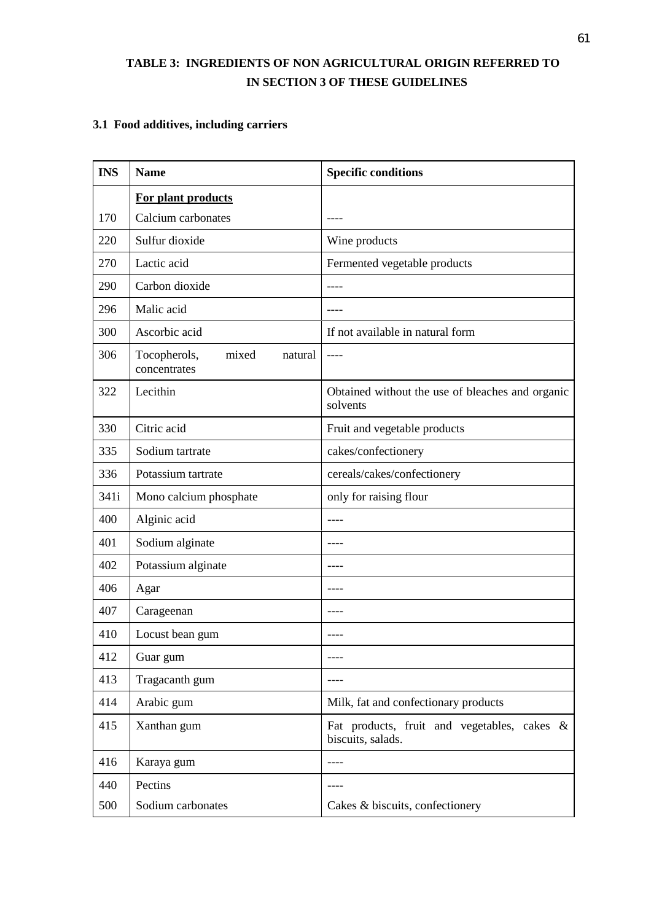## TABLE 3: INGREDIENTS OF NON AGRICULTURAL ORIGIN REFERRED TO IN SECTION 3 OF THESE GUIDELINES

### 3.1 Food additives, including carriers

| INS | Name | Specific conditions |
|---|---|---|
| | **For plant products** | |
| 170 | Calcium carbonates | ---- |
| 220 | Sulfur dioxide | Wine products |
| 270 | Lactic acid | Fermented vegetable products |
| 290 | Carbon dioxide | ---- |
| 296 | Malic acid | ---- |
| 300 | Ascorbic acid | If not available in natural form |
| 306 | Tocopherols, mixed natural concentrates | ---- |
| 322 | Lecithin | Obtained without the use of bleaches and organic solvents |
| 330 | Citric acid | Fruit and vegetable products |
| 335 | Sodium tartrate | cakes/confectionery |
| 336 | Potassium tartrate | cereals/cakes/confectionery |
| 341i | Mono calcium phosphate | only for raising flour |
| 400 | Alginic acid | ---- |
| 401 | Sodium alginate | ---- |
| 402 | Potassium alginate | ---- |
| 406 | Agar | ---- |
| 407 | Carageenan | ---- |
| 410 | Locust bean gum | ---- |
| 412 | Guar gum | ---- |
| 413 | Tragacanth gum | ---- |
| 414 | Arabic gum | Milk, fat and confectionary products |
| 415 | Xanthan gum | Fat products, fruit and vegetables, cakes & biscuits, salads. |
| 416 | Karaya gum | ---- |
| 440 | Pectins | ---- |
| 500 | Sodium carbonates | Cakes & biscuits, confectionery |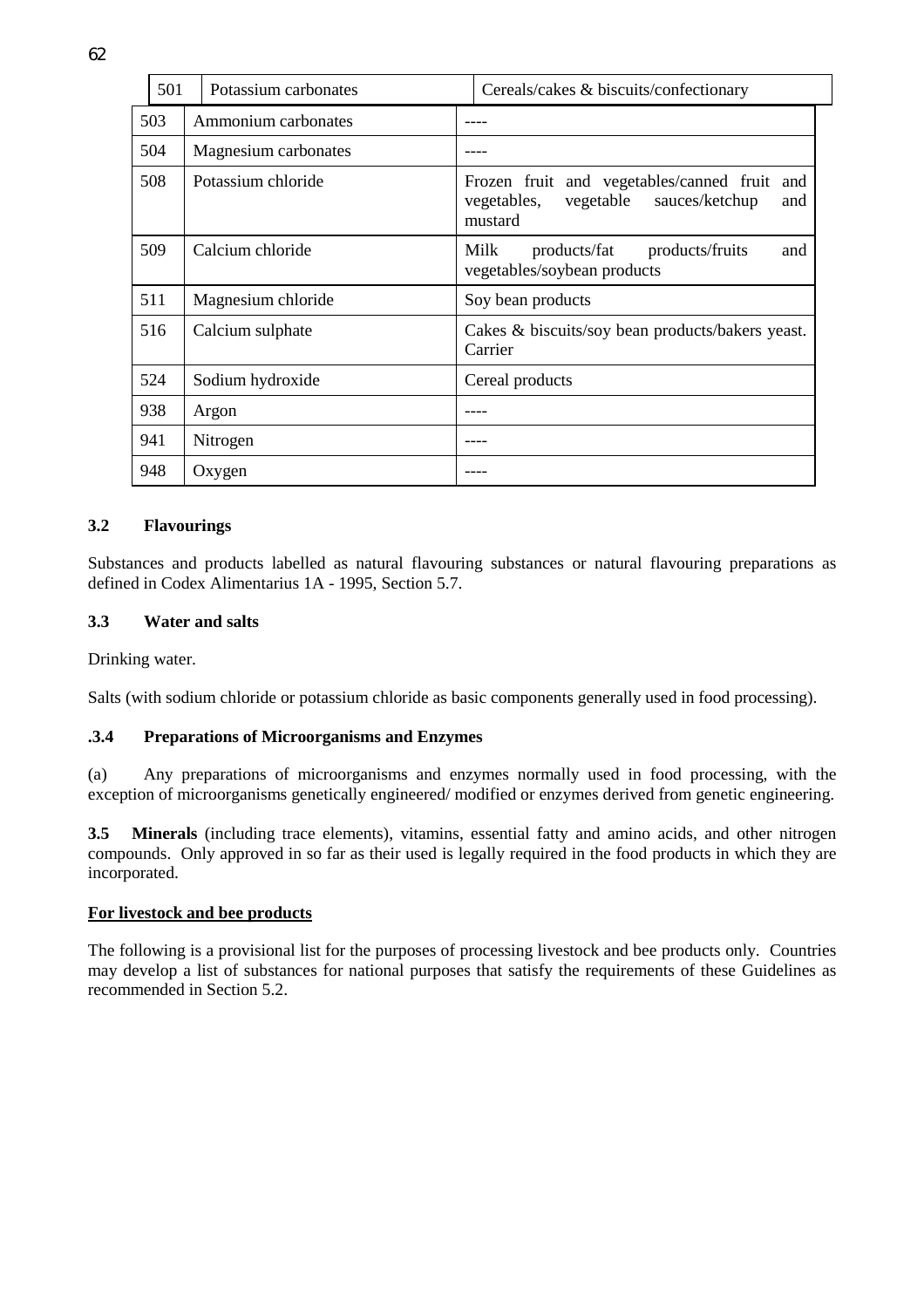| 501 | Potassium carbonates | Cereals/cakes & biscuits/confectionary |
|---|---|---|
| 503 | Ammonium carbonates | ---- |
| 504 | Magnesium carbonates | ---- |
| 508 | Potassium chloride | Frozen fruit and vegetables/canned fruit and vegetables, vegetable sauces/ketchup and mustard |
| 509 | Calcium chloride | Milk products/fat products/fruits and vegetables/soybean products |
| 511 | Magnesium chloride | Soy bean products |
| 516 | Calcium sulphate | Cakes & biscuits/soy bean products/bakers yeast. Carrier |
| 524 | Sodium hydroxide | Cereal products |
| 938 | Argon | ---- |
| 941 | Nitrogen | ---- |
| 948 | Oxygen | ---- |

### 3.2 Flavourings

Substances and products labelled as natural flavouring substances or natural flavouring preparations as defined in Codex Alimentarius 1A - 1995, Section 5.7.

### 3.3 Water and salts

Drinking water.

Salts (with sodium chloride or potassium chloride as basic components generally used in food processing).

### .3.4 Preparations of Microorganisms and Enzymes

(a) Any preparations of microorganisms and enzymes normally used in food processing, with the exception of microorganisms genetically engineered/ modified or enzymes derived from genetic engineering.

**3.5 Minerals** (including trace elements), vitamins, essential fatty and amino acids, and other nitrogen compounds. Only approved in so far as their used is legally required in the food products in which they are incorporated.

**<u>For livestock and bee products</u>**

The following is a provisional list for the purposes of processing livestock and bee products only. Countries may develop a list of substances for national purposes that satisfy the requirements of these Guidelines as recommended in Section 5.2.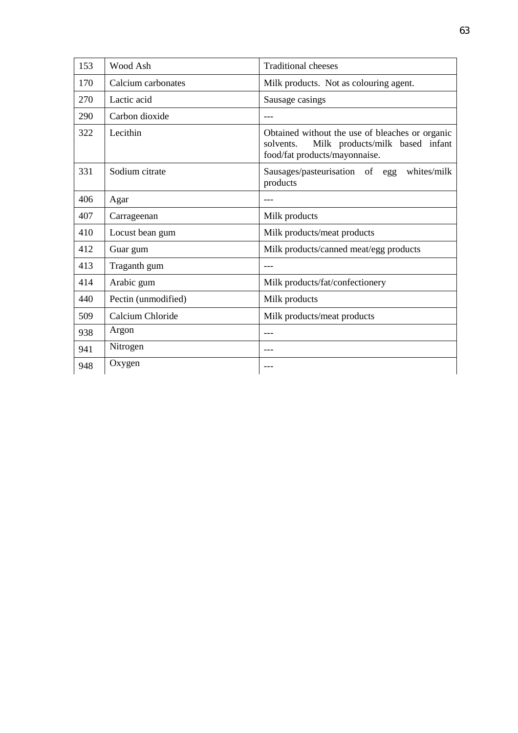| 153 | Wood Ash | Traditional cheeses |
|---|---|---|
| 170 | Calcium carbonates | Milk products. Not as colouring agent. |
| 270 | Lactic acid | Sausage casings |
| 290 | Carbon dioxide | --- |
| 322 | Lecithin | Obtained without the use of bleaches or organic solvents. Milk products/milk based infant food/fat products/mayonnaise. |
| 331 | Sodium citrate | Sausages/pasteurisation of egg whites/milk products |
| 406 | Agar | --- |
| 407 | Carrageenan | Milk products |
| 410 | Locust bean gum | Milk products/meat products |
| 412 | Guar gum | Milk products/canned meat/egg products |
| 413 | Traganth gum | --- |
| 414 | Arabic gum | Milk products/fat/confectionery |
| 440 | Pectin (unmodified) | Milk products |
| 509 | Calcium Chloride | Milk products/meat products |
| 938 | Argon | --- |
| 941 | Nitrogen | --- |
| 948 | Oxygen | --- |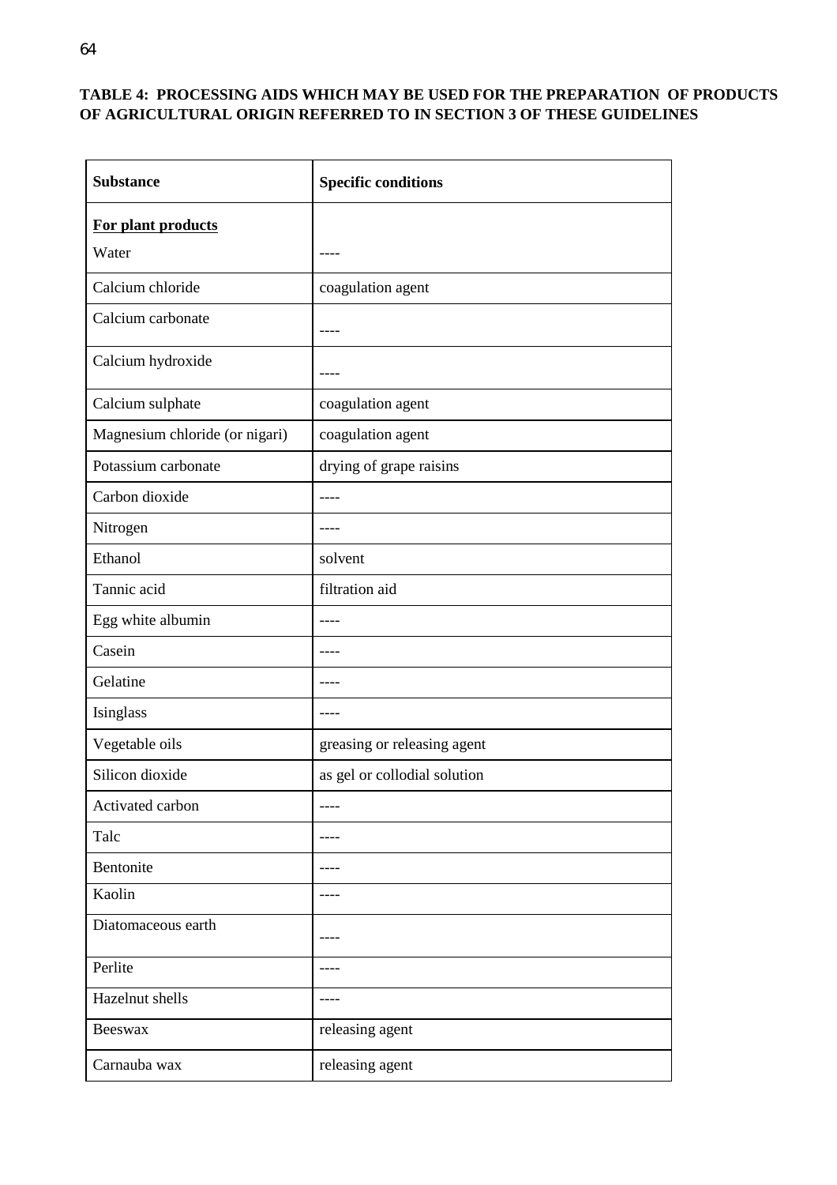**TABLE 4: PROCESSING AIDS WHICH MAY BE USED FOR THE PREPARATION OF PRODUCTS OF AGRICULTURAL ORIGIN REFERRED TO IN SECTION 3 OF THESE GUIDELINES**

| Substance | Specific conditions |
|---|---|
| **For plant products** | |
| Water | ---- |
| Calcium chloride | coagulation agent |
| Calcium carbonate | ---- |
| Calcium hydroxide | ---- |
| Calcium sulphate | coagulation agent |
| Magnesium chloride (or nigari) | coagulation agent |
| Potassium carbonate | drying of grape raisins |
| Carbon dioxide | ---- |
| Nitrogen | ---- |
| Ethanol | solvent |
| Tannic acid | filtration aid |
| Egg white albumin | ---- |
| Casein | ---- |
| Gelatine | ---- |
| Isinglass | ---- |
| Vegetable oils | greasing or releasing agent |
| Silicon dioxide | as gel or collodial solution |
| Activated carbon | ---- |
| Talc | ---- |
| Bentonite | ---- |
| Kaolin | ---- |
| Diatomaceous earth | ---- |
| Perlite | ---- |
| Hazelnut shells | ---- |
| Beeswax | releasing agent |
| Carnauba wax | releasing agent |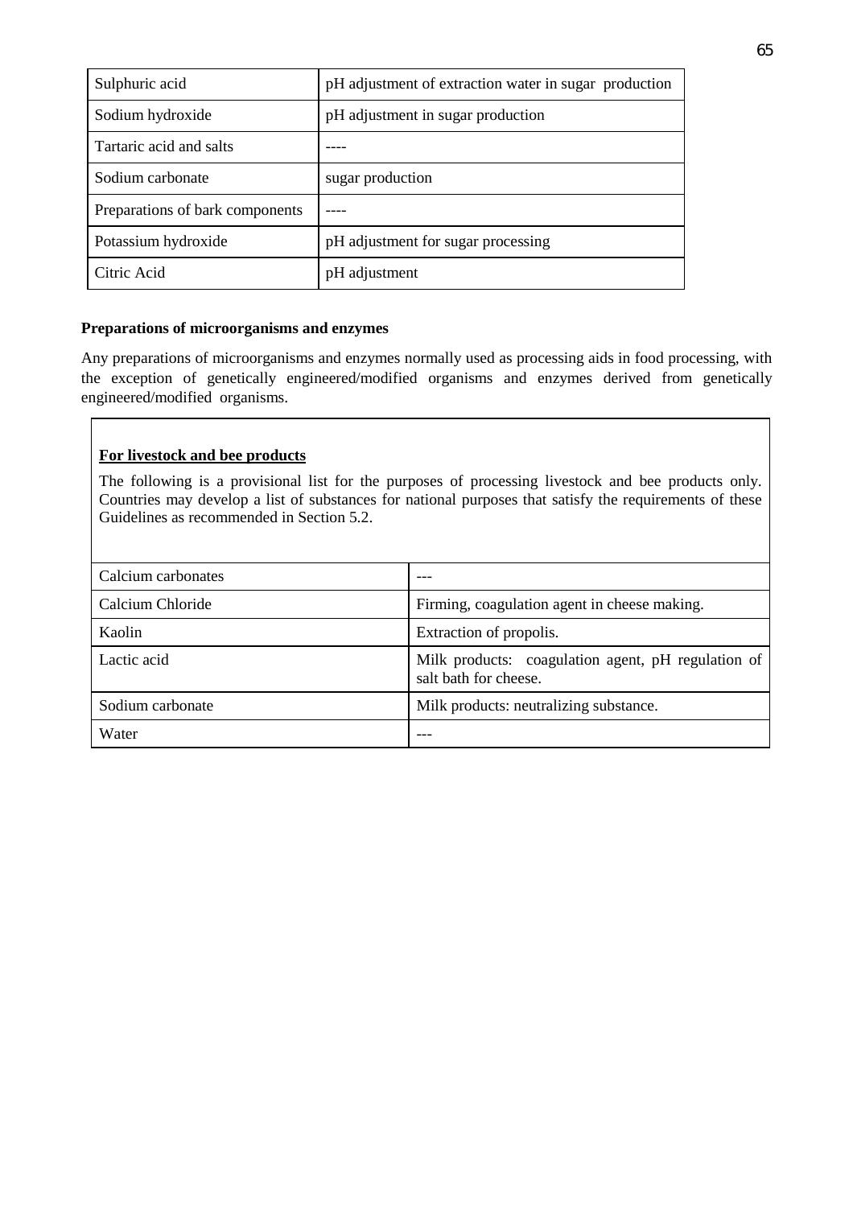| | |
|---|---|
| Sulphuric acid | pH adjustment of extraction water in sugar production |
| Sodium hydroxide | pH adjustment in sugar production |
| Tartaric acid and salts | ---- |
| Sodium carbonate | sugar production |
| Preparations of bark components | ---- |
| Potassium hydroxide | pH adjustment for sugar processing |
| Citric Acid | pH adjustment |

**Preparations of microorganisms and enzymes**

Any preparations of microorganisms and enzymes normally used as processing aids in food processing, with the exception of genetically engineered/modified organisms and enzymes derived from genetically engineered/modified organisms.

**For livestock and bee products**

The following is a provisional list for the purposes of processing livestock and bee products only. Countries may develop a list of substances for national purposes that satisfy the requirements of these Guidelines as recommended in Section 5.2.

| | |
|---|---|
| Calcium carbonates | --- |
| Calcium Chloride | Firming, coagulation agent in cheese making. |
| Kaolin | Extraction of propolis. |
| Lactic acid | Milk products: coagulation agent, pH regulation of salt bath for cheese. |
| Sodium carbonate | Milk products: neutralizing substance. |
| Water | --- |